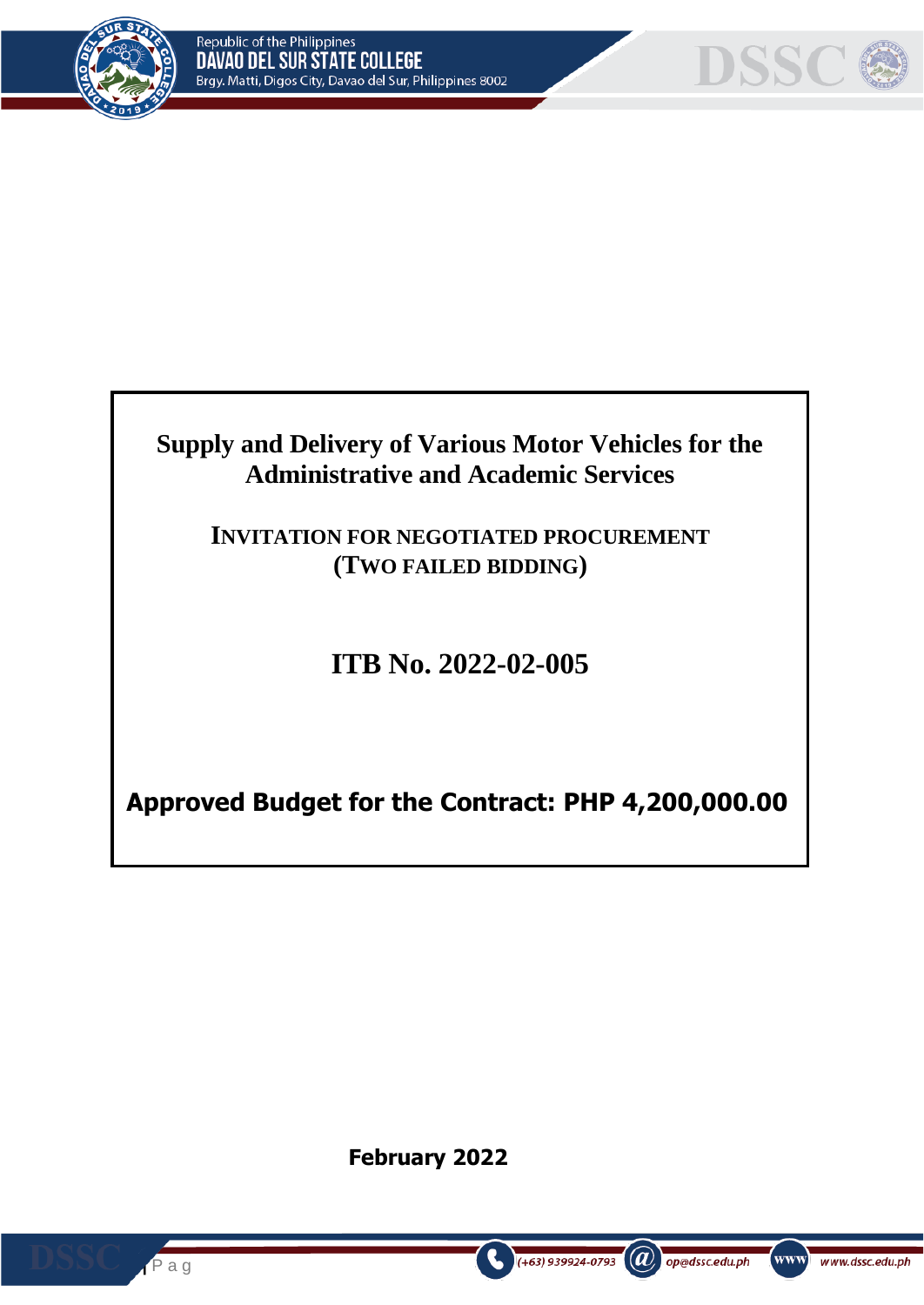# Supply and Delivery of Various Motor Vehicles for the Administrative and Academic Services

## INVITATION FOR NEGOTIATED PROCUREMENT (TWO FAILED BIDDING)

## ITB No. 2022-02-005

**Approved Budget for the Contract: PHP 4,200,000.00**

**February 2022**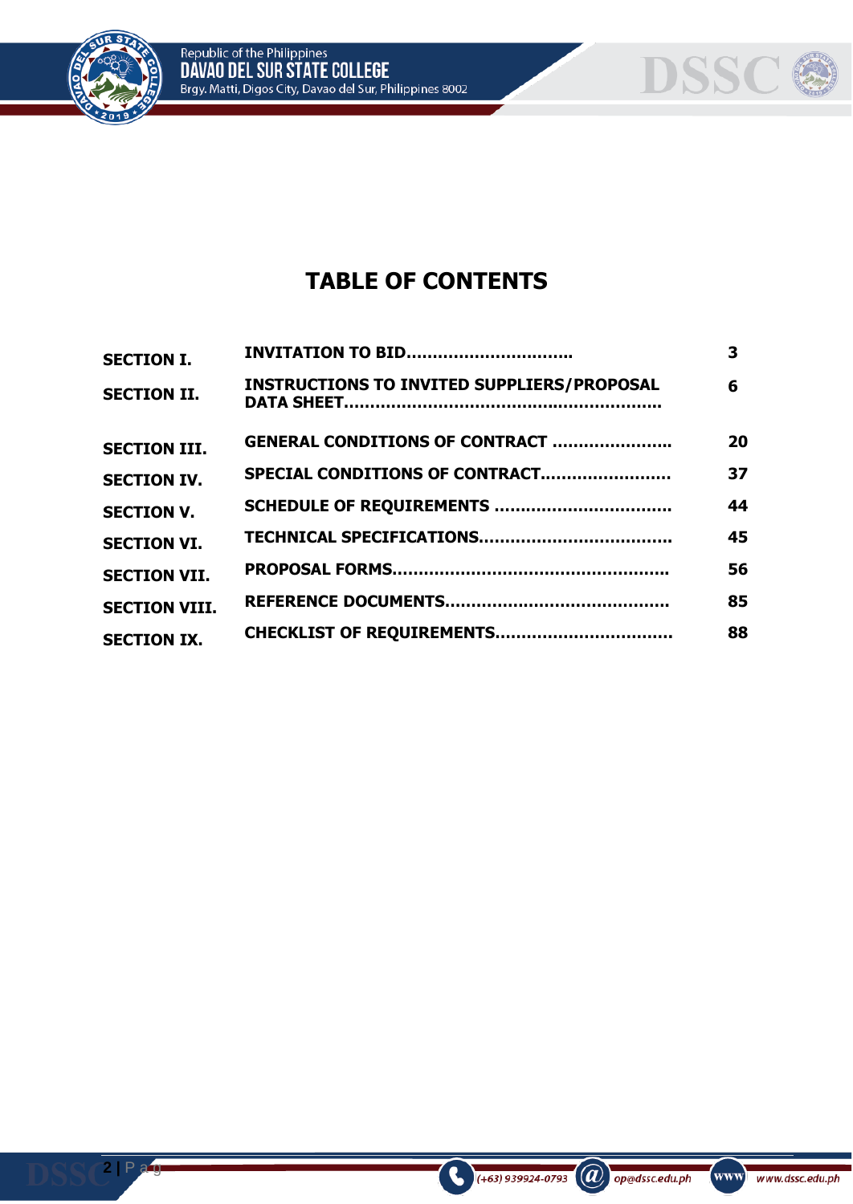# TABLE OF CONTENTS

| | | |
|---|---|---|
| **SECTION I.** | **INVITATION TO BID…………………………..** | **3** |
| **SECTION II.** | **INSTRUCTIONS TO INVITED SUPPLIERS/PROPOSAL DATA SHEET……………………………………………………..** | **6** |
| **SECTION III.** | **GENERAL CONDITIONS OF CONTRACT …………………..** | **20** |
| **SECTION IV.** | **SPECIAL CONDITIONS OF CONTRACT……………………..** | **37** |
| **SECTION V.** | **SCHEDULE OF REQUIREMENTS ……………………………..** | **44** |
| **SECTION VI.** | **TECHNICAL SPECIFICATIONS………………………………..** | **45** |
| **SECTION VII.** | **PROPOSAL FORMS…………………………………………….** | **56** |
| **SECTION VIII.** | **REFERENCE DOCUMENTS…………………………………….** | **85** |
| **SECTION IX.** | **CHECKLIST OF REQUIREMENTS……………………………..** | **88** |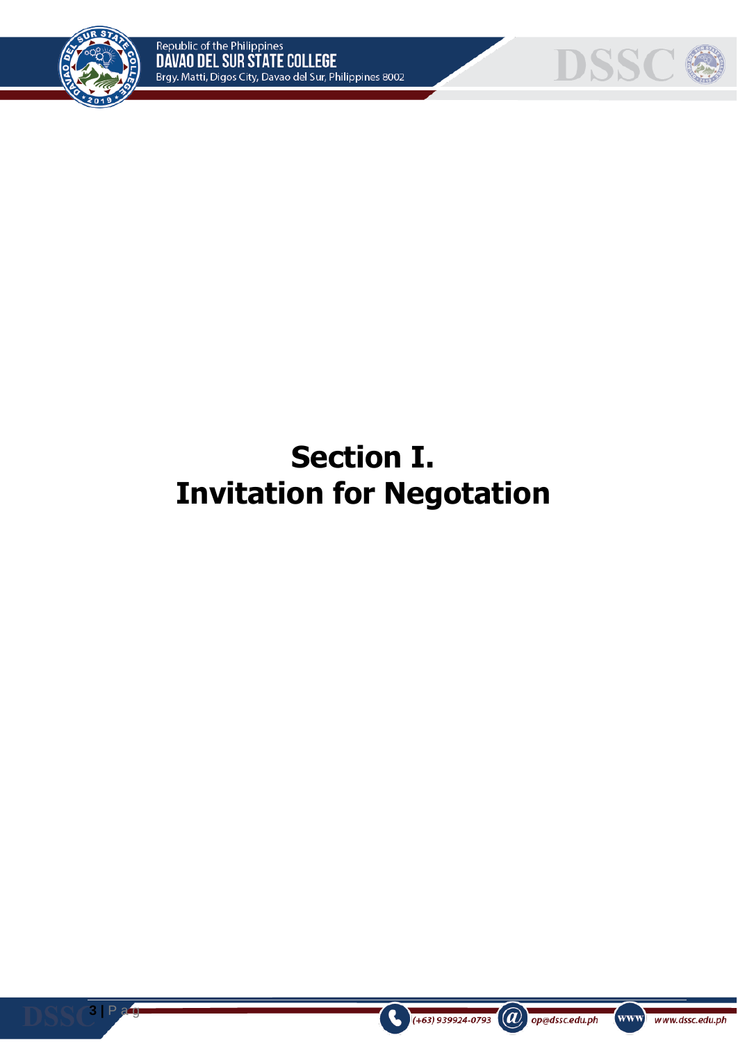# Section I.
# Invitation for Negotation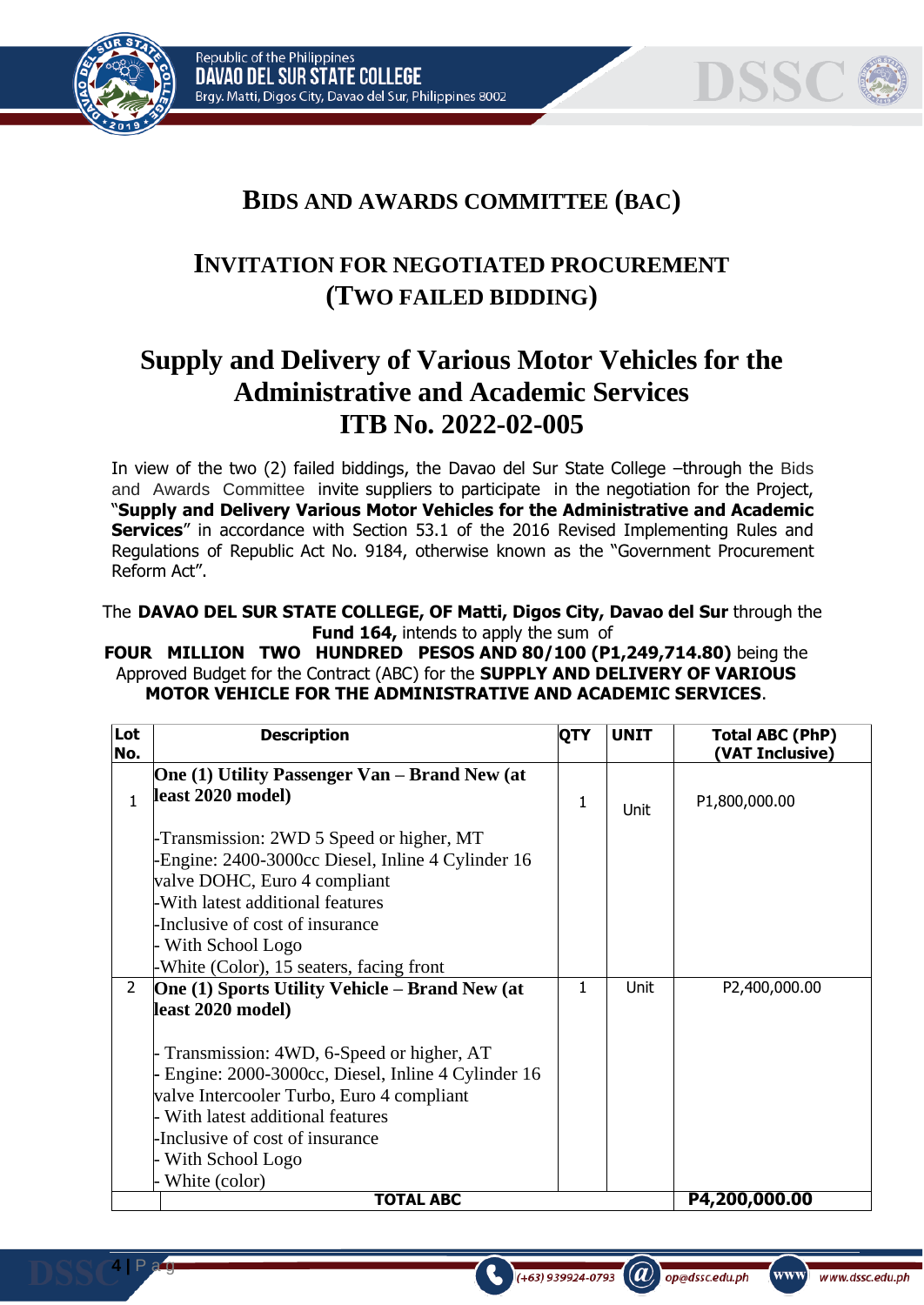# BIDS AND AWARDS COMMITTEE (BAC)

## INVITATION FOR NEGOTIATED PROCUREMENT (TWO FAILED BIDDING)

## Supply and Delivery of Various Motor Vehicles for the Administrative and Academic Services ITB No. 2022-02-005

In view of the two (2) failed biddings, the Davao del Sur State College –through the Bids and Awards Committee invite suppliers to participate in the negotiation for the Project, "**Supply and Delivery Various Motor Vehicles for the Administrative and Academic Services**" in accordance with Section 53.1 of the 2016 Revised Implementing Rules and Regulations of Republic Act No. 9184, otherwise known as the "Government Procurement Reform Act".

The **DAVAO DEL SUR STATE COLLEGE, OF Matti, Digos City, Davao del Sur** through the **Fund 164,** intends to apply the sum of **FOUR MILLION TWO HUNDRED PESOS AND 80/100 (P1,249,714.80)** being the Approved Budget for the Contract (ABC) for the **SUPPLY AND DELIVERY OF VARIOUS MOTOR VEHICLE FOR THE ADMINISTRATIVE AND ACADEMIC SERVICES**.

| Lot No. | Description | QTY | UNIT | Total ABC (PhP) (VAT Inclusive) |
|---|---|---|---|---|
| 1 | **One (1) Utility Passenger Van – Brand New (at least 2020 model)**<br><br>-Transmission: 2WD 5 Speed or higher, MT<br>-Engine: 2400-3000cc Diesel, Inline 4 Cylinder 16 valve DOHC, Euro 4 compliant<br>-With latest additional features<br>-Inclusive of cost of insurance<br>- With School Logo<br>-White (Color), 15 seaters, facing front | 1 | Unit | P1,800,000.00 |
| 2 | **One (1) Sports Utility Vehicle – Brand New (at least 2020 model)**<br><br>- Transmission: 4WD, 6-Speed or higher, AT<br>- Engine: 2000-3000cc, Diesel, Inline 4 Cylinder 16 valve Intercooler Turbo, Euro 4 compliant<br>- With latest additional features<br>-Inclusive of cost of insurance<br>- With School Logo<br>- White (color) | 1 | Unit | P2,400,000.00 |
| | **TOTAL ABC** | | | **P4,200,000.00** |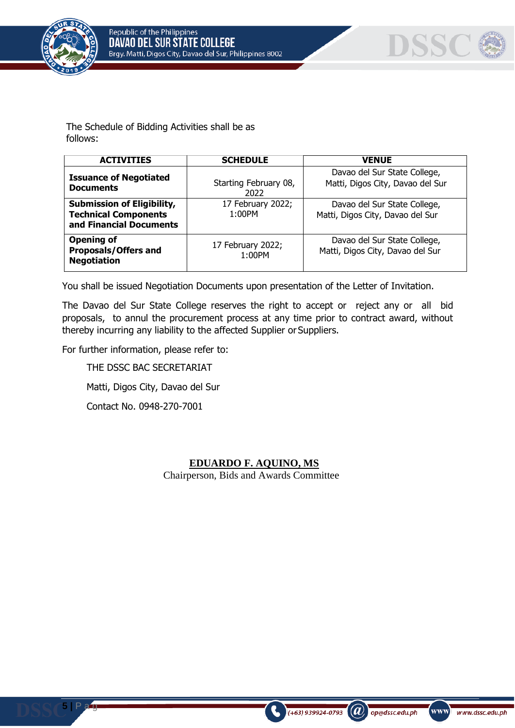The Schedule of Bidding Activities shall be as follows:

| ACTIVITIES | SCHEDULE | VENUE |
|---|---|---|
| **Issuance of Negotiated Documents** | Starting February 08, 2022 | Davao del Sur State College, Matti, Digos City, Davao del Sur |
| **Submission of Eligibility, Technical Components and Financial Documents** | 17 February 2022; 1:00PM | Davao del Sur State College, Matti, Digos City, Davao del Sur |
| **Opening of Proposals/Offers and Negotiation** | 17 February 2022; 1:00PM | Davao del Sur State College, Matti, Digos City, Davao del Sur |

You shall be issued Negotiation Documents upon presentation of the Letter of Invitation.

The Davao del Sur State College reserves the right to accept or reject any or all bid proposals, to annul the procurement process at any time prior to contract award, without thereby incurring any liability to the affected Supplier or Suppliers.

For further information, please refer to:

THE DSSC BAC SECRETARIAT

Matti, Digos City, Davao del Sur

Contact No. 0948-270-7001

**EDUARDO F. AQUINO, MS**
Chairperson, Bids and Awards Committee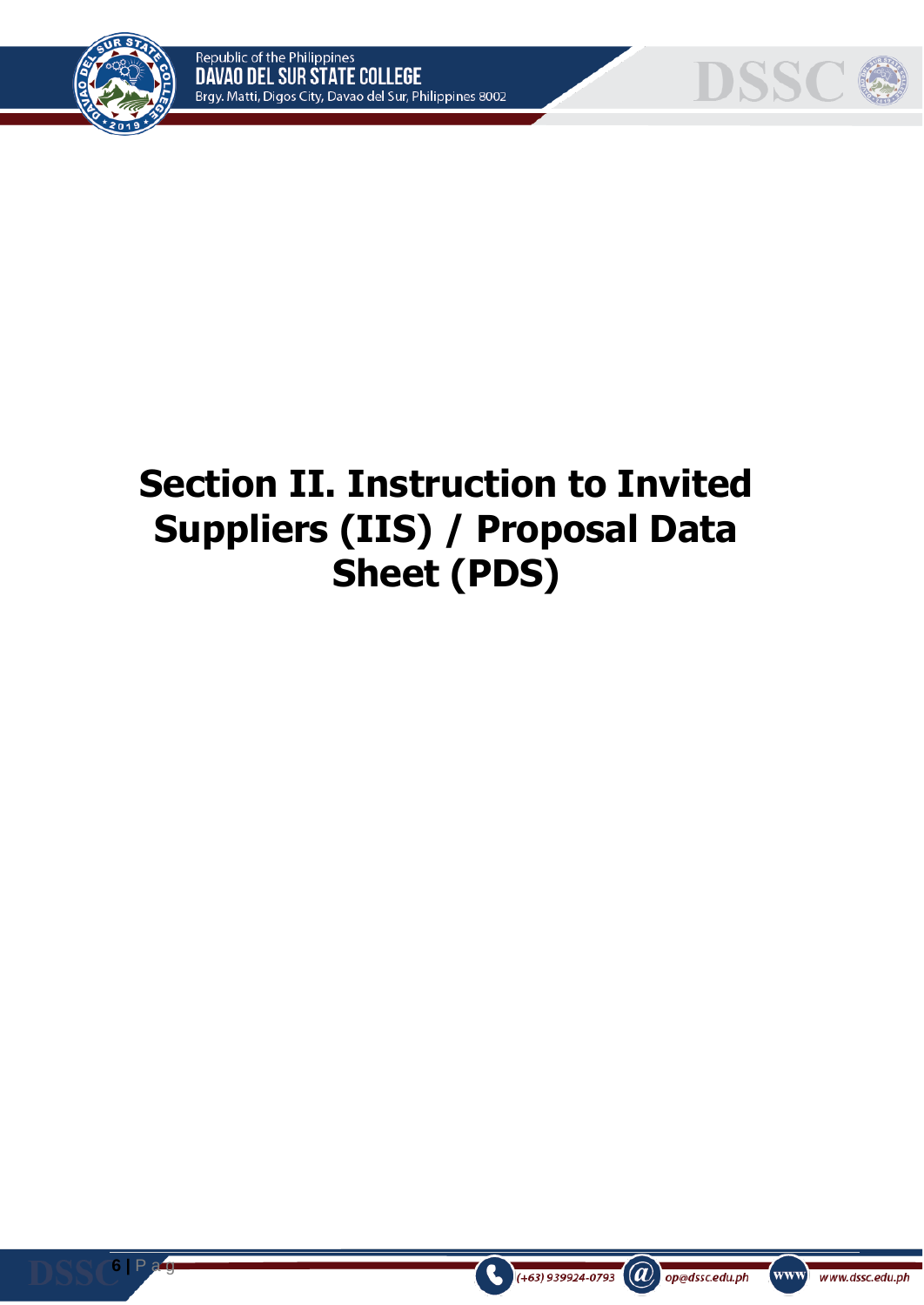# Section II. Instruction to Invited Suppliers (IIS) / Proposal Data Sheet (PDS)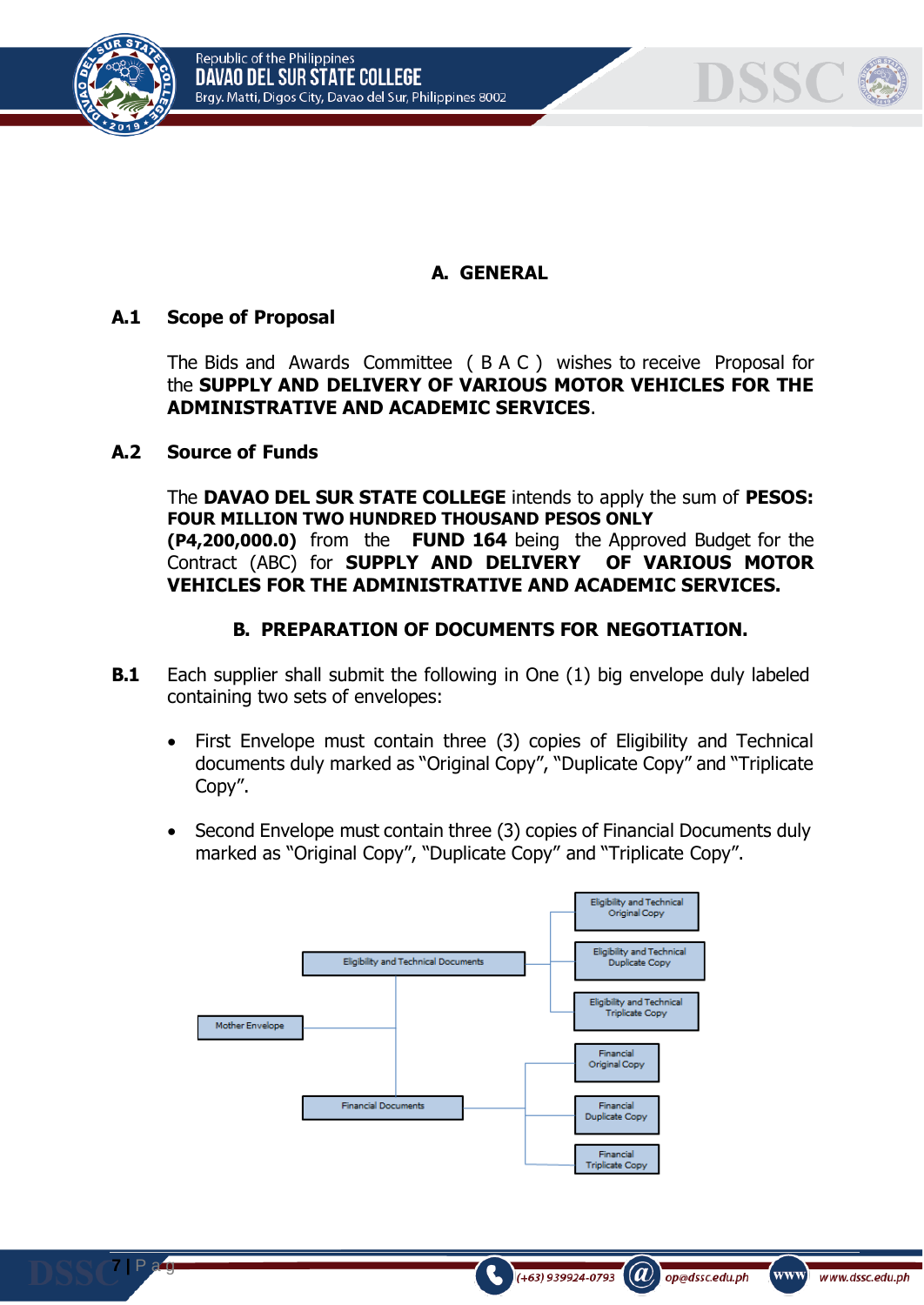## A. GENERAL

### A.1 Scope of Proposal

The Bids and Awards Committee ( B A C ) wishes to receive Proposal for the **SUPPLY AND DELIVERY OF VARIOUS MOTOR VEHICLES FOR THE ADMINISTRATIVE AND ACADEMIC SERVICES**.

### A.2 Source of Funds

The **DAVAO DEL SUR STATE COLLEGE** intends to apply the sum of **PESOS: FOUR MILLION TWO HUNDRED THOUSAND PESOS ONLY (P4,200,000.0)** from the **FUND 164** being the Approved Budget for the Contract (ABC) for **SUPPLY AND DELIVERY OF VARIOUS MOTOR VEHICLES FOR THE ADMINISTRATIVE AND ACADEMIC SERVICES.**

## B. PREPARATION OF DOCUMENTS FOR NEGOTIATION.

**B.1** Each supplier shall submit the following in One (1) big envelope duly labeled containing two sets of envelopes:

- First Envelope must contain three (3) copies of Eligibility and Technical documents duly marked as "Original Copy", "Duplicate Copy" and "Triplicate Copy".
- Second Envelope must contain three (3) copies of Financial Documents duly marked as "Original Copy", "Duplicate Copy" and "Triplicate Copy".

- Mother Envelope
  - Eligibility and Technical Documents
    - Eligibility and Technical Original Copy
    - Eligibility and Technical Duplicate Copy
    - Eligibility and Technical Triplicate Copy
  - Financial Documents
    - Financial Original Copy
    - Financial Duplicate Copy
    - Financial Triplicate Copy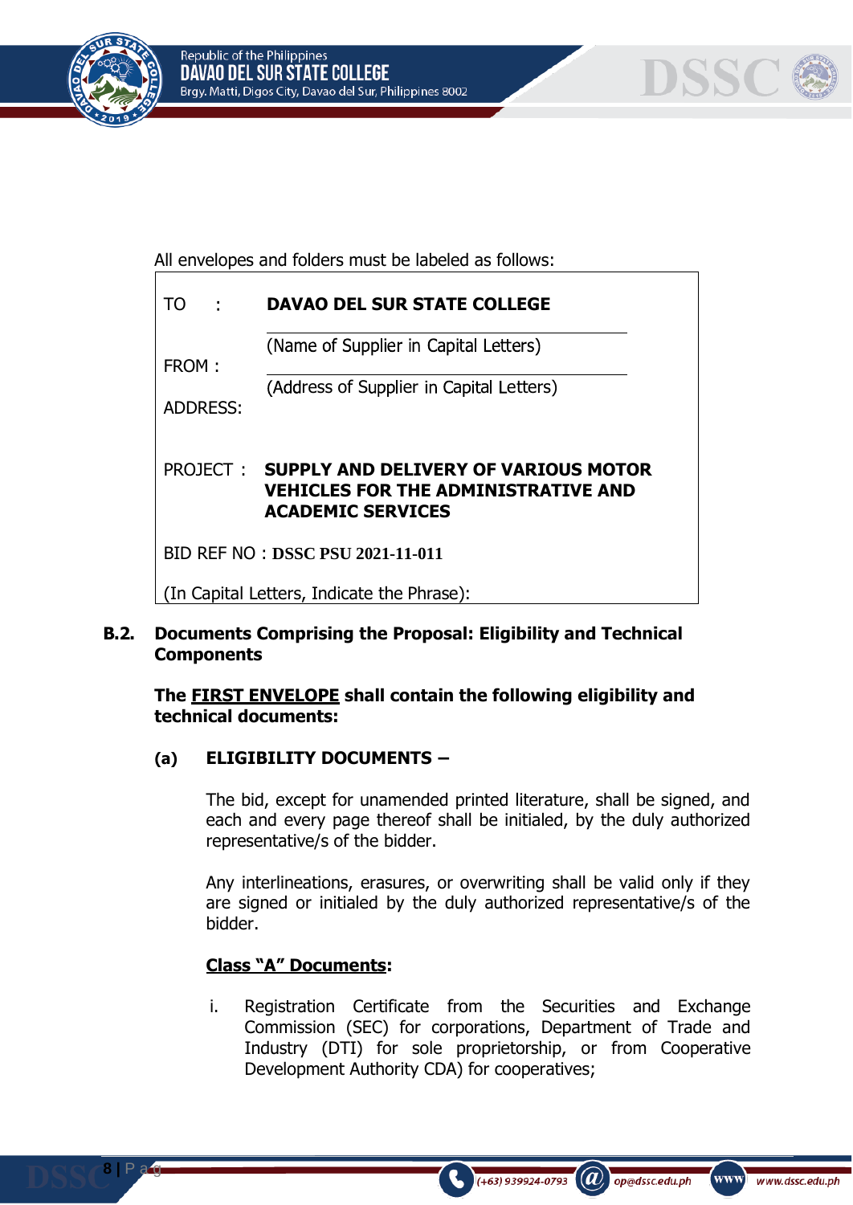All envelopes and folders must be labeled as follows:

| | |
|---|---|
| TO : | **DAVAO DEL SUR STATE COLLEGE** |
| FROM : | (Name of Supplier in Capital Letters) |
| ADDRESS: | (Address of Supplier in Capital Letters) |
| PROJECT : | **SUPPLY AND DELIVERY OF VARIOUS MOTOR VEHICLES FOR THE ADMINISTRATIVE AND ACADEMIC SERVICES** |
| BID REF NO : **DSSC PSU 2021-11-011** | |
| (In Capital Letters, Indicate the Phrase): | |

**B.2. Documents Comprising the Proposal: Eligibility and Technical Components**

**The <u>FIRST ENVELOPE</u> shall contain the following eligibility and technical documents:**

**(a) ELIGIBILITY DOCUMENTS –**

The bid, except for unamended printed literature, shall be signed, and each and every page thereof shall be initialed, by the duly authorized representative/s of the bidder.

Any interlineations, erasures, or overwriting shall be valid only if they are signed or initialed by the duly authorized representative/s of the bidder.

**<u>Class "A" Documents</u>:**

i. Registration Certificate from the Securities and Exchange Commission (SEC) for corporations, Department of Trade and Industry (DTI) for sole proprietorship, or from Cooperative Development Authority CDA) for cooperatives;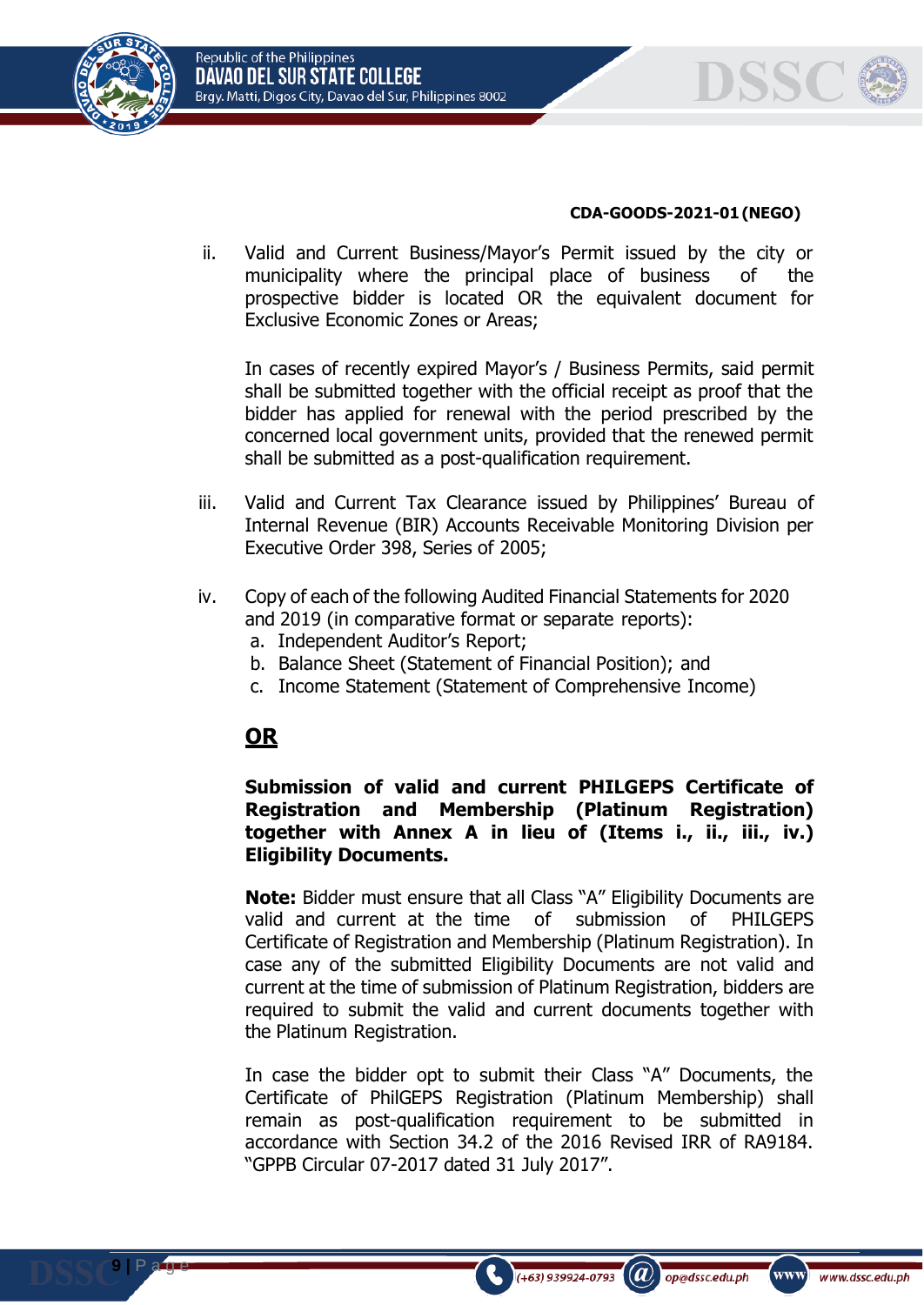**CDA-GOODS-2021-01 (NEGO)**

ii. Valid and Current Business/Mayor's Permit issued by the city or municipality where the principal place of business of the prospective bidder is located OR the equivalent document for Exclusive Economic Zones or Areas;

In cases of recently expired Mayor's / Business Permits, said permit shall be submitted together with the official receipt as proof that the bidder has applied for renewal with the period prescribed by the concerned local government units, provided that the renewed permit shall be submitted as a post-qualification requirement.

iii. Valid and Current Tax Clearance issued by Philippines' Bureau of Internal Revenue (BIR) Accounts Receivable Monitoring Division per Executive Order 398, Series of 2005;

iv. Copy of each of the following Audited Financial Statements for 2020 and 2019 (in comparative format or separate reports):
   a. Independent Auditor's Report;
   b. Balance Sheet (Statement of Financial Position); and
   c. Income Statement (Statement of Comprehensive Income)

**<u>OR</u>**

**Submission of valid and current PHILGEPS Certificate of Registration and Membership (Platinum Registration) together with Annex A in lieu of (Items i., ii., iii., iv.) Eligibility Documents.**

**Note:** Bidder must ensure that all Class "A" Eligibility Documents are valid and current at the time of submission of PHILGEPS Certificate of Registration and Membership (Platinum Registration). In case any of the submitted Eligibility Documents are not valid and current at the time of submission of Platinum Registration, bidders are required to submit the valid and current documents together with the Platinum Registration.

In case the bidder opt to submit their Class "A" Documents, the Certificate of PhilGEPS Registration (Platinum Membership) shall remain as post-qualification requirement to be submitted in accordance with Section 34.2 of the 2016 Revised IRR of RA9184. "GPPB Circular 07-2017 dated 31 July 2017".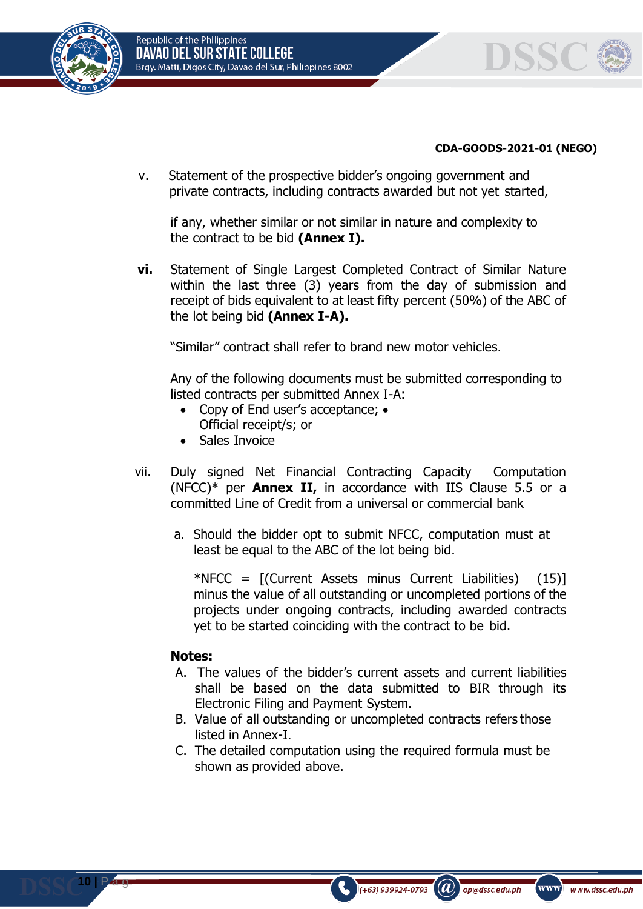CDA-GOODS-2021-01 (NEGO)

v. Statement of the prospective bidder's ongoing government and private contracts, including contracts awarded but not yet started, if any, whether similar or not similar in nature and complexity to the contract to be bid **(Annex I).**

**vi.** Statement of Single Largest Completed Contract of Similar Nature within the last three (3) years from the day of submission and receipt of bids equivalent to at least fifty percent (50%) of the ABC of the lot being bid **(Annex I-A).**

"Similar" contract shall refer to brand new motor vehicles.

Any of the following documents must be submitted corresponding to listed contracts per submitted Annex I-A:

- Copy of End user's acceptance;
- Official receipt/s; or
- Sales Invoice

vii. Duly signed Net Financial Contracting Capacity Computation (NFCC)* per **Annex II,** in accordance with IIS Clause 5.5 or a committed Line of Credit from a universal or commercial bank

a. Should the bidder opt to submit NFCC, computation must at least be equal to the ABC of the lot being bid.

*NFCC = [(Current Assets minus Current Liabilities) (15)] minus the value of all outstanding or uncompleted portions of the projects under ongoing contracts, including awarded contracts yet to be started coinciding with the contract to be bid.

**Notes:**

A. The values of the bidder's current assets and current liabilities shall be based on the data submitted to BIR through its Electronic Filing and Payment System.
B. Value of all outstanding or uncompleted contracts refers those listed in Annex-I.
C. The detailed computation using the required formula must be shown as provided above.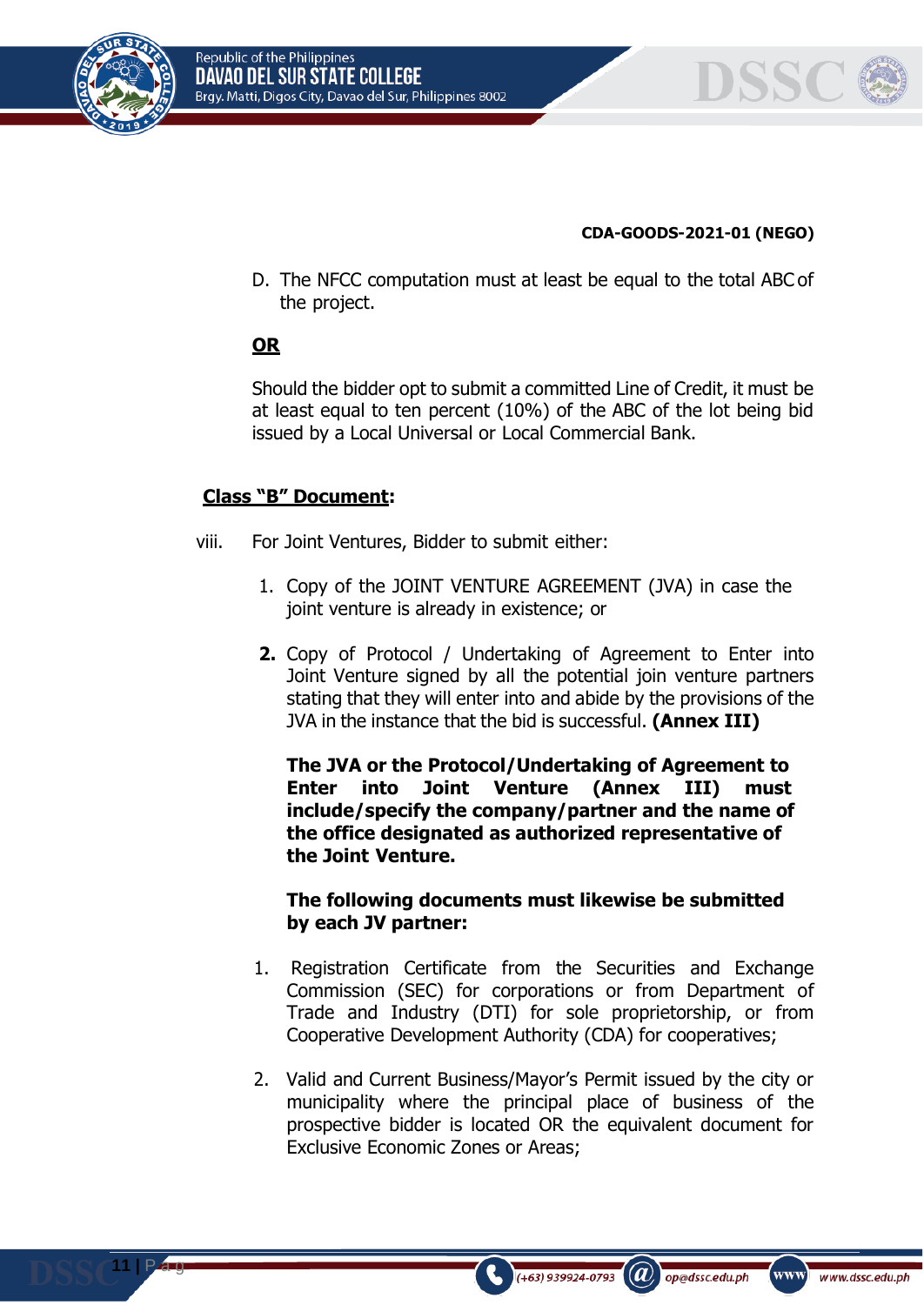**CDA-GOODS-2021-01 (NEGO)**

D. The NFCC computation must at least be equal to the total ABC of the project.

**OR**

Should the bidder opt to submit a committed Line of Credit, it must be at least equal to ten percent (10%) of the ABC of the lot being bid issued by a Local Universal or Local Commercial Bank.

**Class "B" Document:**

viii. For Joint Ventures, Bidder to submit either:

1. Copy of the JOINT VENTURE AGREEMENT (JVA) in case the joint venture is already in existence; or

2. Copy of Protocol / Undertaking of Agreement to Enter into Joint Venture signed by all the potential join venture partners stating that they will enter into and abide by the provisions of the JVA in the instance that the bid is successful. **(Annex III)**

**The JVA or the Protocol/Undertaking of Agreement to Enter into Joint Venture (Annex III) must include/specify the company/partner and the name of the office designated as authorized representative of the Joint Venture.**

**The following documents must likewise be submitted by each JV partner:**

1. Registration Certificate from the Securities and Exchange Commission (SEC) for corporations or from Department of Trade and Industry (DTI) for sole proprietorship, or from Cooperative Development Authority (CDA) for cooperatives;

2. Valid and Current Business/Mayor's Permit issued by the city or municipality where the principal place of business of the prospective bidder is located OR the equivalent document for Exclusive Economic Zones or Areas;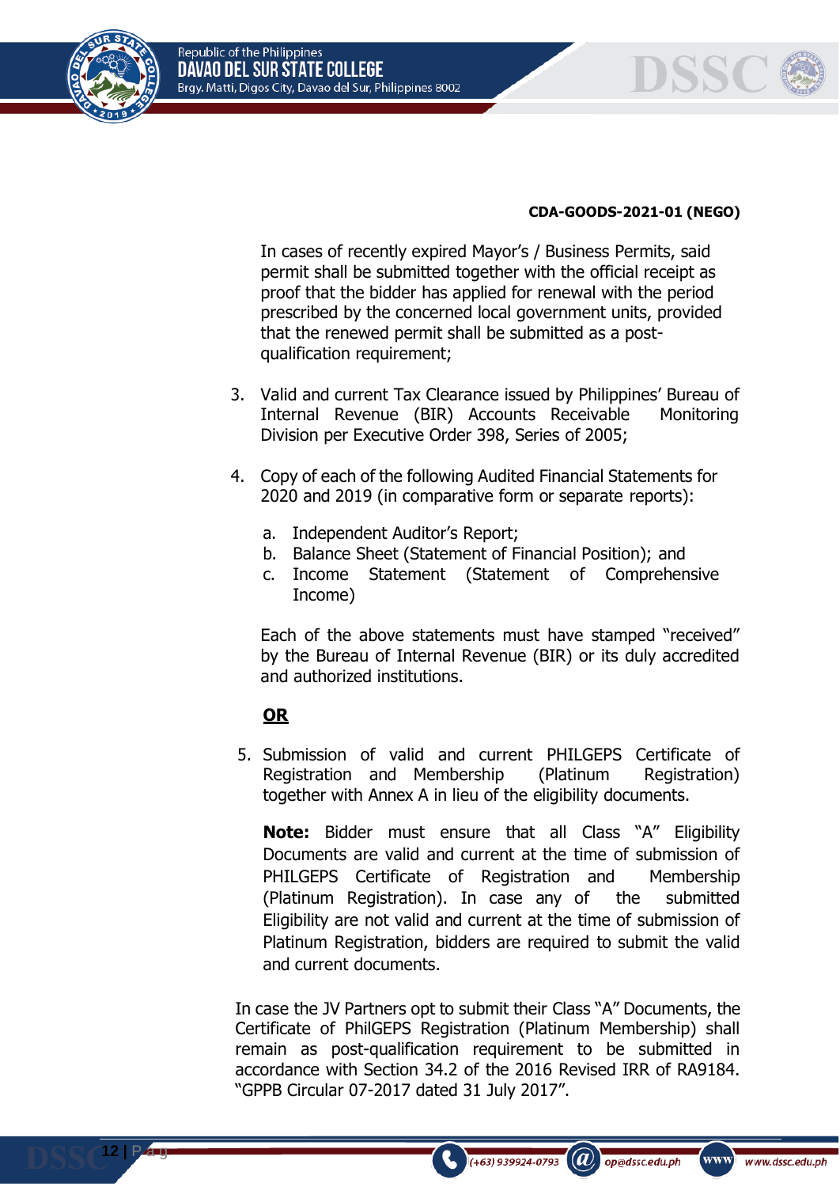CDA-GOODS-2021-01 (NEGO)

In cases of recently expired Mayor's / Business Permits, said permit shall be submitted together with the official receipt as proof that the bidder has applied for renewal with the period prescribed by the concerned local government units, provided that the renewed permit shall be submitted as a post-qualification requirement;

3. Valid and current Tax Clearance issued by Philippines' Bureau of Internal Revenue (BIR) Accounts Receivable Monitoring Division per Executive Order 398, Series of 2005;

4. Copy of each of the following Audited Financial Statements for 2020 and 2019 (in comparative form or separate reports):

   a. Independent Auditor's Report;
   b. Balance Sheet (Statement of Financial Position); and
   c. Income Statement (Statement of Comprehensive Income)

   Each of the above statements must have stamped "received" by the Bureau of Internal Revenue (BIR) or its duly accredited and authorized institutions.

   **OR**

5. Submission of valid and current PHILGEPS Certificate of Registration and Membership (Platinum Registration) together with Annex A in lieu of the eligibility documents.

   **Note:** Bidder must ensure that all Class "A" Eligibility Documents are valid and current at the time of submission of PHILGEPS Certificate of Registration and Membership (Platinum Registration). In case any of the submitted Eligibility are not valid and current at the time of submission of Platinum Registration, bidders are required to submit the valid and current documents.

In case the JV Partners opt to submit their Class "A" Documents, the Certificate of PhilGEPS Registration (Platinum Membership) shall remain as post-qualification requirement to be submitted in accordance with Section 34.2 of the 2016 Revised IRR of RA9184. "GPPB Circular 07-2017 dated 31 July 2017".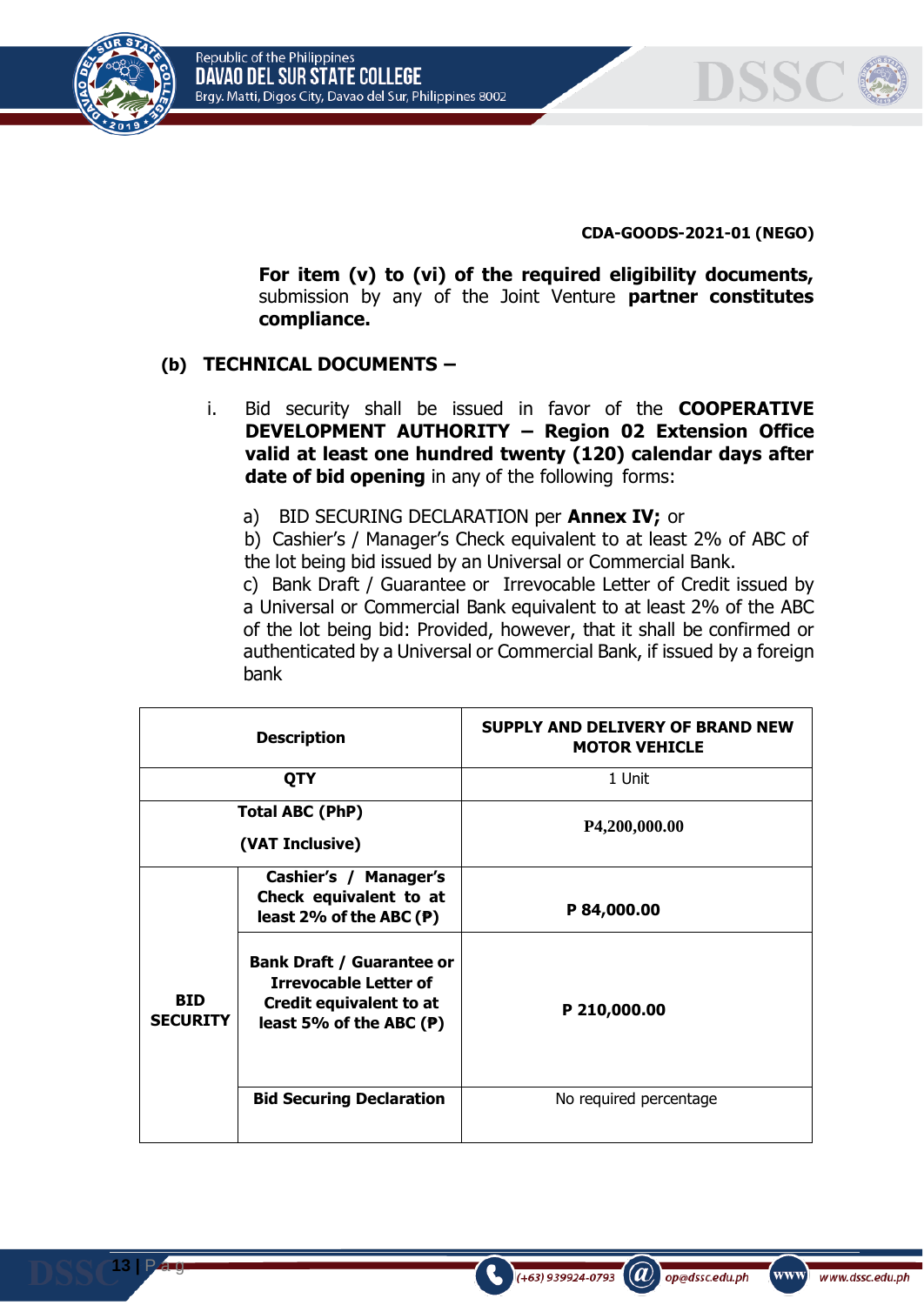**CDA-GOODS-2021-01 (NEGO)**

**For item (v) to (vi) of the required eligibility documents,** submission by any of the Joint Venture **partner constitutes compliance.**

## (b) TECHNICAL DOCUMENTS –

i. Bid security shall be issued in favor of the **COOPERATIVE DEVELOPMENT AUTHORITY – Region 02 Extension Office valid at least one hundred twenty (120) calendar days after date of bid opening** in any of the following forms:

a) BID SECURING DECLARATION per **Annex IV;** or
b) Cashier's / Manager's Check equivalent to at least 2% of ABC of the lot being bid issued by an Universal or Commercial Bank.
c) Bank Draft / Guarantee or Irrevocable Letter of Credit issued by a Universal or Commercial Bank equivalent to at least 2% of the ABC of the lot being bid: Provided, however, that it shall be confirmed or authenticated by a Universal or Commercial Bank, if issued by a foreign bank

| **Description** | | **SUPPLY AND DELIVERY OF BRAND NEW MOTOR VEHICLE** |
|---|---|---|
| **QTY** | | 1 Unit |
| **Total ABC (PhP) (VAT Inclusive)** | | **P4,200,000.00** |
| **BID SECURITY** | **Cashier's / Manager's Check equivalent to at least 2% of the ABC (₱)** | **P 84,000.00** |
| | **Bank Draft / Guarantee or Irrevocable Letter of Credit equivalent to at least 5% of the ABC (₱)** | **P 210,000.00** |
| | **Bid Securing Declaration** | No required percentage |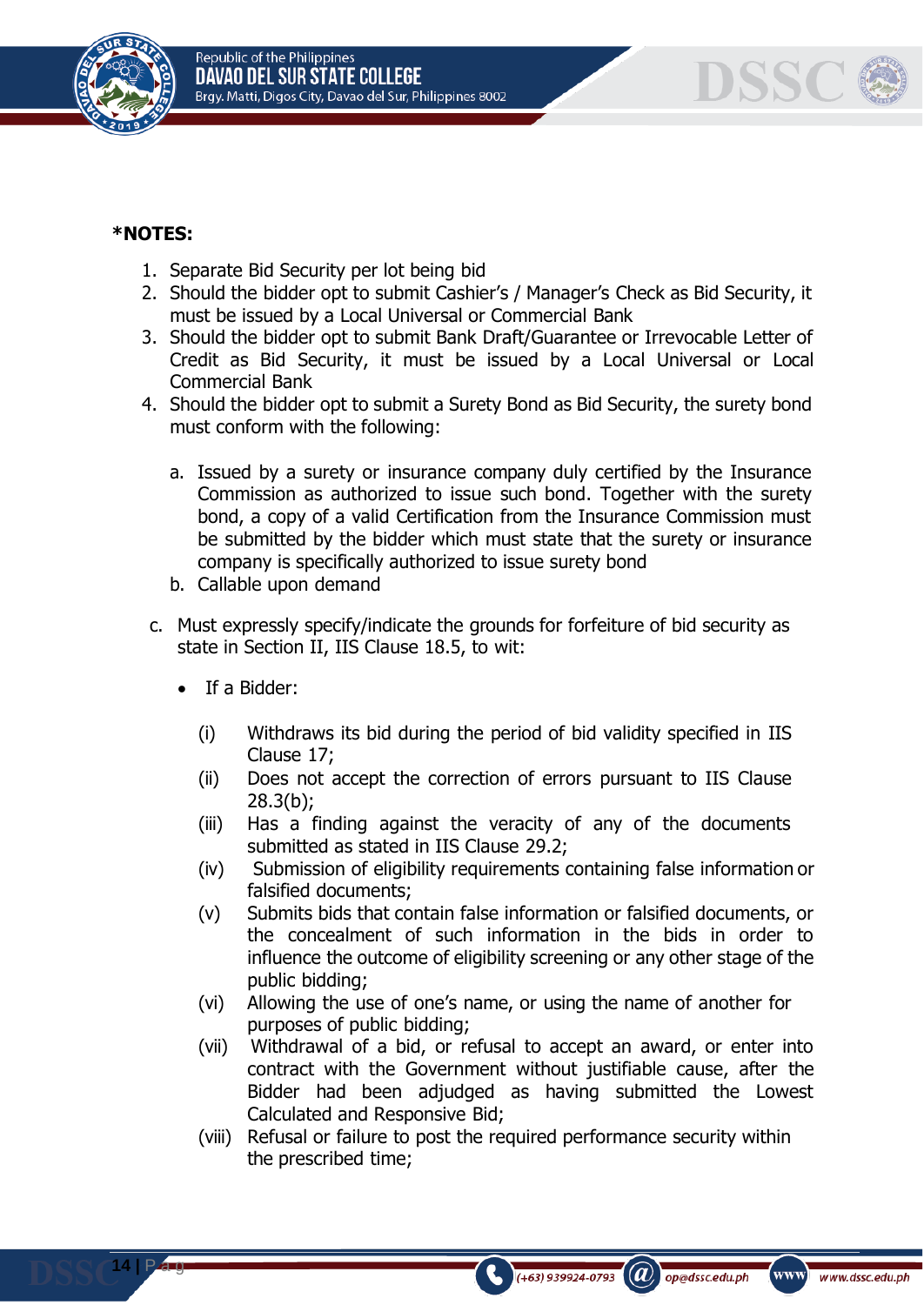**\*NOTES:**

1. Separate Bid Security per lot being bid
2. Should the bidder opt to submit Cashier's / Manager's Check as Bid Security, it must be issued by a Local Universal or Commercial Bank
3. Should the bidder opt to submit Bank Draft/Guarantee or Irrevocable Letter of Credit as Bid Security, it must be issued by a Local Universal or Local Commercial Bank
4. Should the bidder opt to submit a Surety Bond as Bid Security, the surety bond must conform with the following:

   a. Issued by a surety or insurance company duly certified by the Insurance Commission as authorized to issue such bond. Together with the surety bond, a copy of a valid Certification from the Insurance Commission must be submitted by the bidder which must state that the surety or insurance company is specifically authorized to issue surety bond
   b. Callable upon demand

c. Must expressly specify/indicate the grounds for forfeiture of bid security as state in Section II, IIS Clause 18.5, to wit:

- If a Bidder:

  (i) Withdraws its bid during the period of bid validity specified in IIS Clause 17;
  (ii) Does not accept the correction of errors pursuant to IIS Clause 28.3(b);
  (iii) Has a finding against the veracity of any of the documents submitted as stated in IIS Clause 29.2;
  (iv) Submission of eligibility requirements containing false information or falsified documents;
  (v) Submits bids that contain false information or falsified documents, or the concealment of such information in the bids in order to influence the outcome of eligibility screening or any other stage of the public bidding;
  (vi) Allowing the use of one's name, or using the name of another for purposes of public bidding;
  (vii) Withdrawal of a bid, or refusal to accept an award, or enter into contract with the Government without justifiable cause, after the Bidder had been adjudged as having submitted the Lowest Calculated and Responsive Bid;
  (viii) Refusal or failure to post the required performance security within the prescribed time;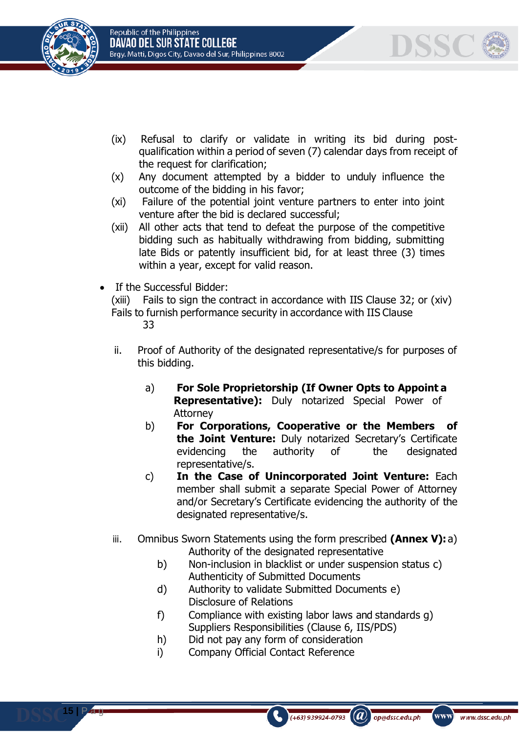(ix) Refusal to clarify or validate in writing its bid during post-qualification within a period of seven (7) calendar days from receipt of the request for clarification;

(x) Any document attempted by a bidder to unduly influence the outcome of the bidding in his favor;

(xi) Failure of the potential joint venture partners to enter into joint venture after the bid is declared successful;

(xii) All other acts that tend to defeat the purpose of the competitive bidding such as habitually withdrawing from bidding, submitting late Bids or patently insufficient bid, for at least three (3) times within a year, except for valid reason.

- If the Successful Bidder:

  (xiii) Fails to sign the contract in accordance with IIS Clause 32; or (xiv) Fails to furnish performance security in accordance with IIS Clause 33

ii. Proof of Authority of the designated representative/s for purposes of this bidding.

   a) **For Sole Proprietorship (If Owner Opts to Appoint a Representative):** Duly notarized Special Power of Attorney

   b) **For Corporations, Cooperative or the Members of the Joint Venture:** Duly notarized Secretary's Certificate evidencing the authority of the designated representative/s.

   c) **In the Case of Unincorporated Joint Venture:** Each member shall submit a separate Special Power of Attorney and/or Secretary's Certificate evidencing the authority of the designated representative/s.

iii. Omnibus Sworn Statements using the form prescribed **(Annex V):**

   a) Authority of the designated representative

   b) Non-inclusion in blacklist or under suspension status

   c) Authenticity of Submitted Documents

   d) Authority to validate Submitted Documents

   e) Disclosure of Relations

   f) Compliance with existing labor laws and standards

   g) Suppliers Responsibilities (Clause 6, IIS/PDS)

   h) Did not pay any form of consideration

   i) Company Official Contact Reference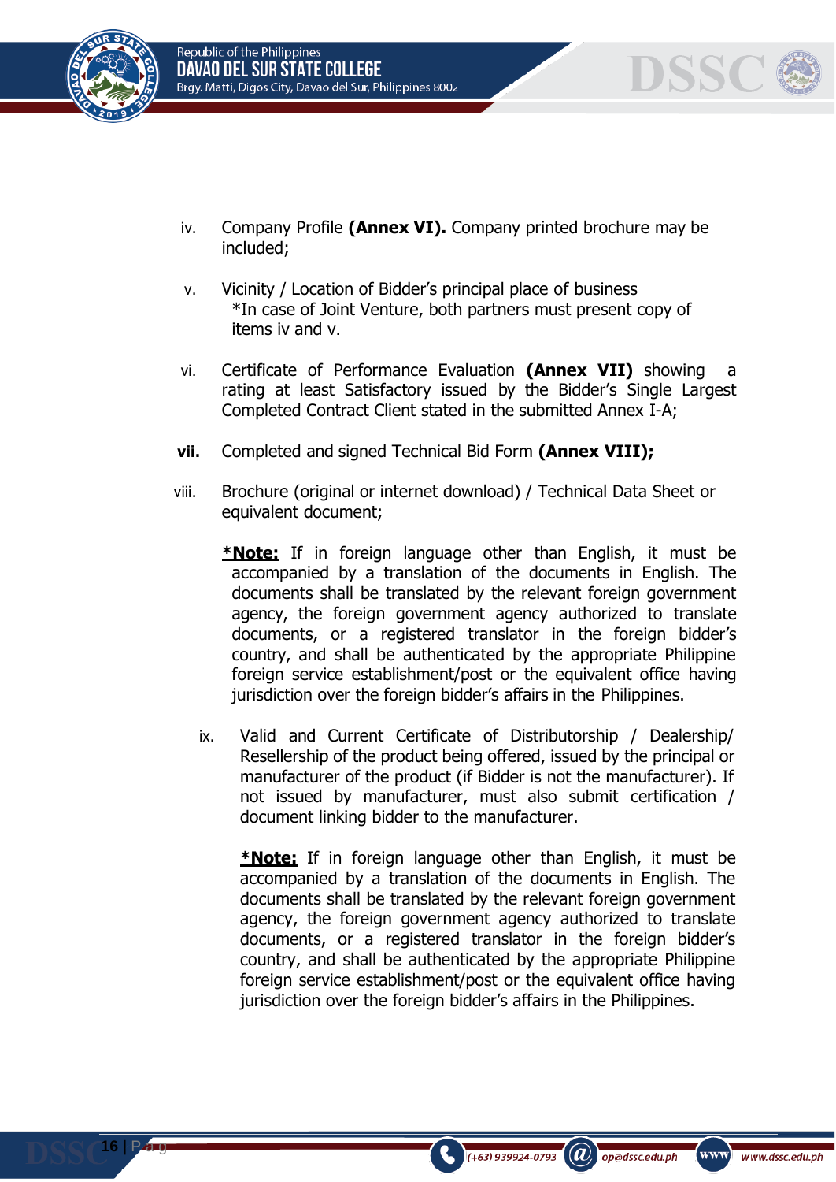iv. Company Profile **(Annex VI).** Company printed brochure may be included;

v. Vicinity / Location of Bidder's principal place of business
*In case of Joint Venture, both partners must present copy of items iv and v.

vi. Certificate of Performance Evaluation **(Annex VII)** showing a rating at least Satisfactory issued by the Bidder's Single Largest Completed Contract Client stated in the submitted Annex I-A;

**vii.** Completed and signed Technical Bid Form **(Annex VIII);**

viii. Brochure (original or internet download) / Technical Data Sheet or equivalent document;

**<u>*Note:</u>** If in foreign language other than English, it must be accompanied by a translation of the documents in English. The documents shall be translated by the relevant foreign government agency, the foreign government agency authorized to translate documents, or a registered translator in the foreign bidder's country, and shall be authenticated by the appropriate Philippine foreign service establishment/post or the equivalent office having jurisdiction over the foreign bidder's affairs in the Philippines.

ix. Valid and Current Certificate of Distributorship / Dealership/ Resellership of the product being offered, issued by the principal or manufacturer of the product (if Bidder is not the manufacturer). If not issued by manufacturer, must also submit certification / document linking bidder to the manufacturer.

**<u>*Note:</u>** If in foreign language other than English, it must be accompanied by a translation of the documents in English. The documents shall be translated by the relevant foreign government agency, the foreign government agency authorized to translate documents, or a registered translator in the foreign bidder's country, and shall be authenticated by the appropriate Philippine foreign service establishment/post or the equivalent office having jurisdiction over the foreign bidder's affairs in the Philippines.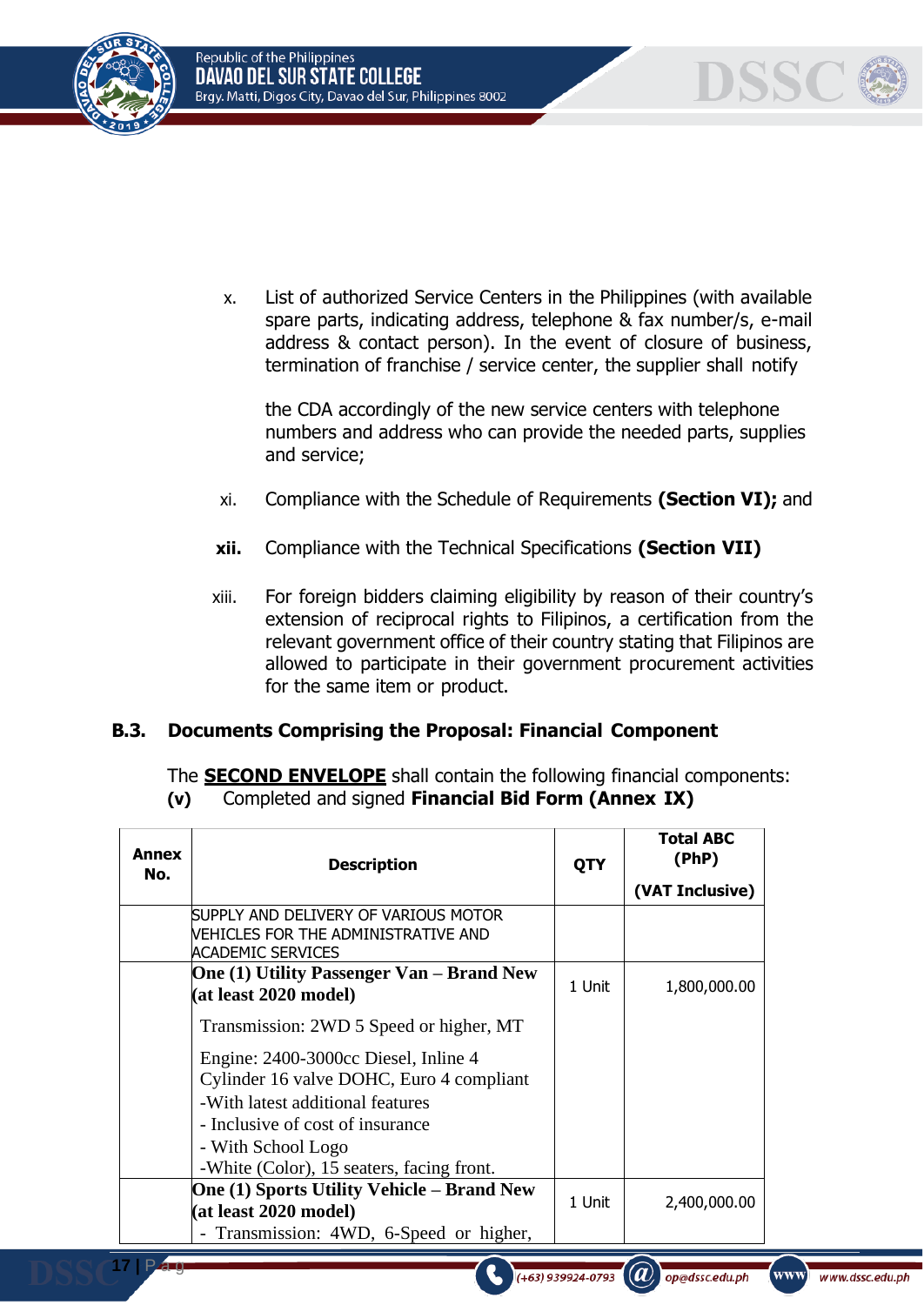x. List of authorized Service Centers in the Philippines (with available spare parts, indicating address, telephone & fax number/s, e-mail address & contact person). In the event of closure of business, termination of franchise / service center, the supplier shall notify

the CDA accordingly of the new service centers with telephone numbers and address who can provide the needed parts, supplies and service;

xi. Compliance with the Schedule of Requirements **(Section VI);** and

**xii.** Compliance with the Technical Specifications **(Section VII)**

xiii. For foreign bidders claiming eligibility by reason of their country's extension of reciprocal rights to Filipinos, a certification from the relevant government office of their country stating that Filipinos are allowed to participate in their government procurement activities for the same item or product.

### B.3. Documents Comprising the Proposal: Financial Component

The **SECOND ENVELOPE** shall contain the following financial components:

**(v)** Completed and signed **Financial Bid Form (Annex IX)**

| Annex No. | Description | QTY | Total ABC (PhP) (VAT Inclusive) |
|---|---|---|---|
| | SUPPLY AND DELIVERY OF VARIOUS MOTOR VEHICLES FOR THE ADMINISTRATIVE AND ACADEMIC SERVICES | | |
| | **One (1) Utility Passenger Van – Brand New (at least 2020 model)**<br>Transmission: 2WD 5 Speed or higher, MT<br>Engine: 2400-3000cc Diesel, Inline 4 Cylinder 16 valve DOHC, Euro 4 compliant<br>-With latest additional features<br>- Inclusive of cost of insurance<br>- With School Logo<br>-White (Color), 15 seaters, facing front. | 1 Unit | 1,800,000.00 |
| | **One (1) Sports Utility Vehicle – Brand New (at least 2020 model)**<br>- Transmission: 4WD, 6-Speed or higher, | 1 Unit | 2,400,000.00 |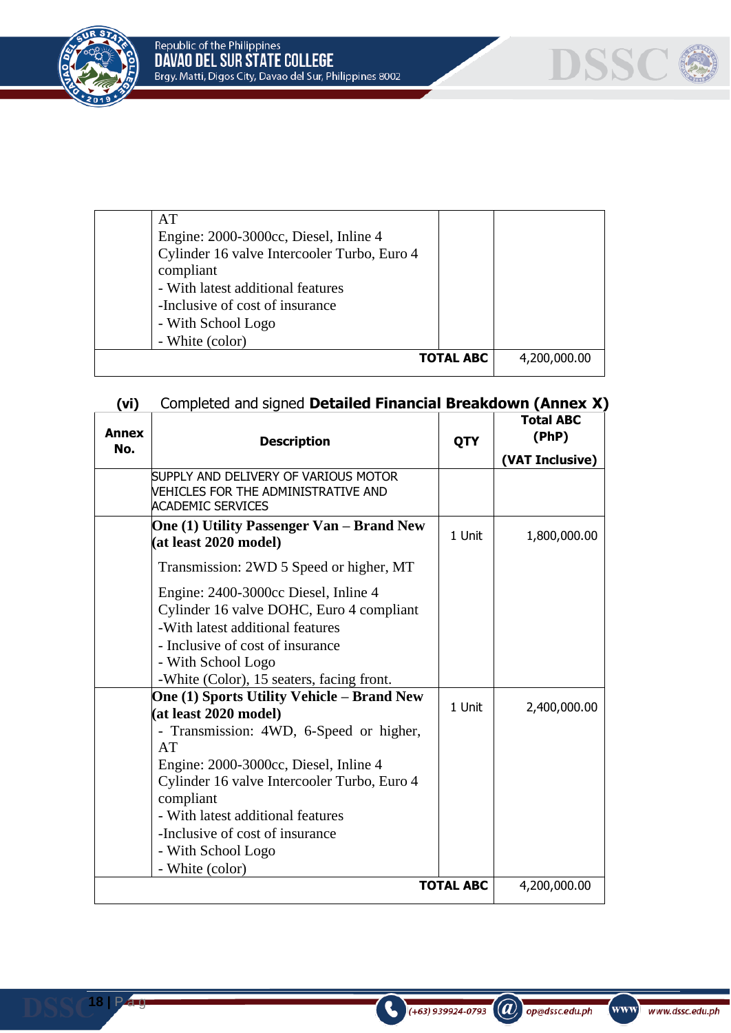| | AT<br>Engine: 2000-3000cc, Diesel, Inline 4 Cylinder 16 valve Intercooler Turbo, Euro 4 compliant<br>- With latest additional features<br>-Inclusive of cost of insurance<br>- With School Logo<br>- White (color) | | |
|---|---|---|---|
| | | **TOTAL ABC** | 4,200,000.00 |

**(vi)** Completed and signed **Detailed Financial Breakdown (Annex X)**

| Annex No. | Description | QTY | Total ABC (PhP) (VAT Inclusive) |
|---|---|---|---|
| | SUPPLY AND DELIVERY OF VARIOUS MOTOR VEHICLES FOR THE ADMINISTRATIVE AND ACADEMIC SERVICES | | |
| | **One (1) Utility Passenger Van – Brand New (at least 2020 model)**<br>Transmission: 2WD 5 Speed or higher, MT<br>Engine: 2400-3000cc Diesel, Inline 4 Cylinder 16 valve DOHC, Euro 4 compliant<br>-With latest additional features<br>- Inclusive of cost of insurance<br>- With School Logo<br>-White (Color), 15 seaters, facing front. | 1 Unit | 1,800,000.00 |
| | **One (1) Sports Utility Vehicle – Brand New (at least 2020 model)**<br>- Transmission: 4WD, 6-Speed or higher, AT<br>Engine: 2000-3000cc, Diesel, Inline 4 Cylinder 16 valve Intercooler Turbo, Euro 4 compliant<br>- With latest additional features<br>-Inclusive of cost of insurance<br>- With School Logo<br>- White (color) | 1 Unit | 2,400,000.00 |
| | | **TOTAL ABC** | 4,200,000.00 |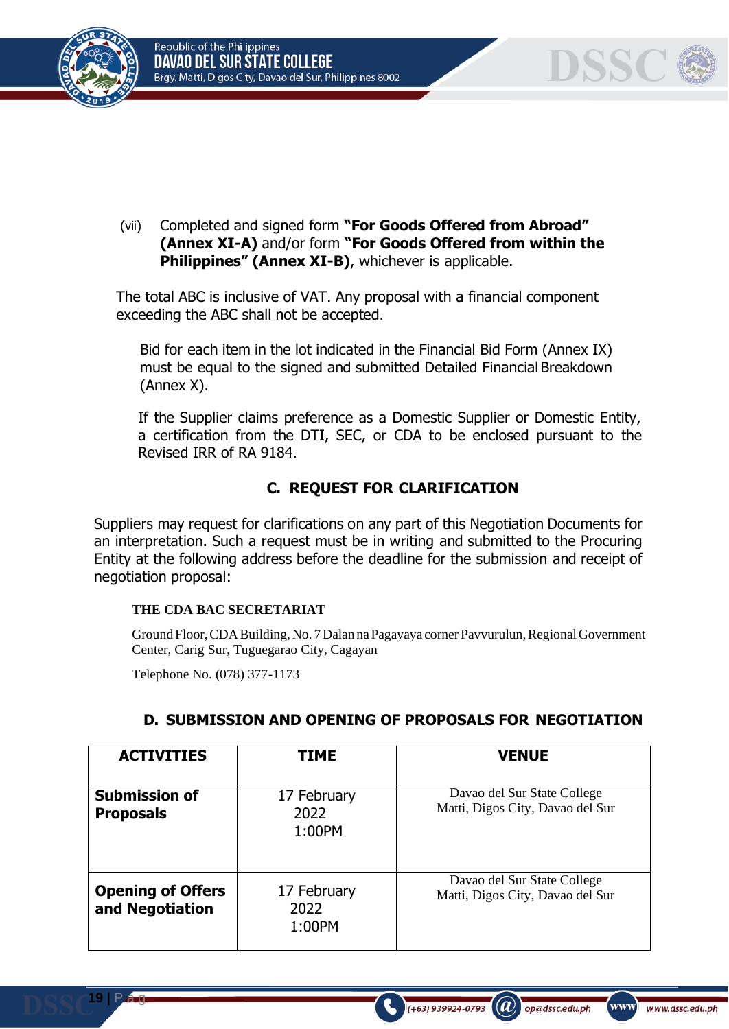(vii) Completed and signed form **"For Goods Offered from Abroad" (Annex XI-A)** and/or form **"For Goods Offered from within the Philippines" (Annex XI-B)**, whichever is applicable.

The total ABC is inclusive of VAT. Any proposal with a financial component exceeding the ABC shall not be accepted.

Bid for each item in the lot indicated in the Financial Bid Form (Annex IX) must be equal to the signed and submitted Detailed Financial Breakdown (Annex X).

If the Supplier claims preference as a Domestic Supplier or Domestic Entity, a certification from the DTI, SEC, or CDA to be enclosed pursuant to the Revised IRR of RA 9184.

## C. REQUEST FOR CLARIFICATION

Suppliers may request for clarifications on any part of this Negotiation Documents for an interpretation. Such a request must be in writing and submitted to the Procuring Entity at the following address before the deadline for the submission and receipt of negotiation proposal:

**THE CDA BAC SECRETARIAT**

Ground Floor, CDA Building, No. 7 Dalan na Pagayaya corner Pavvurulun, Regional Government Center, Carig Sur, Tuguegarao City, Cagayan

Telephone No. (078) 377-1173

## D. SUBMISSION AND OPENING OF PROPOSALS FOR NEGOTIATION

| ACTIVITIES | TIME | VENUE |
|---|---|---|
| **Submission of Proposals** | 17 February 2022 1:00PM | Davao del Sur State College Matti, Digos City, Davao del Sur |
| **Opening of Offers and Negotiation** | 17 February 2022 1:00PM | Davao del Sur State College Matti, Digos City, Davao del Sur |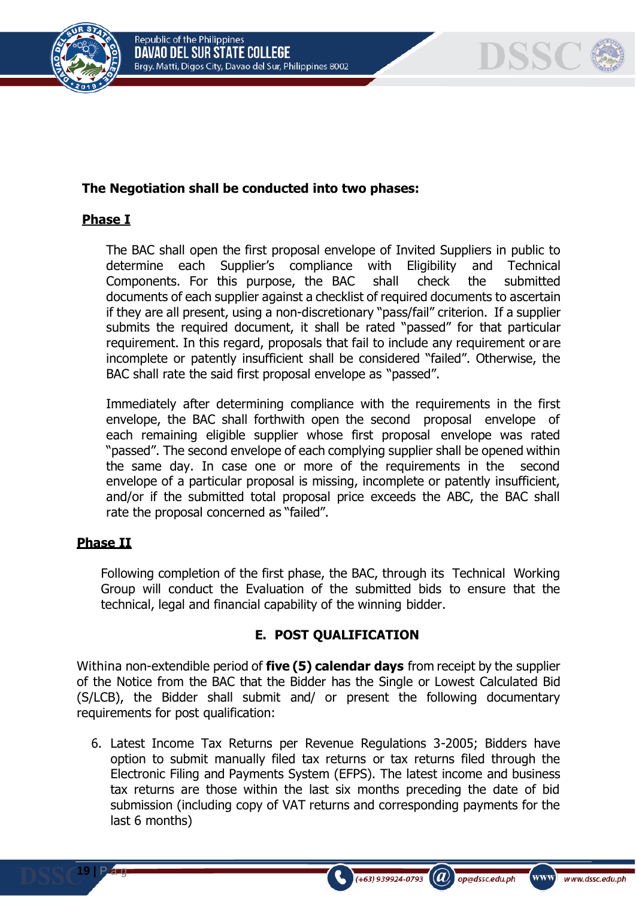**The Negotiation shall be conducted into two phases:**

**Phase I**

The BAC shall open the first proposal envelope of Invited Suppliers in public to determine each Supplier's compliance with Eligibility and Technical Components. For this purpose, the BAC shall check the submitted documents of each supplier against a checklist of required documents to ascertain if they are all present, using a non-discretionary "pass/fail" criterion. If a supplier submits the required document, it shall be rated "passed" for that particular requirement. In this regard, proposals that fail to include any requirement or are incomplete or patently insufficient shall be considered "failed". Otherwise, the BAC shall rate the said first proposal envelope as "passed".

Immediately after determining compliance with the requirements in the first envelope, the BAC shall forthwith open the second proposal envelope of each remaining eligible supplier whose first proposal envelope was rated "passed". The second envelope of each complying supplier shall be opened within the same day. In case one or more of the requirements in the second envelope of a particular proposal is missing, incomplete or patently insufficient, and/or if the submitted total proposal price exceeds the ABC, the BAC shall rate the proposal concerned as "failed".

**Phase II**

Following completion of the first phase, the BAC, through its Technical Working Group will conduct the Evaluation of the submitted bids to ensure that the technical, legal and financial capability of the winning bidder.

## E. POST QUALIFICATION

Withina non-extendible period of **five (5) calendar days** from receipt by the supplier of the Notice from the BAC that the Bidder has the Single or Lowest Calculated Bid (S/LCB), the Bidder shall submit and/ or present the following documentary requirements for post qualification:

6. Latest Income Tax Returns per Revenue Regulations 3-2005; Bidders have option to submit manually filed tax returns or tax returns filed through the Electronic Filing and Payments System (EFPS). The latest income and business tax returns are those within the last six months preceding the date of bid submission (including copy of VAT returns and corresponding payments for the last 6 months)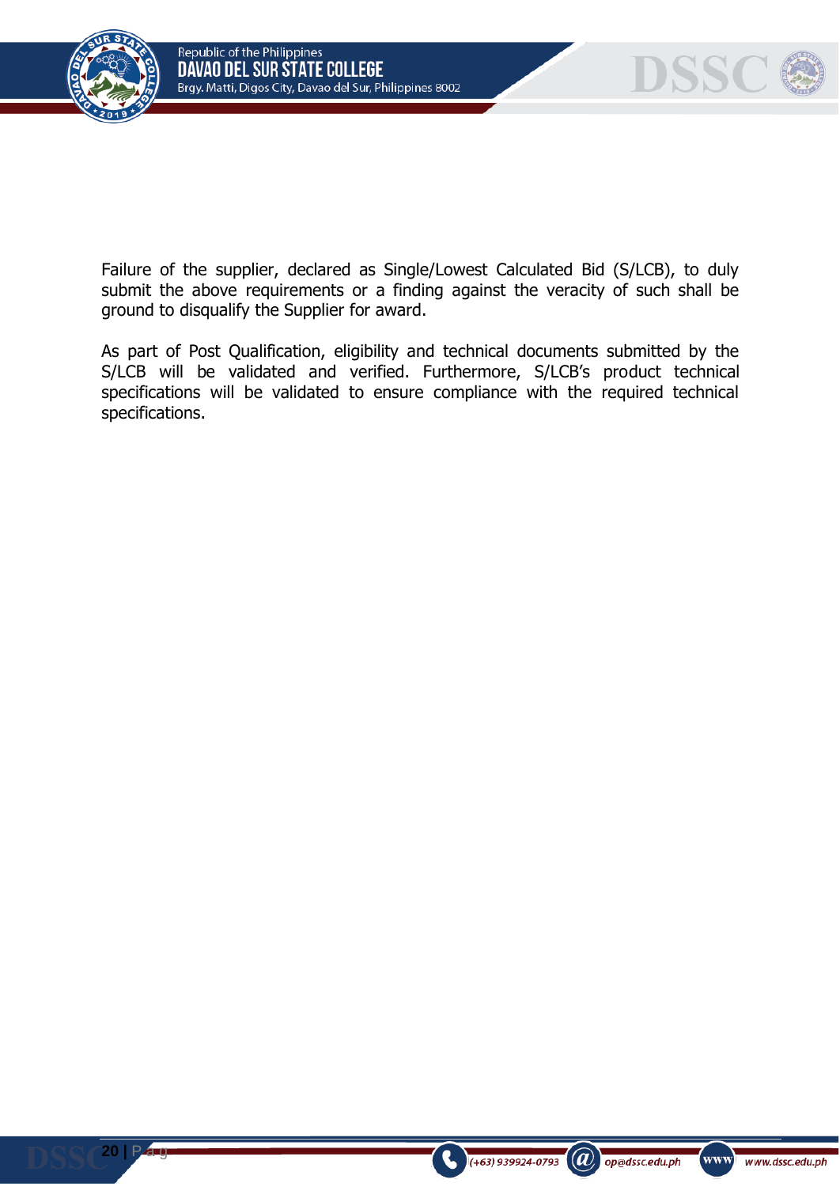Failure of the supplier, declared as Single/Lowest Calculated Bid (S/LCB), to duly submit the above requirements or a finding against the veracity of such shall be ground to disqualify the Supplier for award.

As part of Post Qualification, eligibility and technical documents submitted by the S/LCB will be validated and verified. Furthermore, S/LCB's product technical specifications will be validated to ensure compliance with the required technical specifications.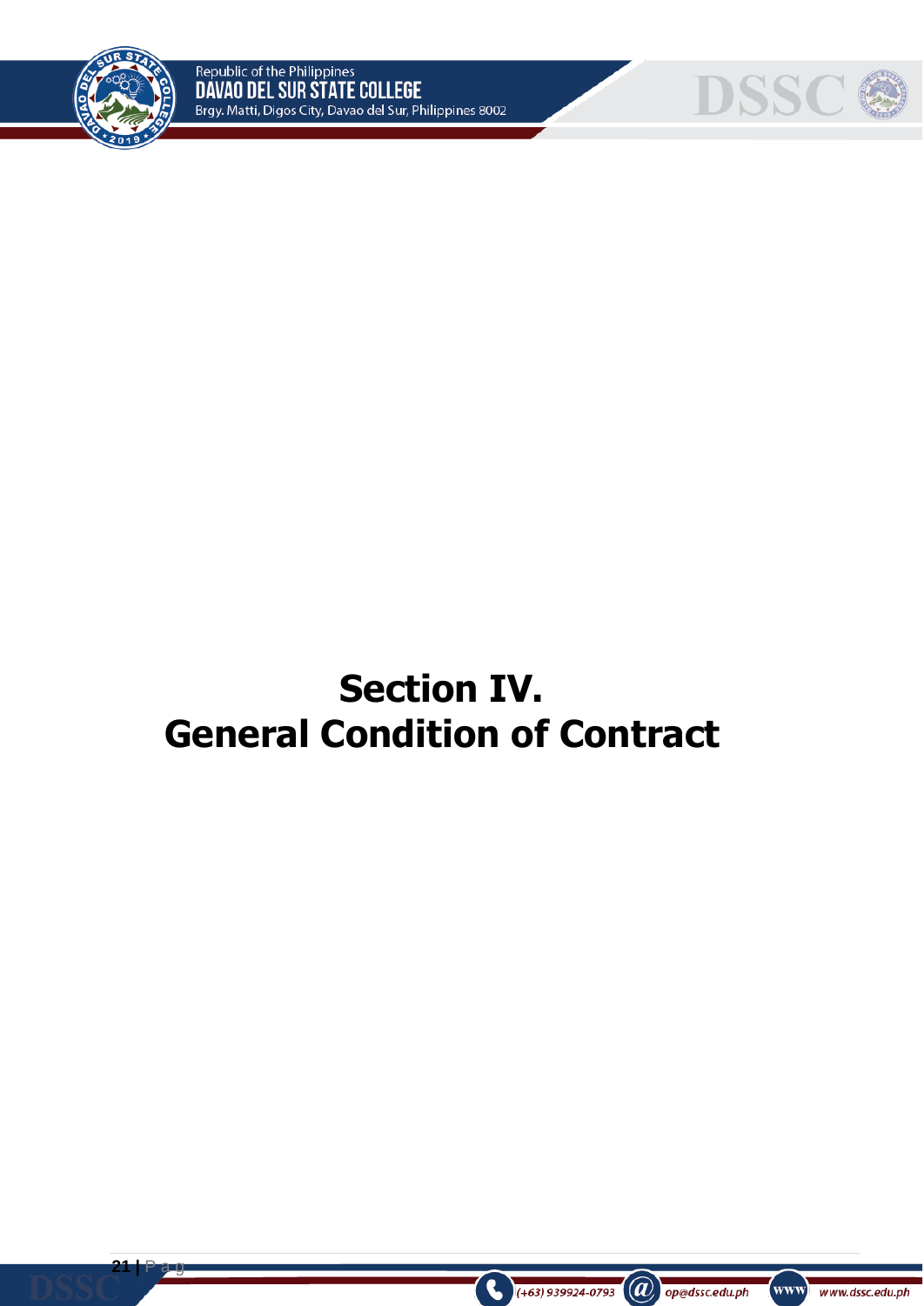# Section IV.
# General Condition of Contract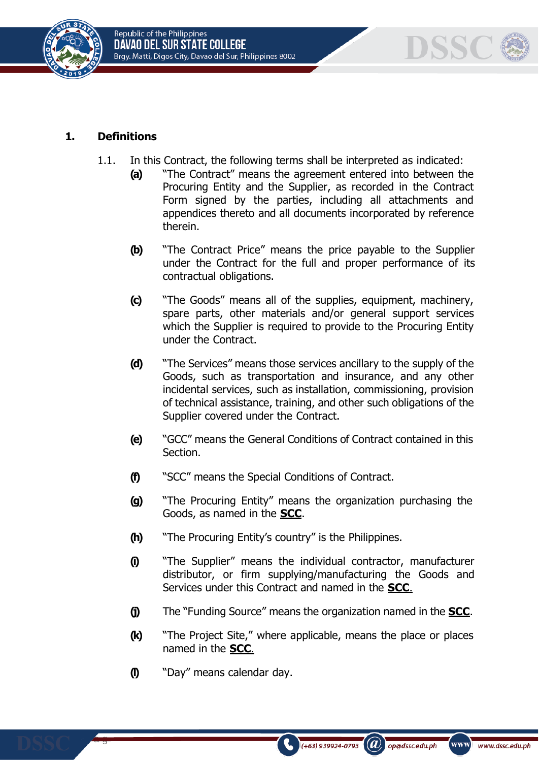## 1. Definitions

1.1. In this Contract, the following terms shall be interpreted as indicated:

**(a)** "The Contract" means the agreement entered into between the Procuring Entity and the Supplier, as recorded in the Contract Form signed by the parties, including all attachments and appendices thereto and all documents incorporated by reference therein.

**(b)** "The Contract Price" means the price payable to the Supplier under the Contract for the full and proper performance of its contractual obligations.

**(c)** "The Goods" means all of the supplies, equipment, machinery, spare parts, other materials and/or general support services which the Supplier is required to provide to the Procuring Entity under the Contract.

**(d)** "The Services" means those services ancillary to the supply of the Goods, such as transportation and insurance, and any other incidental services, such as installation, commissioning, provision of technical assistance, training, and other such obligations of the Supplier covered under the Contract.

**(e)** "GCC" means the General Conditions of Contract contained in this Section.

**(f)** "SCC" means the Special Conditions of Contract.

**(g)** "The Procuring Entity" means the organization purchasing the Goods, as named in the **SCC**.

**(h)** "The Procuring Entity's country" is the Philippines.

**(i)** "The Supplier" means the individual contractor, manufacturer distributor, or firm supplying/manufacturing the Goods and Services under this Contract and named in the **SCC**.

**(j)** The "Funding Source" means the organization named in the **SCC**.

**(k)** "The Project Site," where applicable, means the place or places named in the **SCC**.

**(l)** "Day" means calendar day.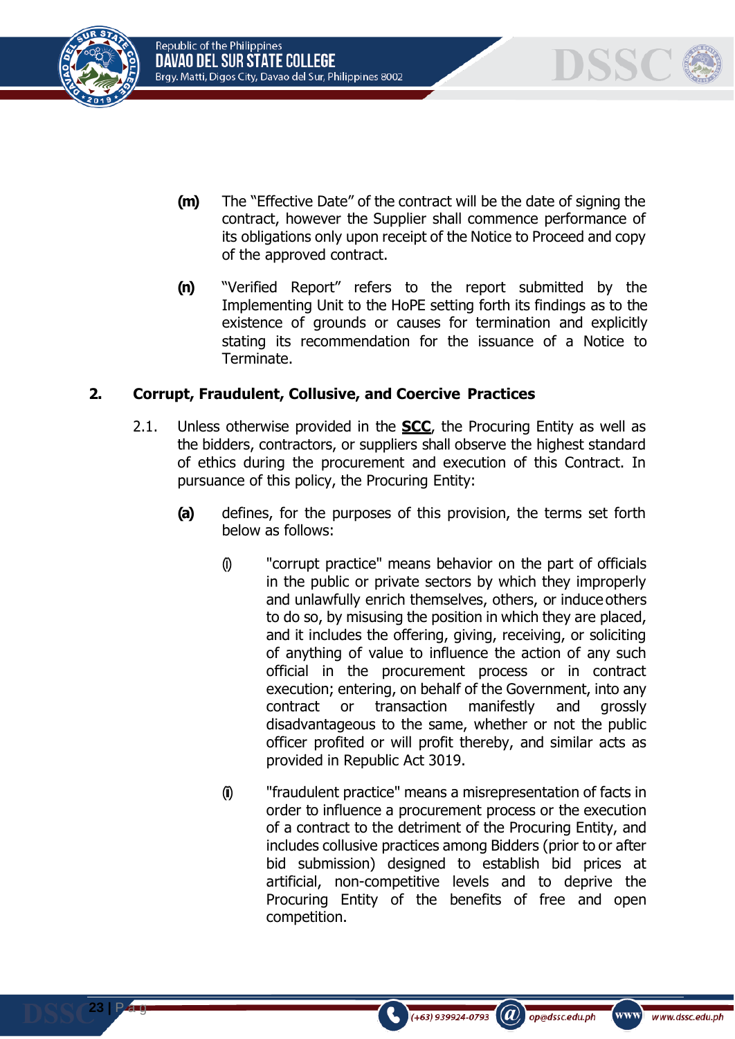**(m)** The "Effective Date" of the contract will be the date of signing the contract, however the Supplier shall commence performance of its obligations only upon receipt of the Notice to Proceed and copy of the approved contract.

**(n)** "Verified Report" refers to the report submitted by the Implementing Unit to the HoPE setting forth its findings as to the existence of grounds or causes for termination and explicitly stating its recommendation for the issuance of a Notice to Terminate.

## 2. Corrupt, Fraudulent, Collusive, and Coercive Practices

2.1. Unless otherwise provided in the **SCC**, the Procuring Entity as well as the bidders, contractors, or suppliers shall observe the highest standard of ethics during the procurement and execution of this Contract. In pursuance of this policy, the Procuring Entity:

**(a)** defines, for the purposes of this provision, the terms set forth below as follows:

(i) "corrupt practice" means behavior on the part of officials in the public or private sectors by which they improperly and unlawfully enrich themselves, others, or induce others to do so, by misusing the position in which they are placed, and it includes the offering, giving, receiving, or soliciting of anything of value to influence the action of any such official in the procurement process or in contract execution; entering, on behalf of the Government, into any contract or transaction manifestly and grossly disadvantageous to the same, whether or not the public officer profited or will profit thereby, and similar acts as provided in Republic Act 3019.

(ii) "fraudulent practice" means a misrepresentation of facts in order to influence a procurement process or the execution of a contract to the detriment of the Procuring Entity, and includes collusive practices among Bidders (prior to or after bid submission) designed to establish bid prices at artificial, non-competitive levels and to deprive the Procuring Entity of the benefits of free and open competition.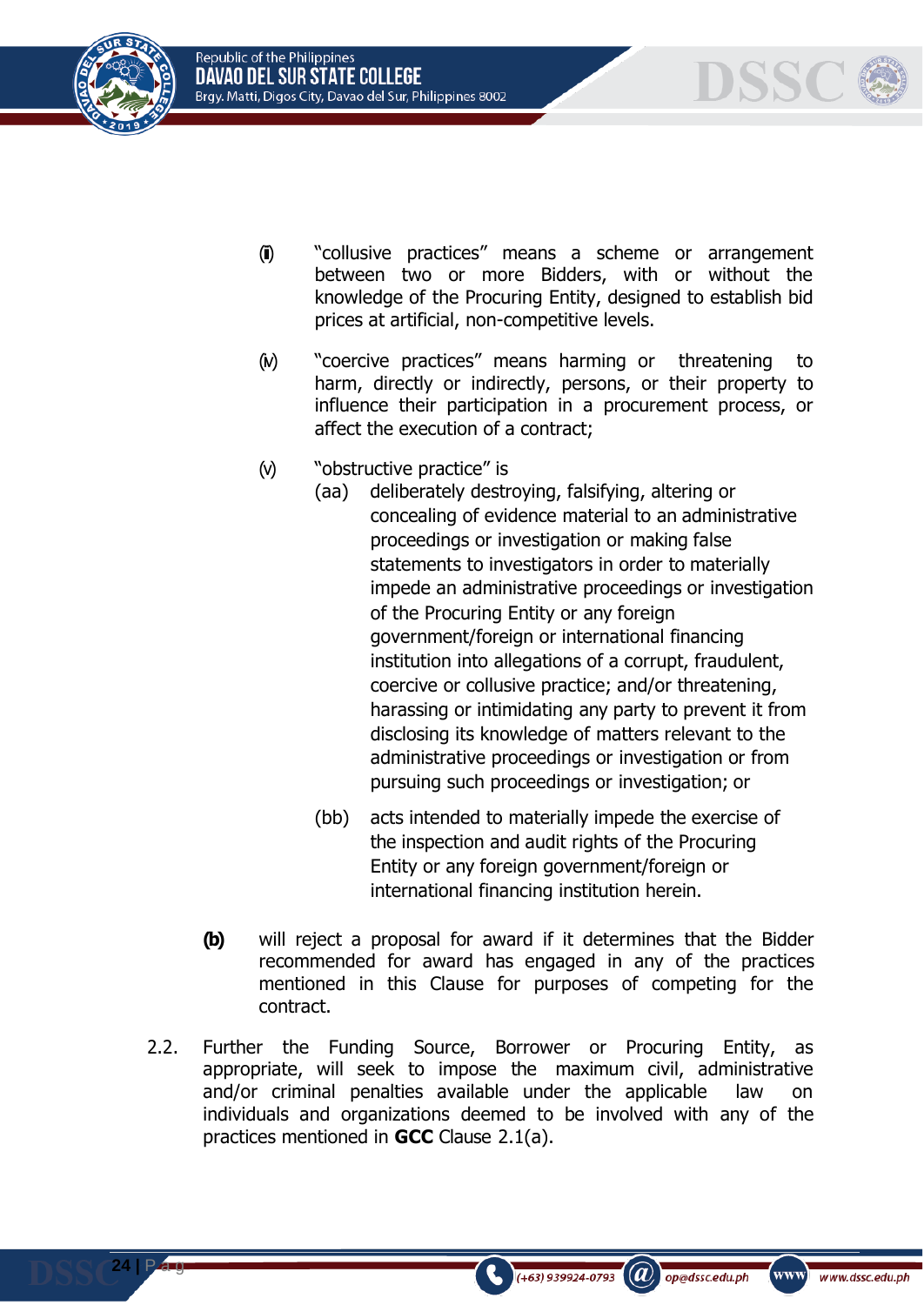(iii) "collusive practices" means a scheme or arrangement between two or more Bidders, with or without the knowledge of the Procuring Entity, designed to establish bid prices at artificial, non-competitive levels.

(iv) "coercive practices" means harming or threatening to harm, directly or indirectly, persons, or their property to influence their participation in a procurement process, or affect the execution of a contract;

(v) "obstructive practice" is

(aa) deliberately destroying, falsifying, altering or concealing of evidence material to an administrative proceedings or investigation or making false statements to investigators in order to materially impede an administrative proceedings or investigation of the Procuring Entity or any foreign government/foreign or international financing institution into allegations of a corrupt, fraudulent, coercive or collusive practice; and/or threatening, harassing or intimidating any party to prevent it from disclosing its knowledge of matters relevant to the administrative proceedings or investigation or from pursuing such proceedings or investigation; or

(bb) acts intended to materially impede the exercise of the inspection and audit rights of the Procuring Entity or any foreign government/foreign or international financing institution herein.

**(b)** will reject a proposal for award if it determines that the Bidder recommended for award has engaged in any of the practices mentioned in this Clause for purposes of competing for the contract.

2.2. Further the Funding Source, Borrower or Procuring Entity, as appropriate, will seek to impose the maximum civil, administrative and/or criminal penalties available under the applicable law on individuals and organizations deemed to be involved with any of the practices mentioned in **GCC** Clause 2.1(a).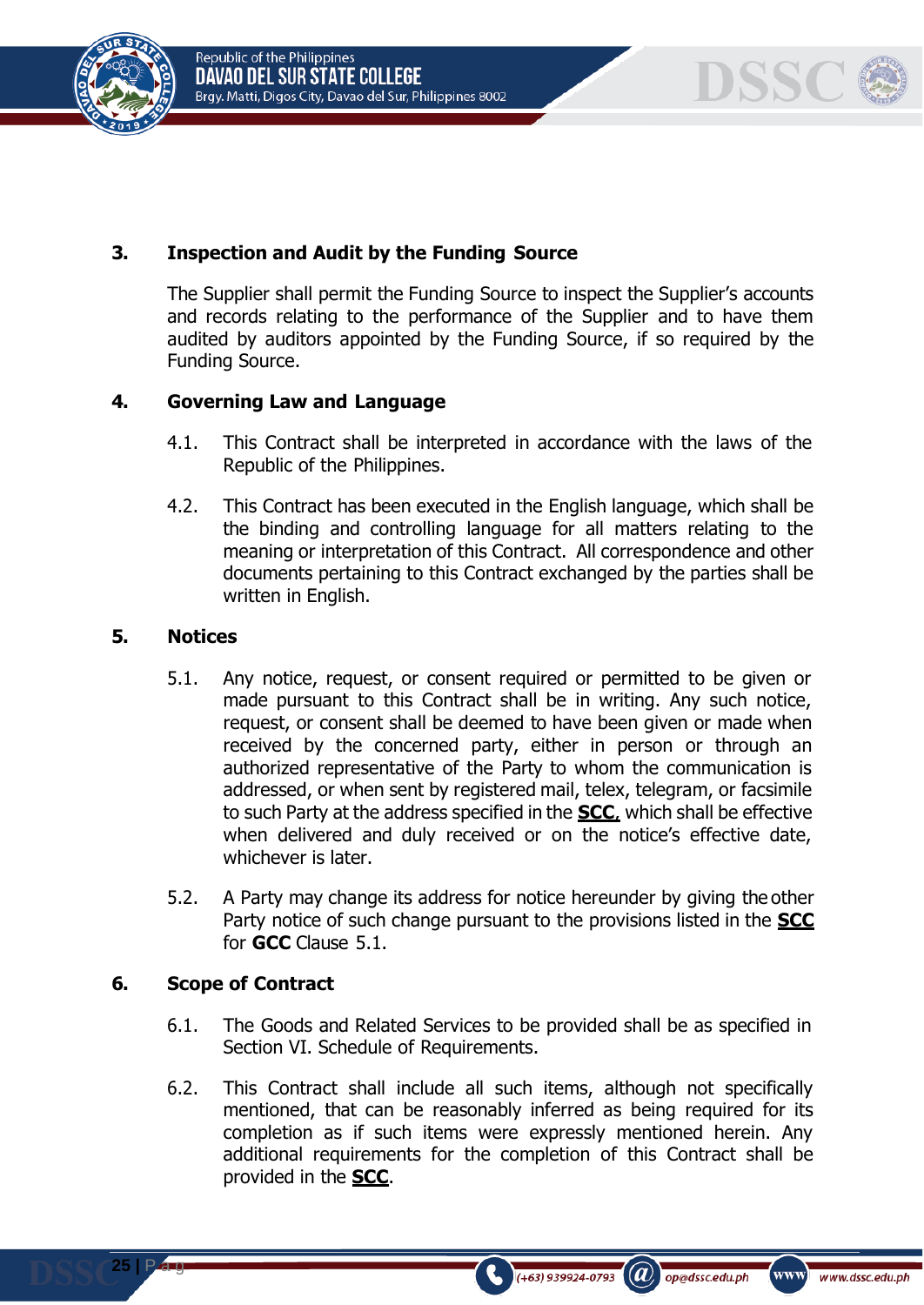## 3. Inspection and Audit by the Funding Source

The Supplier shall permit the Funding Source to inspect the Supplier's accounts and records relating to the performance of the Supplier and to have them audited by auditors appointed by the Funding Source, if so required by the Funding Source.

## 4. Governing Law and Language

4.1. This Contract shall be interpreted in accordance with the laws of the Republic of the Philippines.

4.2. This Contract has been executed in the English language, which shall be the binding and controlling language for all matters relating to the meaning or interpretation of this Contract. All correspondence and other documents pertaining to this Contract exchanged by the parties shall be written in English.

## 5. Notices

5.1. Any notice, request, or consent required or permitted to be given or made pursuant to this Contract shall be in writing. Any such notice, request, or consent shall be deemed to have been given or made when received by the concerned party, either in person or through an authorized representative of the Party to whom the communication is addressed, or when sent by registered mail, telex, telegram, or facsimile to such Party at the address specified in the **SCC**, which shall be effective when delivered and duly received or on the notice's effective date, whichever is later.

5.2. A Party may change its address for notice hereunder by giving the other Party notice of such change pursuant to the provisions listed in the **SCC** for **GCC** Clause 5.1.

## 6. Scope of Contract

6.1. The Goods and Related Services to be provided shall be as specified in Section VI. Schedule of Requirements.

6.2. This Contract shall include all such items, although not specifically mentioned, that can be reasonably inferred as being required for its completion as if such items were expressly mentioned herein. Any additional requirements for the completion of this Contract shall be provided in the **SCC**.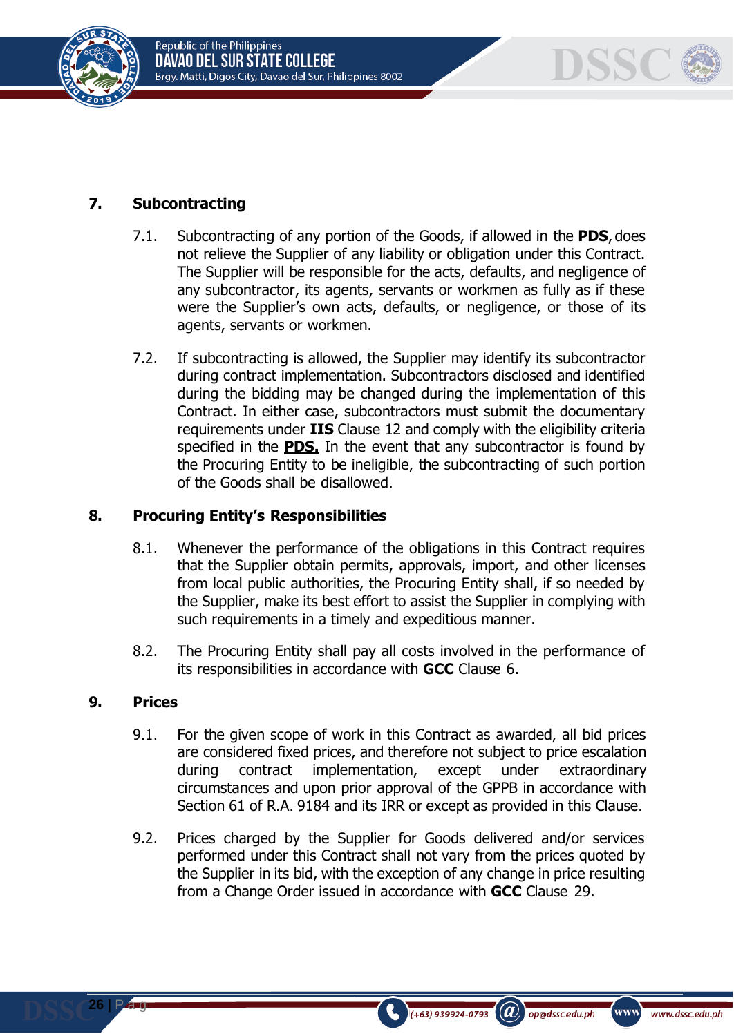## 7. Subcontracting

7.1. Subcontracting of any portion of the Goods, if allowed in the **PDS**, does not relieve the Supplier of any liability or obligation under this Contract. The Supplier will be responsible for the acts, defaults, and negligence of any subcontractor, its agents, servants or workmen as fully as if these were the Supplier's own acts, defaults, or negligence, or those of its agents, servants or workmen.

7.2. If subcontracting is allowed, the Supplier may identify its subcontractor during contract implementation. Subcontractors disclosed and identified during the bidding may be changed during the implementation of this Contract. In either case, subcontractors must submit the documentary requirements under **IIS** Clause 12 and comply with the eligibility criteria specified in the **PDS.** In the event that any subcontractor is found by the Procuring Entity to be ineligible, the subcontracting of such portion of the Goods shall be disallowed.

## 8. Procuring Entity's Responsibilities

8.1. Whenever the performance of the obligations in this Contract requires that the Supplier obtain permits, approvals, import, and other licenses from local public authorities, the Procuring Entity shall, if so needed by the Supplier, make its best effort to assist the Supplier in complying with such requirements in a timely and expeditious manner.

8.2. The Procuring Entity shall pay all costs involved in the performance of its responsibilities in accordance with **GCC** Clause 6.

## 9. Prices

9.1. For the given scope of work in this Contract as awarded, all bid prices are considered fixed prices, and therefore not subject to price escalation during contract implementation, except under extraordinary circumstances and upon prior approval of the GPPB in accordance with Section 61 of R.A. 9184 and its IRR or except as provided in this Clause.

9.2. Prices charged by the Supplier for Goods delivered and/or services performed under this Contract shall not vary from the prices quoted by the Supplier in its bid, with the exception of any change in price resulting from a Change Order issued in accordance with **GCC** Clause 29.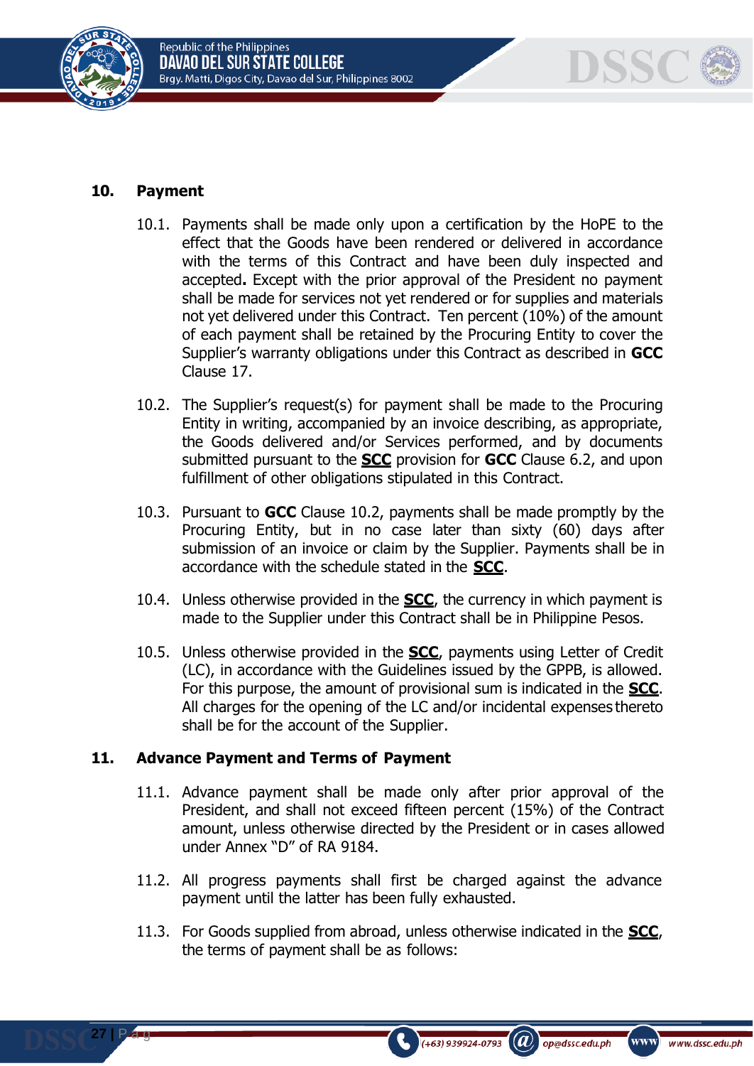## 10. Payment

10.1. Payments shall be made only upon a certification by the HoPE to the effect that the Goods have been rendered or delivered in accordance with the terms of this Contract and have been duly inspected and accepted**.** Except with the prior approval of the President no payment shall be made for services not yet rendered or for supplies and materials not yet delivered under this Contract. Ten percent (10%) of the amount of each payment shall be retained by the Procuring Entity to cover the Supplier's warranty obligations under this Contract as described in **GCC** Clause 17.

10.2. The Supplier's request(s) for payment shall be made to the Procuring Entity in writing, accompanied by an invoice describing, as appropriate, the Goods delivered and/or Services performed, and by documents submitted pursuant to the **SCC** provision for **GCC** Clause 6.2, and upon fulfillment of other obligations stipulated in this Contract.

10.3. Pursuant to **GCC** Clause 10.2, payments shall be made promptly by the Procuring Entity, but in no case later than sixty (60) days after submission of an invoice or claim by the Supplier. Payments shall be in accordance with the schedule stated in the **SCC**.

10.4. Unless otherwise provided in the **SCC**, the currency in which payment is made to the Supplier under this Contract shall be in Philippine Pesos.

10.5. Unless otherwise provided in the **SCC**, payments using Letter of Credit (LC), in accordance with the Guidelines issued by the GPPB, is allowed. For this purpose, the amount of provisional sum is indicated in the **SCC**. All charges for the opening of the LC and/or incidental expenses thereto shall be for the account of the Supplier.

## 11. Advance Payment and Terms of Payment

11.1. Advance payment shall be made only after prior approval of the President, and shall not exceed fifteen percent (15%) of the Contract amount, unless otherwise directed by the President or in cases allowed under Annex "D" of RA 9184.

11.2. All progress payments shall first be charged against the advance payment until the latter has been fully exhausted.

11.3. For Goods supplied from abroad, unless otherwise indicated in the **SCC**, the terms of payment shall be as follows: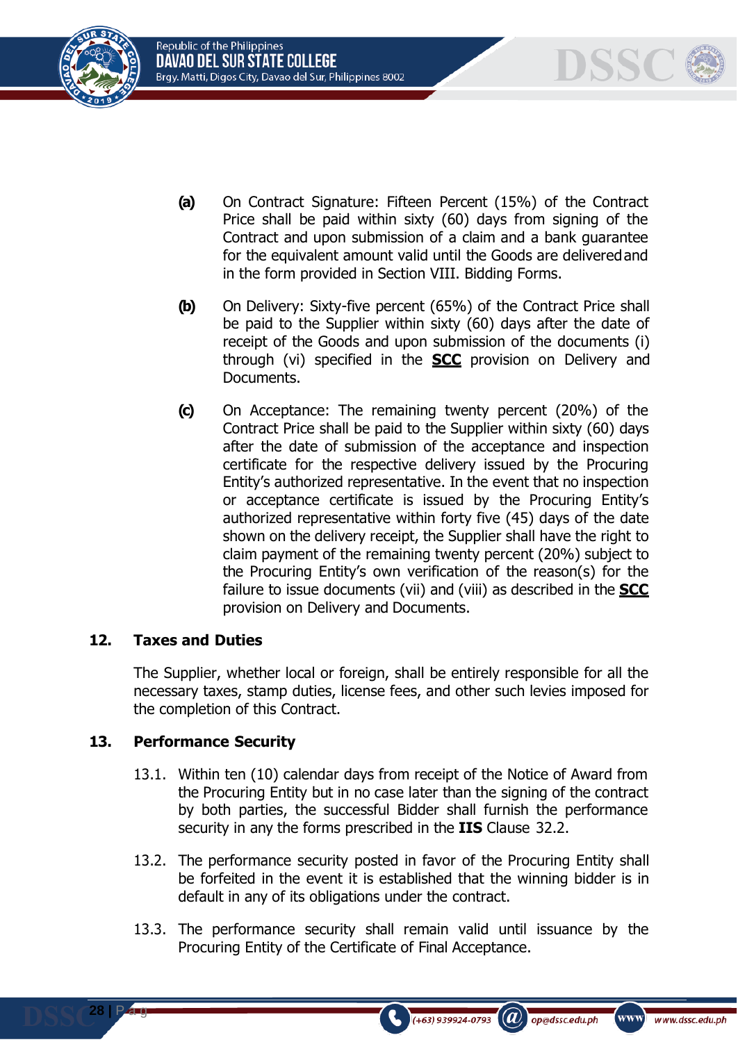**(a)** On Contract Signature: Fifteen Percent (15%) of the Contract Price shall be paid within sixty (60) days from signing of the Contract and upon submission of a claim and a bank guarantee for the equivalent amount valid until the Goods are delivered and in the form provided in Section VIII. Bidding Forms.

**(b)** On Delivery: Sixty-five percent (65%) of the Contract Price shall be paid to the Supplier within sixty (60) days after the date of receipt of the Goods and upon submission of the documents (i) through (vi) specified in the **SCC** provision on Delivery and Documents.

**(c)** On Acceptance: The remaining twenty percent (20%) of the Contract Price shall be paid to the Supplier within sixty (60) days after the date of submission of the acceptance and inspection certificate for the respective delivery issued by the Procuring Entity's authorized representative. In the event that no inspection or acceptance certificate is issued by the Procuring Entity's authorized representative within forty five (45) days of the date shown on the delivery receipt, the Supplier shall have the right to claim payment of the remaining twenty percent (20%) subject to the Procuring Entity's own verification of the reason(s) for the failure to issue documents (vii) and (viii) as described in the **SCC** provision on Delivery and Documents.

## 12. Taxes and Duties

The Supplier, whether local or foreign, shall be entirely responsible for all the necessary taxes, stamp duties, license fees, and other such levies imposed for the completion of this Contract.

## 13. Performance Security

13.1. Within ten (10) calendar days from receipt of the Notice of Award from the Procuring Entity but in no case later than the signing of the contract by both parties, the successful Bidder shall furnish the performance security in any the forms prescribed in the **IIS** Clause 32.2.

13.2. The performance security posted in favor of the Procuring Entity shall be forfeited in the event it is established that the winning bidder is in default in any of its obligations under the contract.

13.3. The performance security shall remain valid until issuance by the Procuring Entity of the Certificate of Final Acceptance.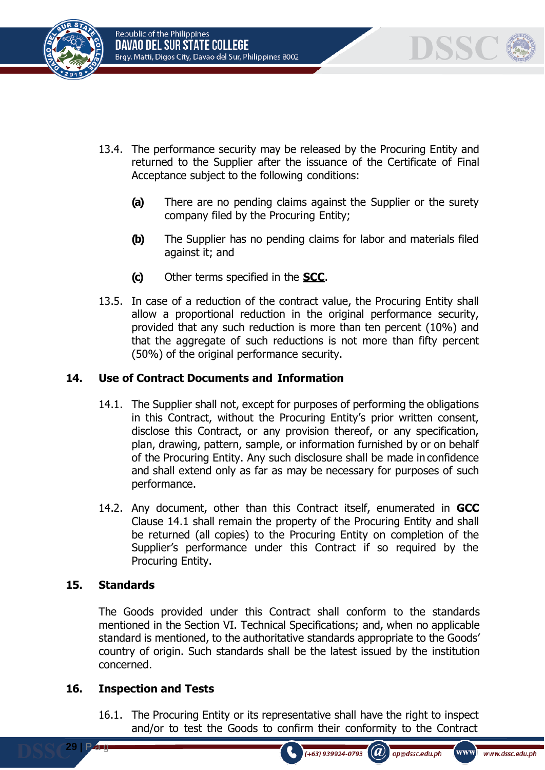13.4. The performance security may be released by the Procuring Entity and returned to the Supplier after the issuance of the Certificate of Final Acceptance subject to the following conditions:

- **(a)** There are no pending claims against the Supplier or the surety company filed by the Procuring Entity;
- **(b)** The Supplier has no pending claims for labor and materials filed against it; and
- **(c)** Other terms specified in the **SCC**.

13.5. In case of a reduction of the contract value, the Procuring Entity shall allow a proportional reduction in the original performance security, provided that any such reduction is more than ten percent (10%) and that the aggregate of such reductions is not more than fifty percent (50%) of the original performance security.

## 14. Use of Contract Documents and Information

14.1. The Supplier shall not, except for purposes of performing the obligations in this Contract, without the Procuring Entity's prior written consent, disclose this Contract, or any provision thereof, or any specification, plan, drawing, pattern, sample, or information furnished by or on behalf of the Procuring Entity. Any such disclosure shall be made in confidence and shall extend only as far as may be necessary for purposes of such performance.

14.2. Any document, other than this Contract itself, enumerated in **GCC** Clause 14.1 shall remain the property of the Procuring Entity and shall be returned (all copies) to the Procuring Entity on completion of the Supplier's performance under this Contract if so required by the Procuring Entity.

## 15. Standards

The Goods provided under this Contract shall conform to the standards mentioned in the Section VI. Technical Specifications; and, when no applicable standard is mentioned, to the authoritative standards appropriate to the Goods' country of origin. Such standards shall be the latest issued by the institution concerned.

## 16. Inspection and Tests

16.1. The Procuring Entity or its representative shall have the right to inspect and/or to test the Goods to confirm their conformity to the Contract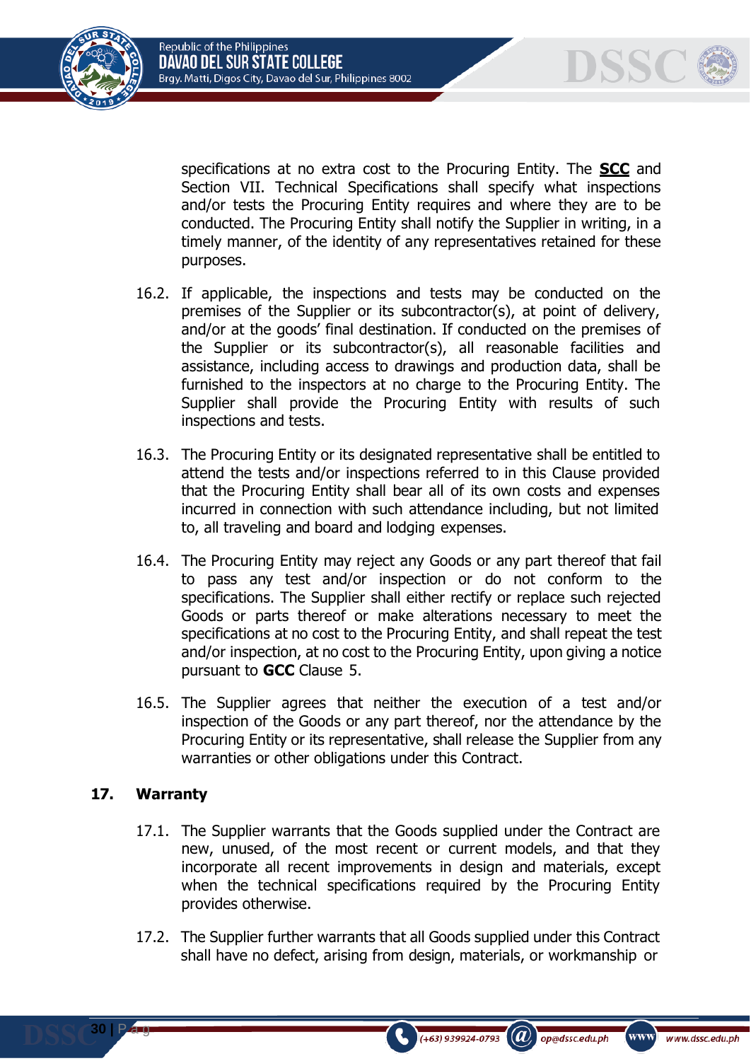specifications at no extra cost to the Procuring Entity. The **SCC** and Section VII. Technical Specifications shall specify what inspections and/or tests the Procuring Entity requires and where they are to be conducted. The Procuring Entity shall notify the Supplier in writing, in a timely manner, of the identity of any representatives retained for these purposes.

16.2. If applicable, the inspections and tests may be conducted on the premises of the Supplier or its subcontractor(s), at point of delivery, and/or at the goods' final destination. If conducted on the premises of the Supplier or its subcontractor(s), all reasonable facilities and assistance, including access to drawings and production data, shall be furnished to the inspectors at no charge to the Procuring Entity. The Supplier shall provide the Procuring Entity with results of such inspections and tests.

16.3. The Procuring Entity or its designated representative shall be entitled to attend the tests and/or inspections referred to in this Clause provided that the Procuring Entity shall bear all of its own costs and expenses incurred in connection with such attendance including, but not limited to, all traveling and board and lodging expenses.

16.4. The Procuring Entity may reject any Goods or any part thereof that fail to pass any test and/or inspection or do not conform to the specifications. The Supplier shall either rectify or replace such rejected Goods or parts thereof or make alterations necessary to meet the specifications at no cost to the Procuring Entity, and shall repeat the test and/or inspection, at no cost to the Procuring Entity, upon giving a notice pursuant to **GCC** Clause 5.

16.5. The Supplier agrees that neither the execution of a test and/or inspection of the Goods or any part thereof, nor the attendance by the Procuring Entity or its representative, shall release the Supplier from any warranties or other obligations under this Contract.

## 17. Warranty

17.1. The Supplier warrants that the Goods supplied under the Contract are new, unused, of the most recent or current models, and that they incorporate all recent improvements in design and materials, except when the technical specifications required by the Procuring Entity provides otherwise.

17.2. The Supplier further warrants that all Goods supplied under this Contract shall have no defect, arising from design, materials, or workmanship or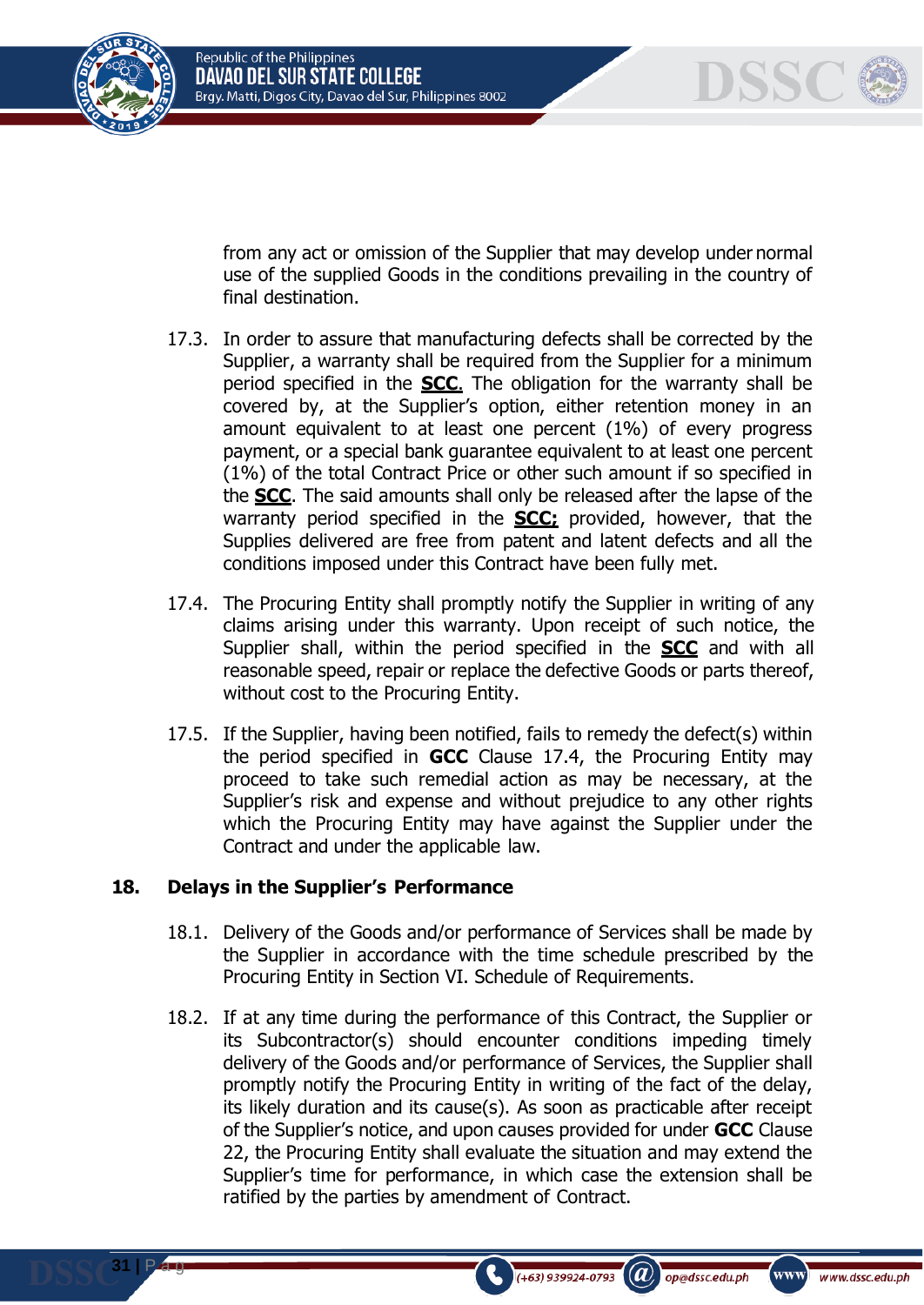from any act or omission of the Supplier that may develop under normal use of the supplied Goods in the conditions prevailing in the country of final destination.

17.3. In order to assure that manufacturing defects shall be corrected by the Supplier, a warranty shall be required from the Supplier for a minimum period specified in the **SCC**. The obligation for the warranty shall be covered by, at the Supplier's option, either retention money in an amount equivalent to at least one percent (1%) of every progress payment, or a special bank guarantee equivalent to at least one percent (1%) of the total Contract Price or other such amount if so specified in the **SCC**. The said amounts shall only be released after the lapse of the warranty period specified in the **SCC;** provided, however, that the Supplies delivered are free from patent and latent defects and all the conditions imposed under this Contract have been fully met.

17.4. The Procuring Entity shall promptly notify the Supplier in writing of any claims arising under this warranty. Upon receipt of such notice, the Supplier shall, within the period specified in the **SCC** and with all reasonable speed, repair or replace the defective Goods or parts thereof, without cost to the Procuring Entity.

17.5. If the Supplier, having been notified, fails to remedy the defect(s) within the period specified in **GCC** Clause 17.4, the Procuring Entity may proceed to take such remedial action as may be necessary, at the Supplier's risk and expense and without prejudice to any other rights which the Procuring Entity may have against the Supplier under the Contract and under the applicable law.

## 18. Delays in the Supplier's Performance

18.1. Delivery of the Goods and/or performance of Services shall be made by the Supplier in accordance with the time schedule prescribed by the Procuring Entity in Section VI. Schedule of Requirements.

18.2. If at any time during the performance of this Contract, the Supplier or its Subcontractor(s) should encounter conditions impeding timely delivery of the Goods and/or performance of Services, the Supplier shall promptly notify the Procuring Entity in writing of the fact of the delay, its likely duration and its cause(s). As soon as practicable after receipt of the Supplier's notice, and upon causes provided for under **GCC** Clause 22, the Procuring Entity shall evaluate the situation and may extend the Supplier's time for performance, in which case the extension shall be ratified by the parties by amendment of Contract.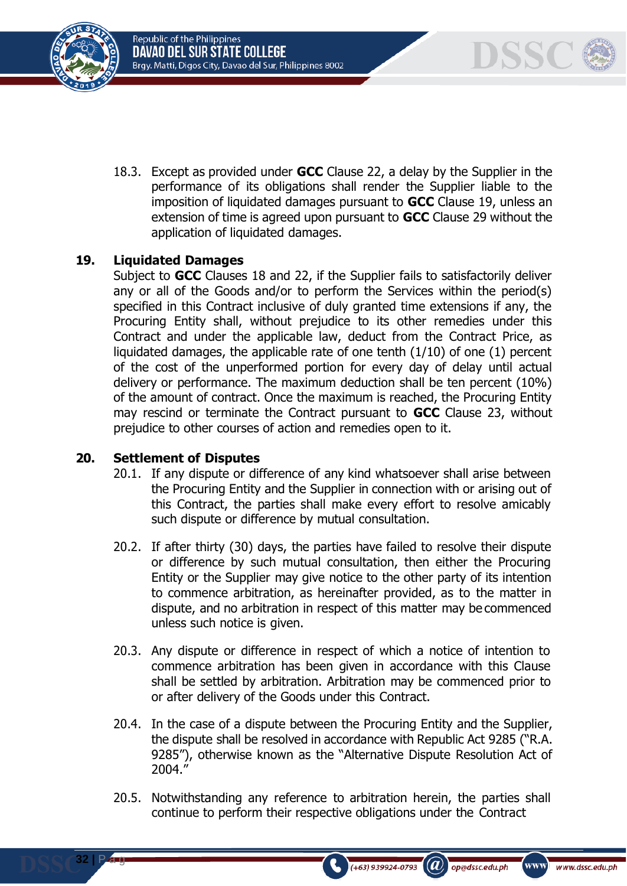18.3. Except as provided under **GCC** Clause 22, a delay by the Supplier in the performance of its obligations shall render the Supplier liable to the imposition of liquidated damages pursuant to **GCC** Clause 19, unless an extension of time is agreed upon pursuant to **GCC** Clause 29 without the application of liquidated damages.

## 19. Liquidated Damages

Subject to **GCC** Clauses 18 and 22, if the Supplier fails to satisfactorily deliver any or all of the Goods and/or to perform the Services within the period(s) specified in this Contract inclusive of duly granted time extensions if any, the Procuring Entity shall, without prejudice to its other remedies under this Contract and under the applicable law, deduct from the Contract Price, as liquidated damages, the applicable rate of one tenth (1/10) of one (1) percent of the cost of the unperformed portion for every day of delay until actual delivery or performance. The maximum deduction shall be ten percent (10%) of the amount of contract. Once the maximum is reached, the Procuring Entity may rescind or terminate the Contract pursuant to **GCC** Clause 23, without prejudice to other courses of action and remedies open to it.

## 20. Settlement of Disputes

20.1. If any dispute or difference of any kind whatsoever shall arise between the Procuring Entity and the Supplier in connection with or arising out of this Contract, the parties shall make every effort to resolve amicably such dispute or difference by mutual consultation.

20.2. If after thirty (30) days, the parties have failed to resolve their dispute or difference by such mutual consultation, then either the Procuring Entity or the Supplier may give notice to the other party of its intention to commence arbitration, as hereinafter provided, as to the matter in dispute, and no arbitration in respect of this matter may be commenced unless such notice is given.

20.3. Any dispute or difference in respect of which a notice of intention to commence arbitration has been given in accordance with this Clause shall be settled by arbitration. Arbitration may be commenced prior to or after delivery of the Goods under this Contract.

20.4. In the case of a dispute between the Procuring Entity and the Supplier, the dispute shall be resolved in accordance with Republic Act 9285 ("R.A. 9285"), otherwise known as the "Alternative Dispute Resolution Act of 2004."

20.5. Notwithstanding any reference to arbitration herein, the parties shall continue to perform their respective obligations under the Contract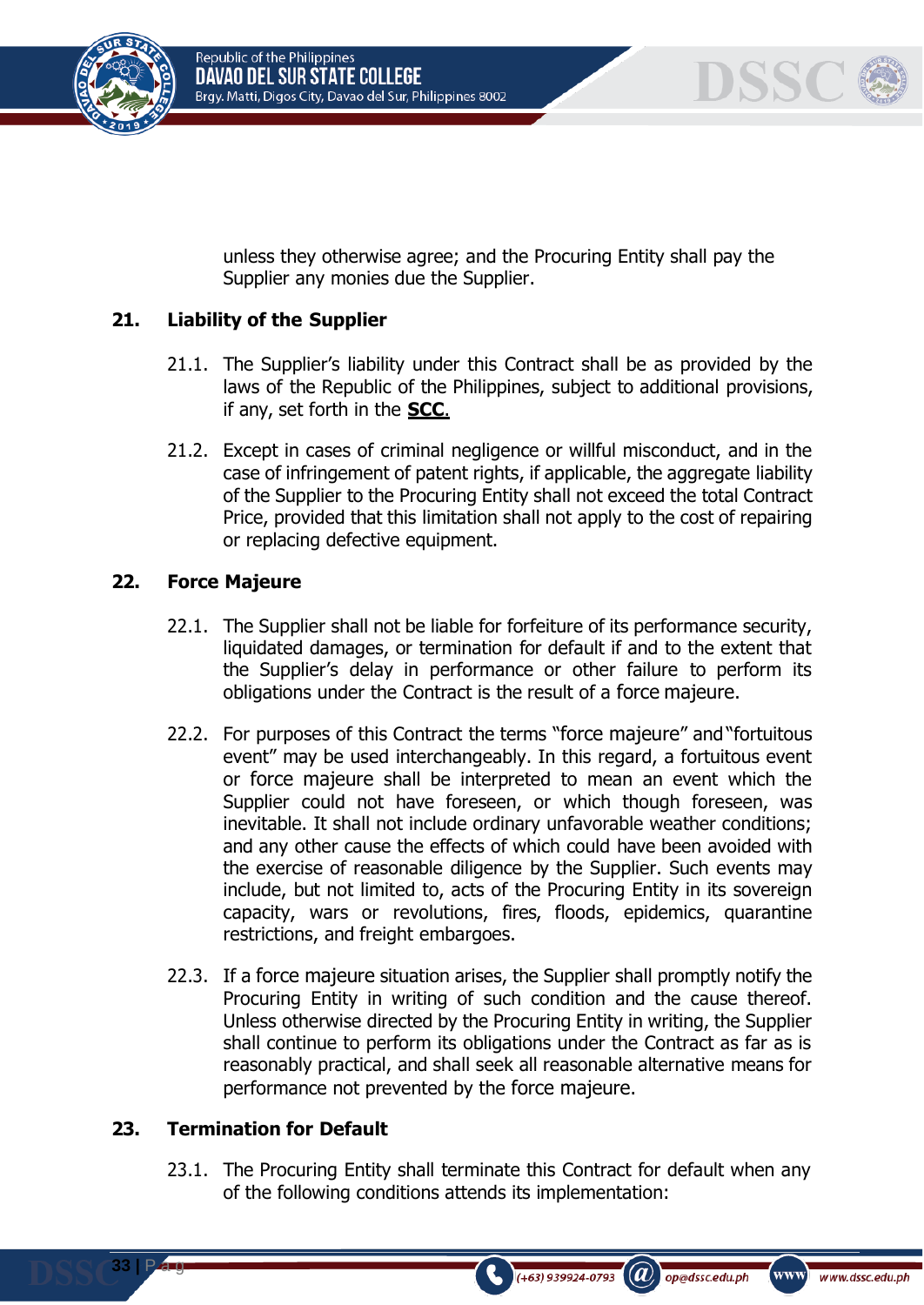unless they otherwise agree; and the Procuring Entity shall pay the Supplier any monies due the Supplier.

## 21. Liability of the Supplier

21.1. The Supplier's liability under this Contract shall be as provided by the laws of the Republic of the Philippines, subject to additional provisions, if any, set forth in the **SCC**.

21.2. Except in cases of criminal negligence or willful misconduct, and in the case of infringement of patent rights, if applicable, the aggregate liability of the Supplier to the Procuring Entity shall not exceed the total Contract Price, provided that this limitation shall not apply to the cost of repairing or replacing defective equipment.

## 22. Force Majeure

22.1. The Supplier shall not be liable for forfeiture of its performance security, liquidated damages, or termination for default if and to the extent that the Supplier's delay in performance or other failure to perform its obligations under the Contract is the result of a force majeure.

22.2. For purposes of this Contract the terms "force majeure" and "fortuitous event" may be used interchangeably. In this regard, a fortuitous event or force majeure shall be interpreted to mean an event which the Supplier could not have foreseen, or which though foreseen, was inevitable. It shall not include ordinary unfavorable weather conditions; and any other cause the effects of which could have been avoided with the exercise of reasonable diligence by the Supplier. Such events may include, but not limited to, acts of the Procuring Entity in its sovereign capacity, wars or revolutions, fires, floods, epidemics, quarantine restrictions, and freight embargoes.

22.3. If a force majeure situation arises, the Supplier shall promptly notify the Procuring Entity in writing of such condition and the cause thereof. Unless otherwise directed by the Procuring Entity in writing, the Supplier shall continue to perform its obligations under the Contract as far as is reasonably practical, and shall seek all reasonable alternative means for performance not prevented by the force majeure.

## 23. Termination for Default

23.1. The Procuring Entity shall terminate this Contract for default when any of the following conditions attends its implementation: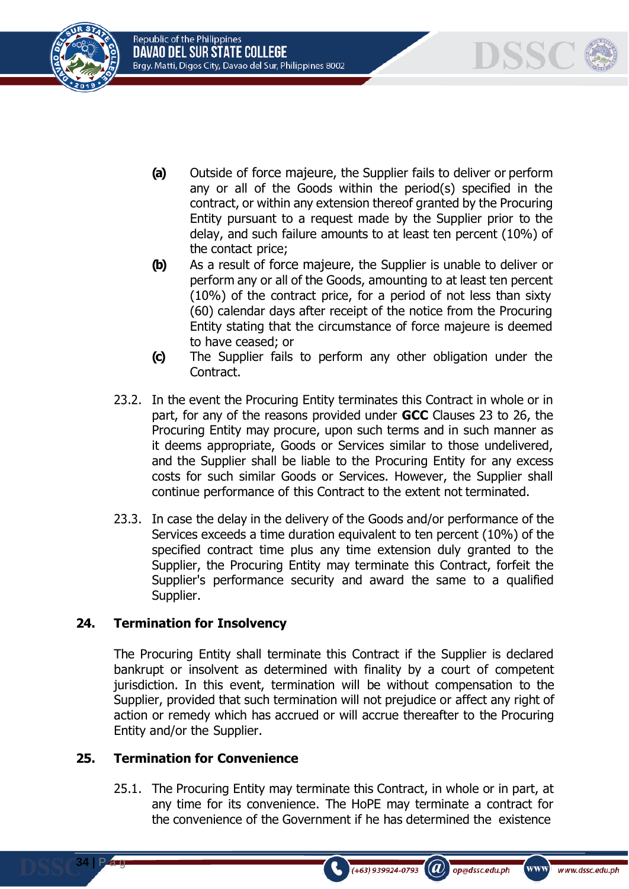(a) Outside of force majeure, the Supplier fails to deliver or perform any or all of the Goods within the period(s) specified in the contract, or within any extension thereof granted by the Procuring Entity pursuant to a request made by the Supplier prior to the delay, and such failure amounts to at least ten percent (10%) of the contact price;

(b) As a result of force majeure, the Supplier is unable to deliver or perform any or all of the Goods, amounting to at least ten percent (10%) of the contract price, for a period of not less than sixty (60) calendar days after receipt of the notice from the Procuring Entity stating that the circumstance of force majeure is deemed to have ceased; or

(c) The Supplier fails to perform any other obligation under the Contract.

23.2. In the event the Procuring Entity terminates this Contract in whole or in part, for any of the reasons provided under **GCC** Clauses 23 to 26, the Procuring Entity may procure, upon such terms and in such manner as it deems appropriate, Goods or Services similar to those undelivered, and the Supplier shall be liable to the Procuring Entity for any excess costs for such similar Goods or Services. However, the Supplier shall continue performance of this Contract to the extent not terminated.

23.3. In case the delay in the delivery of the Goods and/or performance of the Services exceeds a time duration equivalent to ten percent (10%) of the specified contract time plus any time extension duly granted to the Supplier, the Procuring Entity may terminate this Contract, forfeit the Supplier's performance security and award the same to a qualified Supplier.

## 24. Termination for Insolvency

The Procuring Entity shall terminate this Contract if the Supplier is declared bankrupt or insolvent as determined with finality by a court of competent jurisdiction. In this event, termination will be without compensation to the Supplier, provided that such termination will not prejudice or affect any right of action or remedy which has accrued or will accrue thereafter to the Procuring Entity and/or the Supplier.

## 25. Termination for Convenience

25.1. The Procuring Entity may terminate this Contract, in whole or in part, at any time for its convenience. The HoPE may terminate a contract for the convenience of the Government if he has determined the existence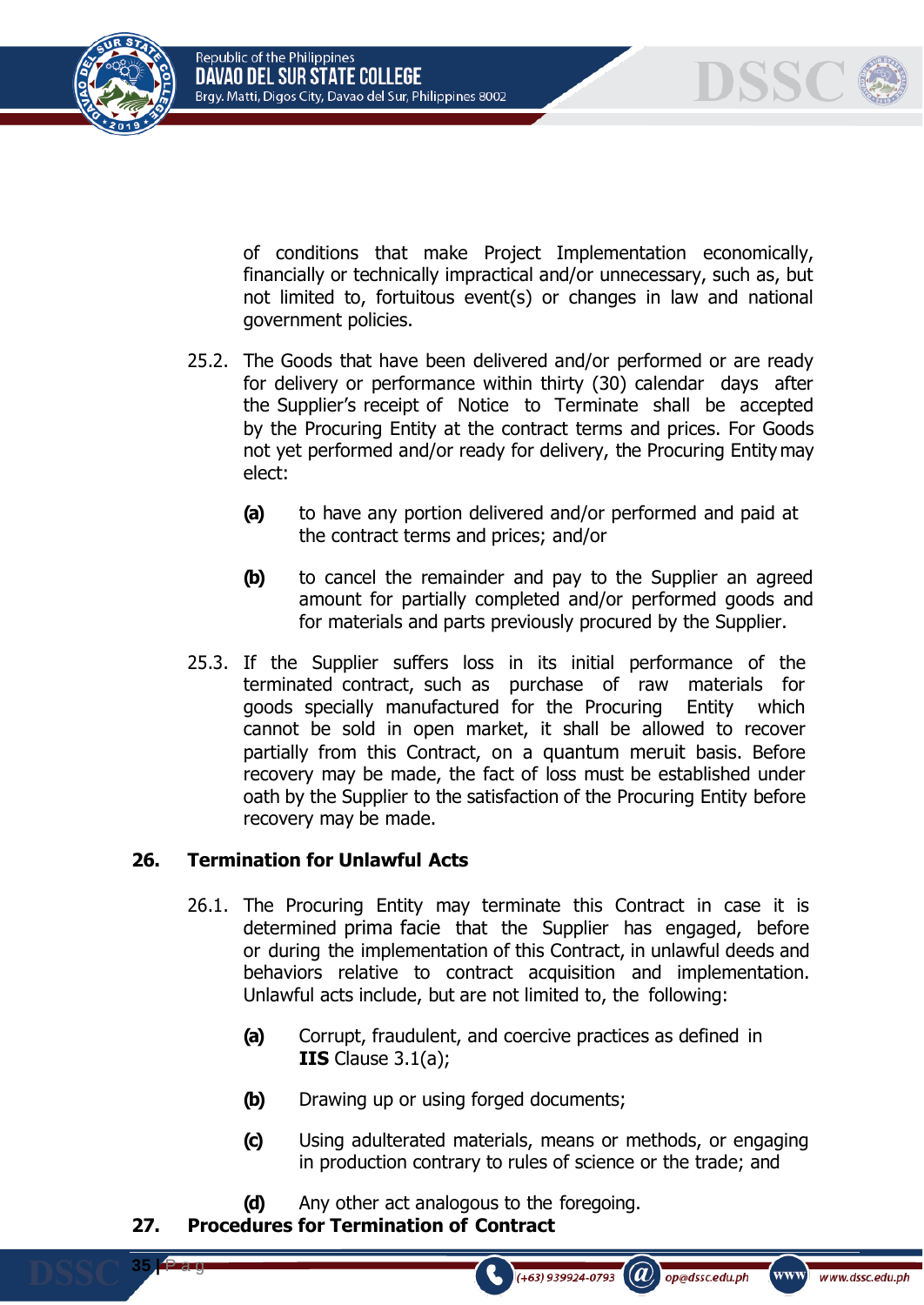of conditions that make Project Implementation economically, financially or technically impractical and/or unnecessary, such as, but not limited to, fortuitous event(s) or changes in law and national government policies.

25.2. The Goods that have been delivered and/or performed or are ready for delivery or performance within thirty (30) calendar days after the Supplier's receipt of Notice to Terminate shall be accepted by the Procuring Entity at the contract terms and prices. For Goods not yet performed and/or ready for delivery, the Procuring Entity may elect:

**(a)** to have any portion delivered and/or performed and paid at the contract terms and prices; and/or

**(b)** to cancel the remainder and pay to the Supplier an agreed amount for partially completed and/or performed goods and for materials and parts previously procured by the Supplier.

25.3. If the Supplier suffers loss in its initial performance of the terminated contract, such as purchase of raw materials for goods specially manufactured for the Procuring Entity which cannot be sold in open market, it shall be allowed to recover partially from this Contract, on a quantum meruit basis. Before recovery may be made, the fact of loss must be established under oath by the Supplier to the satisfaction of the Procuring Entity before recovery may be made.

**26. Termination for Unlawful Acts**

26.1. The Procuring Entity may terminate this Contract in case it is determined prima facie that the Supplier has engaged, before or during the implementation of this Contract, in unlawful deeds and behaviors relative to contract acquisition and implementation. Unlawful acts include, but are not limited to, the following:

**(a)** Corrupt, fraudulent, and coercive practices as defined in **IIS** Clause 3.1(a);

**(b)** Drawing up or using forged documents;

**(c)** Using adulterated materials, means or methods, or engaging in production contrary to rules of science or the trade; and

**(d)** Any other act analogous to the foregoing.

**27. Procedures for Termination of Contract**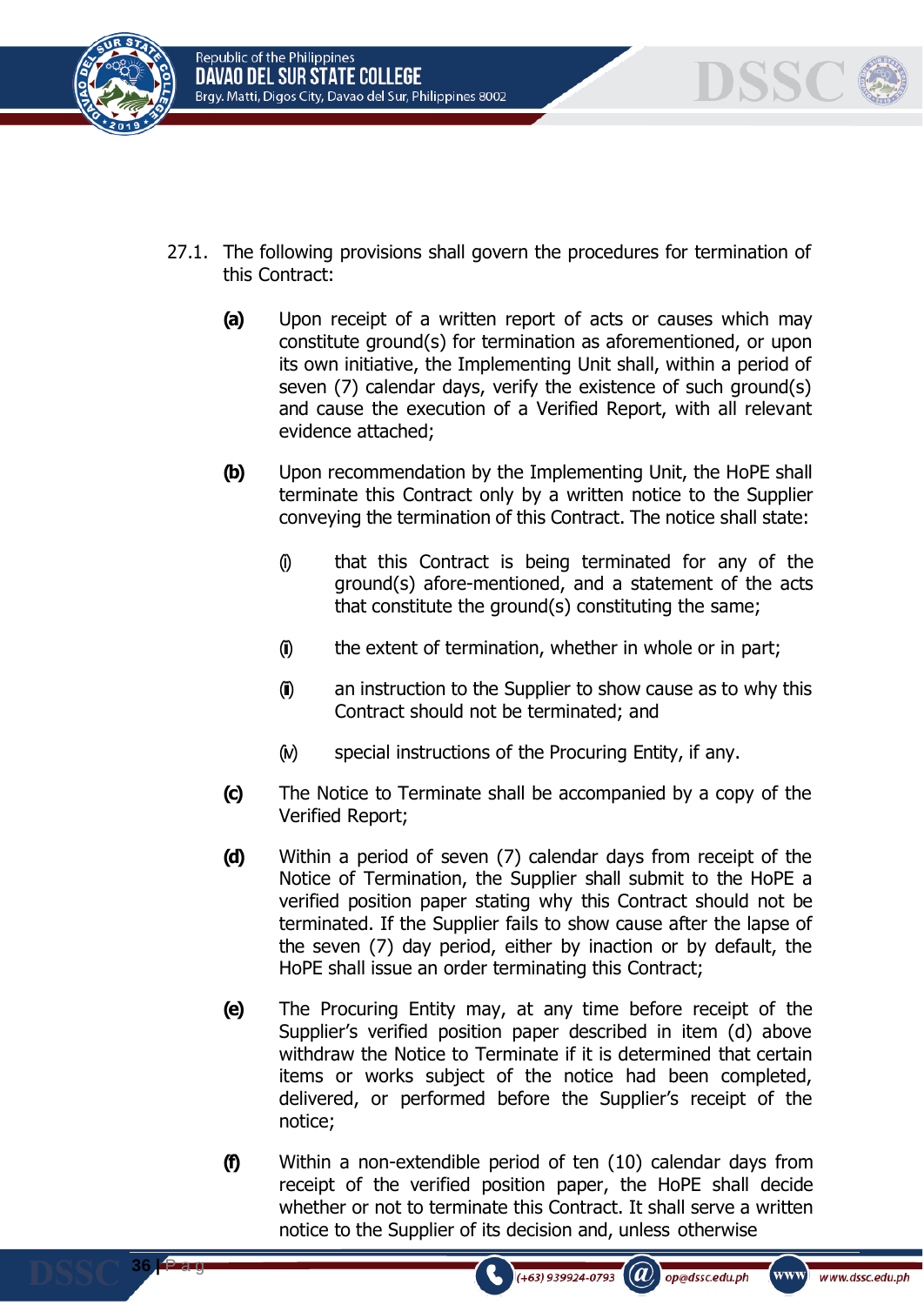27.1. The following provisions shall govern the procedures for termination of this Contract:

**(a)** Upon receipt of a written report of acts or causes which may constitute ground(s) for termination as aforementioned, or upon its own initiative, the Implementing Unit shall, within a period of seven (7) calendar days, verify the existence of such ground(s) and cause the execution of a Verified Report, with all relevant evidence attached;

**(b)** Upon recommendation by the Implementing Unit, the HoPE shall terminate this Contract only by a written notice to the Supplier conveying the termination of this Contract. The notice shall state:

(i) that this Contract is being terminated for any of the ground(s) afore-mentioned, and a statement of the acts that constitute the ground(s) constituting the same;

(ii) the extent of termination, whether in whole or in part;

(iii) an instruction to the Supplier to show cause as to why this Contract should not be terminated; and

(iv) special instructions of the Procuring Entity, if any.

**(c)** The Notice to Terminate shall be accompanied by a copy of the Verified Report;

**(d)** Within a period of seven (7) calendar days from receipt of the Notice of Termination, the Supplier shall submit to the HoPE a verified position paper stating why this Contract should not be terminated. If the Supplier fails to show cause after the lapse of the seven (7) day period, either by inaction or by default, the HoPE shall issue an order terminating this Contract;

**(e)** The Procuring Entity may, at any time before receipt of the Supplier's verified position paper described in item (d) above withdraw the Notice to Terminate if it is determined that certain items or works subject of the notice had been completed, delivered, or performed before the Supplier's receipt of the notice;

**(f)** Within a non-extendible period of ten (10) calendar days from receipt of the verified position paper, the HoPE shall decide whether or not to terminate this Contract. It shall serve a written notice to the Supplier of its decision and, unless otherwise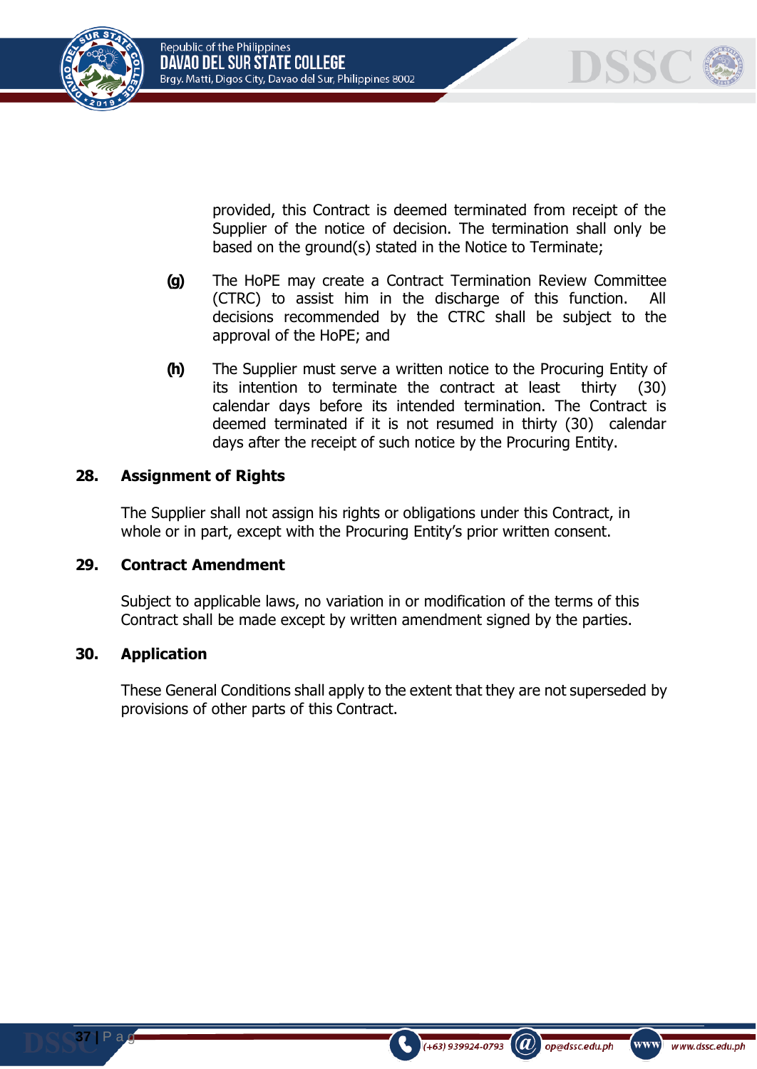provided, this Contract is deemed terminated from receipt of the Supplier of the notice of decision. The termination shall only be based on the ground(s) stated in the Notice to Terminate;

**(g)** The HoPE may create a Contract Termination Review Committee (CTRC) to assist him in the discharge of this function. All decisions recommended by the CTRC shall be subject to the approval of the HoPE; and

**(h)** The Supplier must serve a written notice to the Procuring Entity of its intention to terminate the contract at least thirty (30) calendar days before its intended termination. The Contract is deemed terminated if it is not resumed in thirty (30) calendar days after the receipt of such notice by the Procuring Entity.

## 28. Assignment of Rights

The Supplier shall not assign his rights or obligations under this Contract, in whole or in part, except with the Procuring Entity's prior written consent.

## 29. Contract Amendment

Subject to applicable laws, no variation in or modification of the terms of this Contract shall be made except by written amendment signed by the parties.

## 30. Application

These General Conditions shall apply to the extent that they are not superseded by provisions of other parts of this Contract.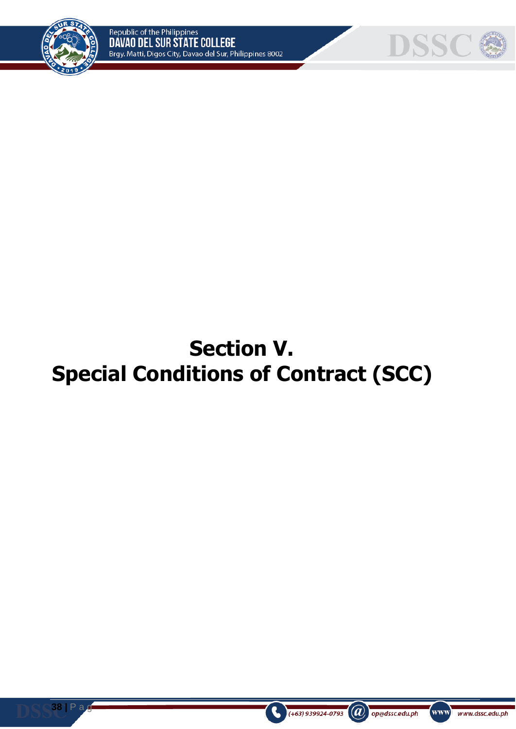# Section V.
# Special Conditions of Contract (SCC)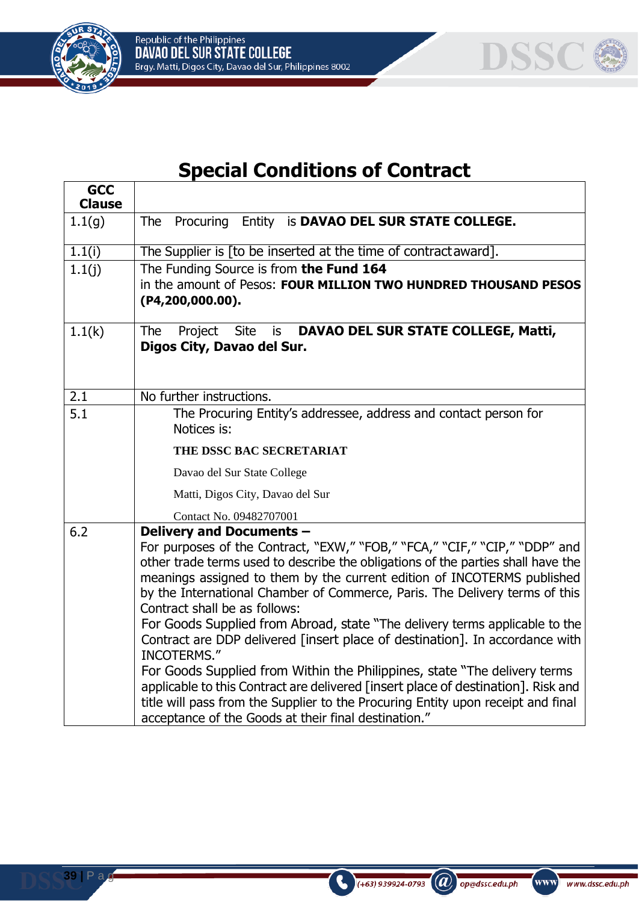# Special Conditions of Contract

| GCC Clause | |
|---|---|
| 1.1(g) | The Procuring Entity is **DAVAO DEL SUR STATE COLLEGE.** |
| 1.1(i) | The Supplier is [to be inserted at the time of contract award]. |
| 1.1(j) | The Funding Source is from **the Fund 164** in the amount of Pesos: **FOUR MILLION TWO HUNDRED THOUSAND PESOS (P4,200,000.00).** |
| 1.1(k) | The Project Site is **DAVAO DEL SUR STATE COLLEGE, Matti, Digos City, Davao del Sur.** |
| 2.1 | No further instructions. |
| 5.1 | The Procuring Entity's addressee, address and contact person for Notices is:<br><br>**THE DSSC BAC SECRETARIAT**<br><br>Davao del Sur State College<br><br>Matti, Digos City, Davao del Sur<br><br>Contact No. 09482707001 |
| 6.2 | **Delivery and Documents –**<br>For purposes of the Contract, "EXW," "FOB," "FCA," "CIF," "CIP," "DDP" and other trade terms used to describe the obligations of the parties shall have the meanings assigned to them by the current edition of INCOTERMS published by the International Chamber of Commerce, Paris. The Delivery terms of this Contract shall be as follows:<br>For Goods Supplied from Abroad, state "The delivery terms applicable to the Contract are DDP delivered [insert place of destination]. In accordance with INCOTERMS."<br>For Goods Supplied from Within the Philippines, state "The delivery terms applicable to this Contract are delivered [insert place of destination]. Risk and title will pass from the Supplier to the Procuring Entity upon receipt and final acceptance of the Goods at their final destination." |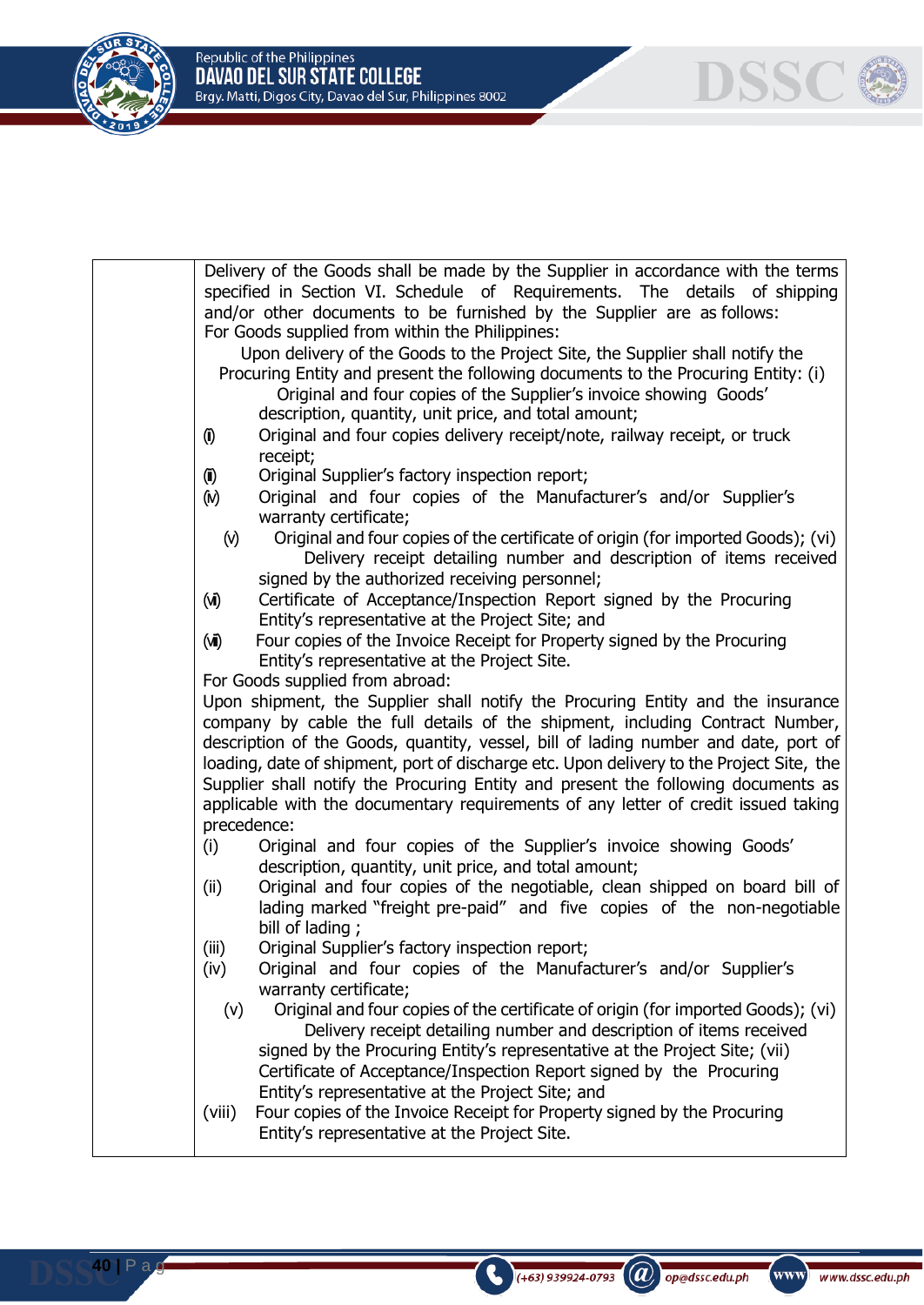| | Delivery of the Goods shall be made by the Supplier in accordance with the terms specified in Section VI. Schedule of Requirements. The details of shipping and/or other documents to be furnished by the Supplier are as follows:<br>For Goods supplied from within the Philippines:<br>Upon delivery of the Goods to the Project Site, the Supplier shall notify the Procuring Entity and present the following documents to the Procuring Entity: (i) Original and four copies of the Supplier's invoice showing Goods' description, quantity, unit price, and total amount;<br>(ii) Original and four copies delivery receipt/note, railway receipt, or truck receipt;<br>(iii) Original Supplier's factory inspection report;<br>(iv) Original and four copies of the Manufacturer's and/or Supplier's warranty certificate;<br>(v) Original and four copies of the certificate of origin (for imported Goods); (vi) Delivery receipt detailing number and description of items received signed by the authorized receiving personnel;<br>(vii) Certificate of Acceptance/Inspection Report signed by the Procuring Entity's representative at the Project Site; and<br>(viii) Four copies of the Invoice Receipt for Property signed by the Procuring Entity's representative at the Project Site.<br>For Goods supplied from abroad:<br>Upon shipment, the Supplier shall notify the Procuring Entity and the insurance company by cable the full details of the shipment, including Contract Number, description of the Goods, quantity, vessel, bill of lading number and date, port of loading, date of shipment, port of discharge etc. Upon delivery to the Project Site, the Supplier shall notify the Procuring Entity and present the following documents as applicable with the documentary requirements of any letter of credit issued taking precedence:<br>(i) Original and four copies of the Supplier's invoice showing Goods' description, quantity, unit price, and total amount;<br>(ii) Original and four copies of the negotiable, clean shipped on board bill of lading marked "freight pre-paid" and five copies of the non-negotiable bill of lading ;<br>(iii) Original Supplier's factory inspection report;<br>(iv) Original and four copies of the Manufacturer's and/or Supplier's warranty certificate;<br>(v) Original and four copies of the certificate of origin (for imported Goods); (vi) Delivery receipt detailing number and description of items received signed by the Procuring Entity's representative at the Project Site; (vii) Certificate of Acceptance/Inspection Report signed by the Procuring Entity's representative at the Project Site; and<br>(viii) Four copies of the Invoice Receipt for Property signed by the Procuring Entity's representative at the Project Site. |
|---|---|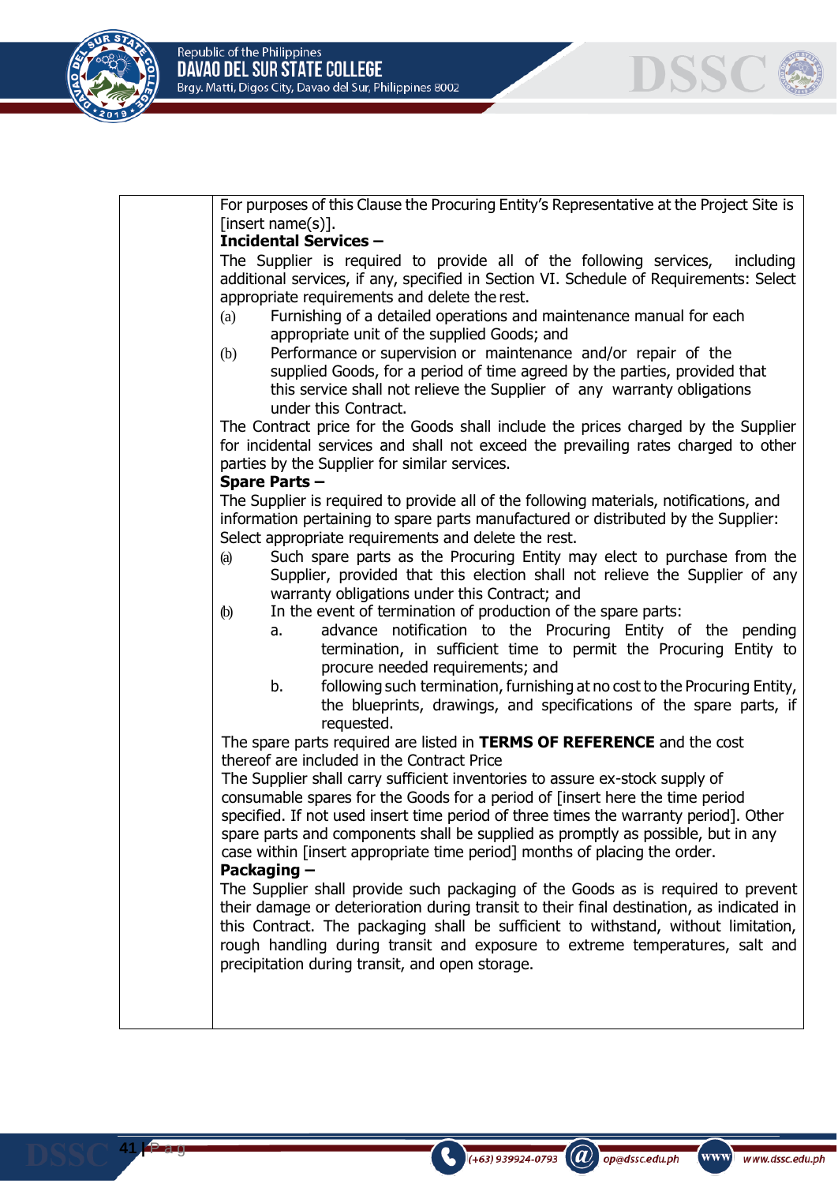For purposes of this Clause the Procuring Entity's Representative at the Project Site is [insert name(s)].

**Incidental Services –**

The Supplier is required to provide all of the following services, including additional services, if any, specified in Section VI. Schedule of Requirements: Select appropriate requirements and delete the rest.

(a) Furnishing of a detailed operations and maintenance manual for each appropriate unit of the supplied Goods; and

(b) Performance or supervision or maintenance and/or repair of the supplied Goods, for a period of time agreed by the parties, provided that this service shall not relieve the Supplier of any warranty obligations under this Contract.

The Contract price for the Goods shall include the prices charged by the Supplier for incidental services and shall not exceed the prevailing rates charged to other parties by the Supplier for similar services.

**Spare Parts –**

The Supplier is required to provide all of the following materials, notifications, and information pertaining to spare parts manufactured or distributed by the Supplier: Select appropriate requirements and delete the rest.

(a) Such spare parts as the Procuring Entity may elect to purchase from the Supplier, provided that this election shall not relieve the Supplier of any warranty obligations under this Contract; and

(b) In the event of termination of production of the spare parts:

  a. advance notification to the Procuring Entity of the pending termination, in sufficient time to permit the Procuring Entity to procure needed requirements; and

  b. following such termination, furnishing at no cost to the Procuring Entity, the blueprints, drawings, and specifications of the spare parts, if requested.

The spare parts required are listed in **TERMS OF REFERENCE** and the cost thereof are included in the Contract Price

The Supplier shall carry sufficient inventories to assure ex-stock supply of consumable spares for the Goods for a period of [insert here the time period specified. If not used insert time period of three times the warranty period]. Other spare parts and components shall be supplied as promptly as possible, but in any case within [insert appropriate time period] months of placing the order.

**Packaging –**

The Supplier shall provide such packaging of the Goods as is required to prevent their damage or deterioration during transit to their final destination, as indicated in this Contract. The packaging shall be sufficient to withstand, without limitation, rough handling during transit and exposure to extreme temperatures, salt and precipitation during transit, and open storage.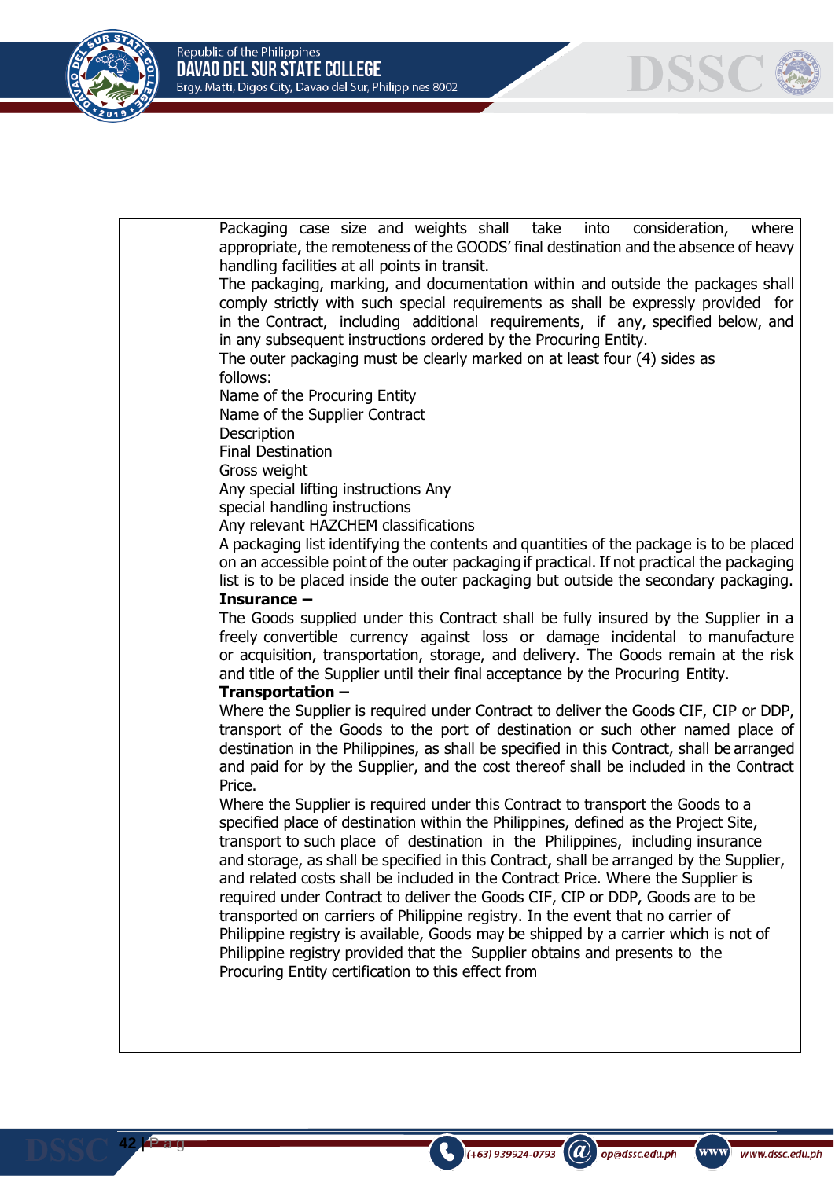| | |
|---|---|
| | Packaging case size and weights shall take into consideration, where appropriate, the remoteness of the GOODS' final destination and the absence of heavy handling facilities at all points in transit.<br>The packaging, marking, and documentation within and outside the packages shall comply strictly with such special requirements as shall be expressly provided for in the Contract, including additional requirements, if any, specified below, and in any subsequent instructions ordered by the Procuring Entity.<br>The outer packaging must be clearly marked on at least four (4) sides as follows:<br>Name of the Procuring Entity<br>Name of the Supplier Contract<br>Description<br>Final Destination<br>Gross weight<br>Any special lifting instructions Any special handling instructions<br>Any relevant HAZCHEM classifications<br>A packaging list identifying the contents and quantities of the package is to be placed on an accessible point of the outer packaging if practical. If not practical the packaging list is to be placed inside the outer packaging but outside the secondary packaging.<br>**Insurance –**<br>The Goods supplied under this Contract shall be fully insured by the Supplier in a freely convertible currency against loss or damage incidental to manufacture or acquisition, transportation, storage, and delivery. The Goods remain at the risk and title of the Supplier until their final acceptance by the Procuring Entity.<br>**Transportation –**<br>Where the Supplier is required under Contract to deliver the Goods CIF, CIP or DDP, transport of the Goods to the port of destination or such other named place of destination in the Philippines, as shall be specified in this Contract, shall be arranged and paid for by the Supplier, and the cost thereof shall be included in the Contract Price.<br>Where the Supplier is required under this Contract to transport the Goods to a specified place of destination within the Philippines, defined as the Project Site, transport to such place of destination in the Philippines, including insurance and storage, as shall be specified in this Contract, shall be arranged by the Supplier, and related costs shall be included in the Contract Price. Where the Supplier is required under Contract to deliver the Goods CIF, CIP or DDP, Goods are to be transported on carriers of Philippine registry. In the event that no carrier of Philippine registry is available, Goods may be shipped by a carrier which is not of Philippine registry provided that the Supplier obtains and presents to the Procuring Entity certification to this effect from |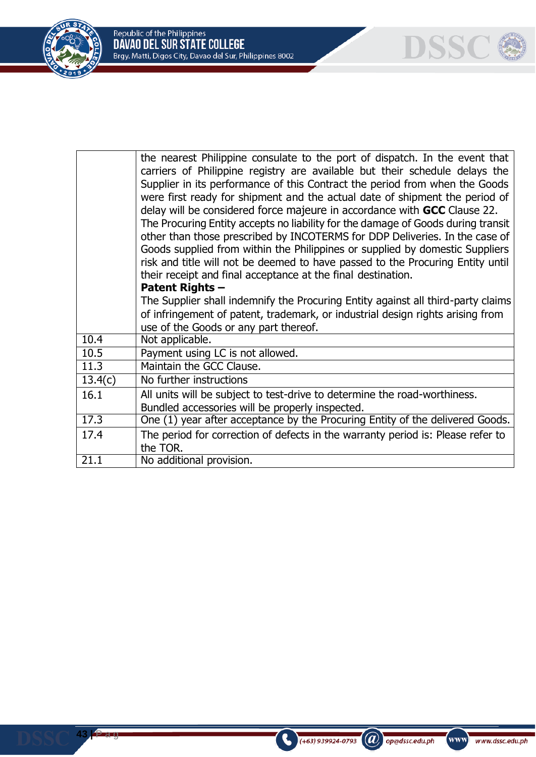| | |
|---|---|
| | the nearest Philippine consulate to the port of dispatch. In the event that carriers of Philippine registry are available but their schedule delays the Supplier in its performance of this Contract the period from when the Goods were first ready for shipment and the actual date of shipment the period of delay will be considered force majeure in accordance with **GCC** Clause 22. The Procuring Entity accepts no liability for the damage of Goods during transit other than those prescribed by INCOTERMS for DDP Deliveries. In the case of Goods supplied from within the Philippines or supplied by domestic Suppliers risk and title will not be deemed to have passed to the Procuring Entity until their receipt and final acceptance at the final destination. **Patent Rights –** The Supplier shall indemnify the Procuring Entity against all third-party claims of infringement of patent, trademark, or industrial design rights arising from use of the Goods or any part thereof. |
| 10.4 | Not applicable. |
| 10.5 | Payment using LC is not allowed. |
| 11.3 | Maintain the GCC Clause. |
| 13.4(c) | No further instructions |
| 16.1 | All units will be subject to test-drive to determine the road-worthiness. Bundled accessories will be properly inspected. |
| 17.3 | One (1) year after acceptance by the Procuring Entity of the delivered Goods. |
| 17.4 | The period for correction of defects in the warranty period is: Please refer to the TOR. |
| 21.1 | No additional provision. |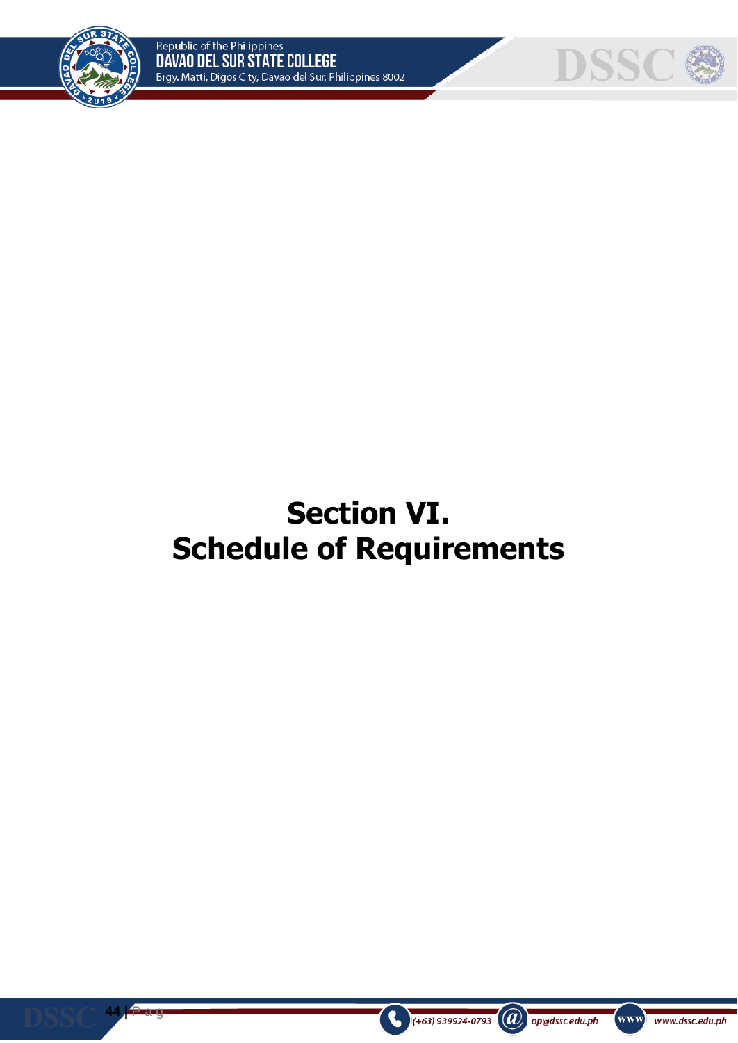# Section VI.
# Schedule of Requirements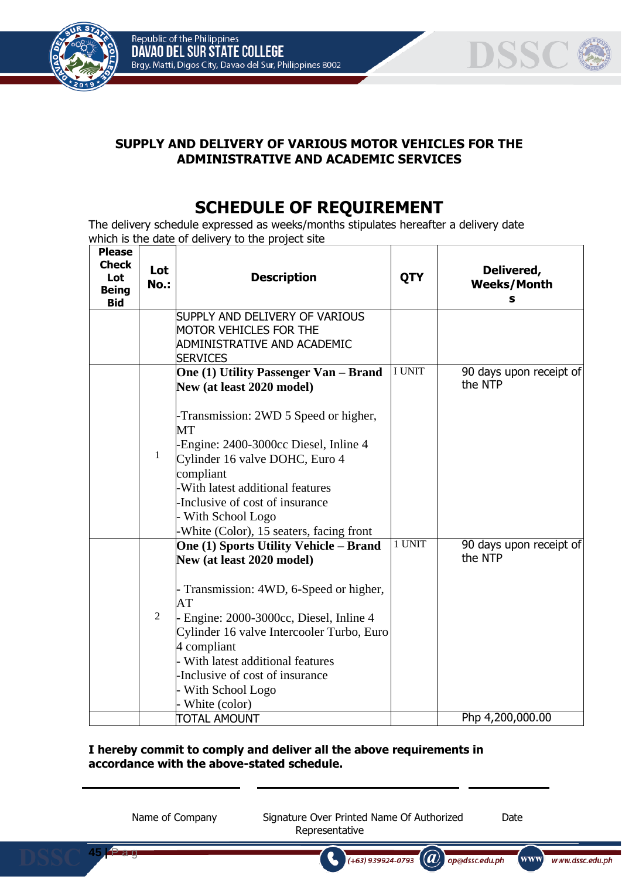## SUPPLY AND DELIVERY OF VARIOUS MOTOR VEHICLES FOR THE ADMINISTRATIVE AND ACADEMIC SERVICES

# SCHEDULE OF REQUIREMENT

The delivery schedule expressed as weeks/months stipulates hereafter a delivery date which is the date of delivery to the project site

| Please Check Lot Being Bid | Lot No.: | Description | QTY | Delivered, Weeks/Months |
|---|---|---|---|---|
| | | SUPPLY AND DELIVERY OF VARIOUS MOTOR VEHICLES FOR THE ADMINISTRATIVE AND ACADEMIC SERVICES | | |
| | 1 | **One (1) Utility Passenger Van – Brand New (at least 2020 model)**<br><br>-Transmission: 2WD 5 Speed or higher, MT<br>-Engine: 2400-3000cc Diesel, Inline 4 Cylinder 16 valve DOHC, Euro 4 compliant<br>-With latest additional features<br>-Inclusive of cost of insurance<br>- With School Logo<br>-White (Color), 15 seaters, facing front | I UNIT | 90 days upon receipt of the NTP |
| | 2 | **One (1) Sports Utility Vehicle – Brand New (at least 2020 model)**<br><br>- Transmission: 4WD, 6-Speed or higher, AT<br>- Engine: 2000-3000cc, Diesel, Inline 4 Cylinder 16 valve Intercooler Turbo, Euro 4 compliant<br>- With latest additional features<br>-Inclusive of cost of insurance<br>- With School Logo<br>- White (color) | 1 UNIT | 90 days upon receipt of the NTP |
| | | TOTAL AMOUNT | | Php 4,200,000.00 |

**I hereby commit to comply and deliver all the above requirements in accordance with the above-stated schedule.**

| \_\_\_\_\_\_\_\_\_\_\_\_\_\_\_\_\_\_\_\_ | \_\_\_\_\_\_\_\_\_\_\_\_\_\_\_\_\_\_\_\_\_\_\_\_\_\_\_\_\_\_ | \_\_\_\_\_\_\_\_\_\_ |
|---|---|---|
| Name of Company | Signature Over Printed Name Of Authorized Representative | Date |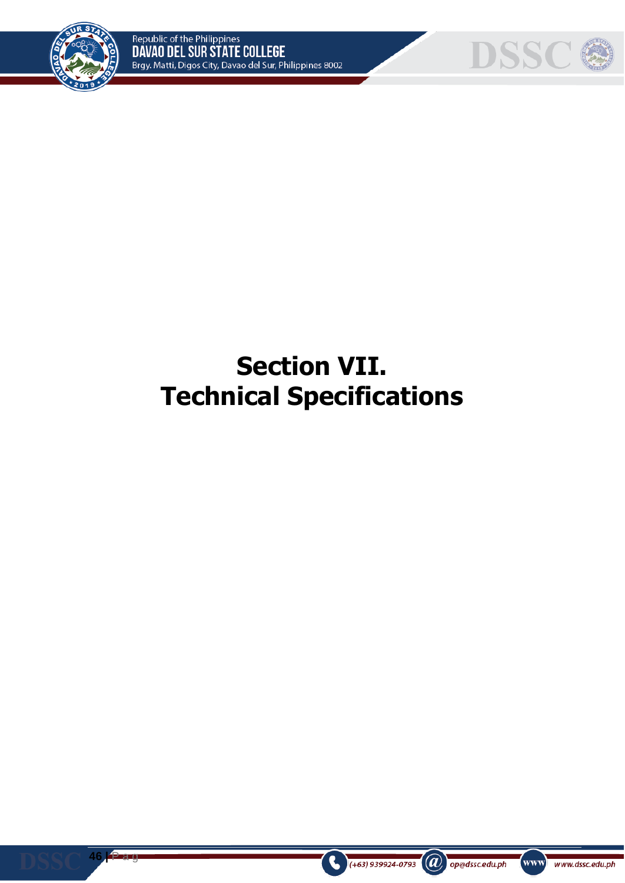# Section VII. Technical Specifications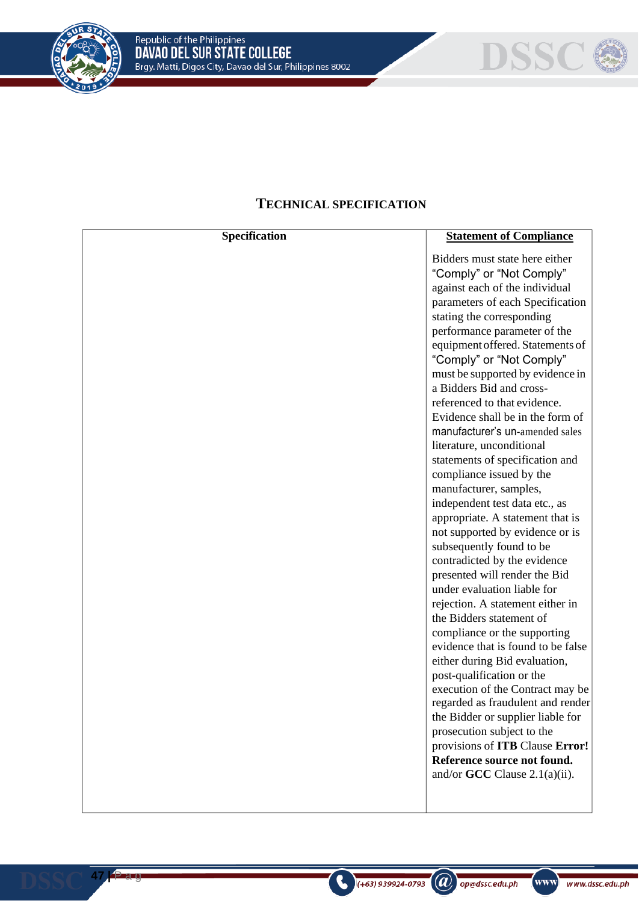## TECHNICAL SPECIFICATION

| Specification | Statement of Compliance |
|---|---|
| | Bidders must state here either "Comply" or "Not Comply" against each of the individual parameters of each Specification stating the corresponding performance parameter of the equipment offered. Statements of "Comply" or "Not Comply" must be supported by evidence in a Bidders Bid and cross-referenced to that evidence. Evidence shall be in the form of manufacturer's un-amended sales literature, unconditional statements of specification and compliance issued by the manufacturer, samples, independent test data etc., as appropriate. A statement that is not supported by evidence or is subsequently found to be contradicted by the evidence presented will render the Bid under evaluation liable for rejection. A statement either in the Bidders statement of compliance or the supporting evidence that is found to be false either during Bid evaluation, post-qualification or the execution of the Contract may be regarded as fraudulent and render the Bidder or supplier liable for prosecution subject to the provisions of **ITB** Clause **Error! Reference source not found.** and/or **GCC** Clause 2.1(a)(ii). |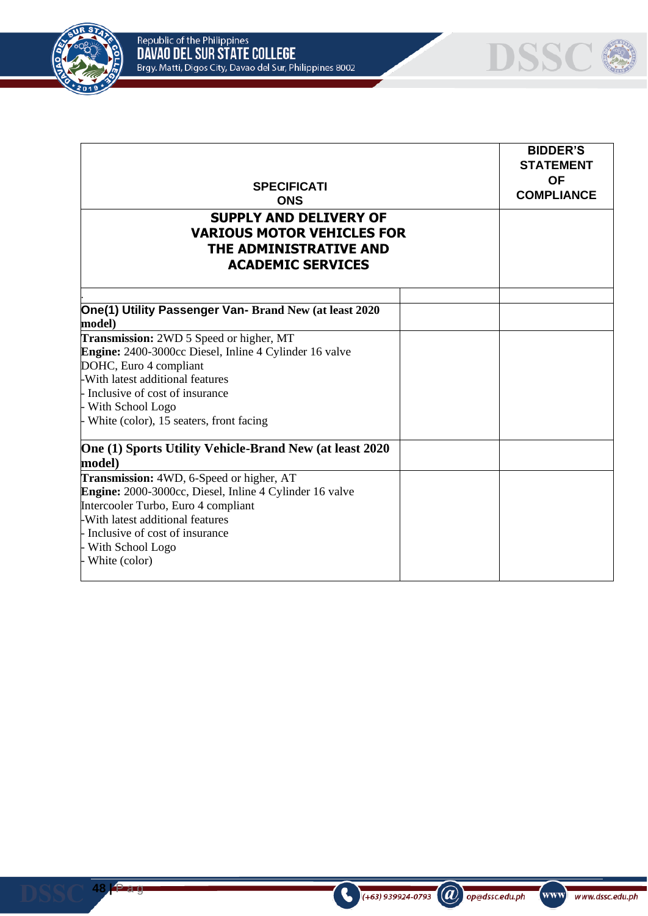| SPECIFICATIONS | | BIDDER'S STATEMENT OF COMPLIANCE |
|---|---|---|
| **SUPPLY AND DELIVERY OF VARIOUS MOTOR VEHICLES FOR THE ADMINISTRATIVE AND ACADEMIC SERVICES** | | |
| . | | |
| **One(1) Utility Passenger Van- Brand New (at least 2020 model)** | | |
| **Transmission:** 2WD 5 Speed or higher, MT<br>**Engine:** 2400-3000cc Diesel, Inline 4 Cylinder 16 valve DOHC, Euro 4 compliant<br>-With latest additional features<br>- Inclusive of cost of insurance<br>- With School Logo<br>- White (color), 15 seaters, front facing | | |
| **One (1) Sports Utility Vehicle-Brand New (at least 2020 model)** | | |
| **Transmission:** 4WD, 6-Speed or higher, AT<br>**Engine:** 2000-3000cc, Diesel, Inline 4 Cylinder 16 valve Intercooler Turbo, Euro 4 compliant<br>-With latest additional features<br>- Inclusive of cost of insurance<br>- With School Logo<br>- White (color) | | |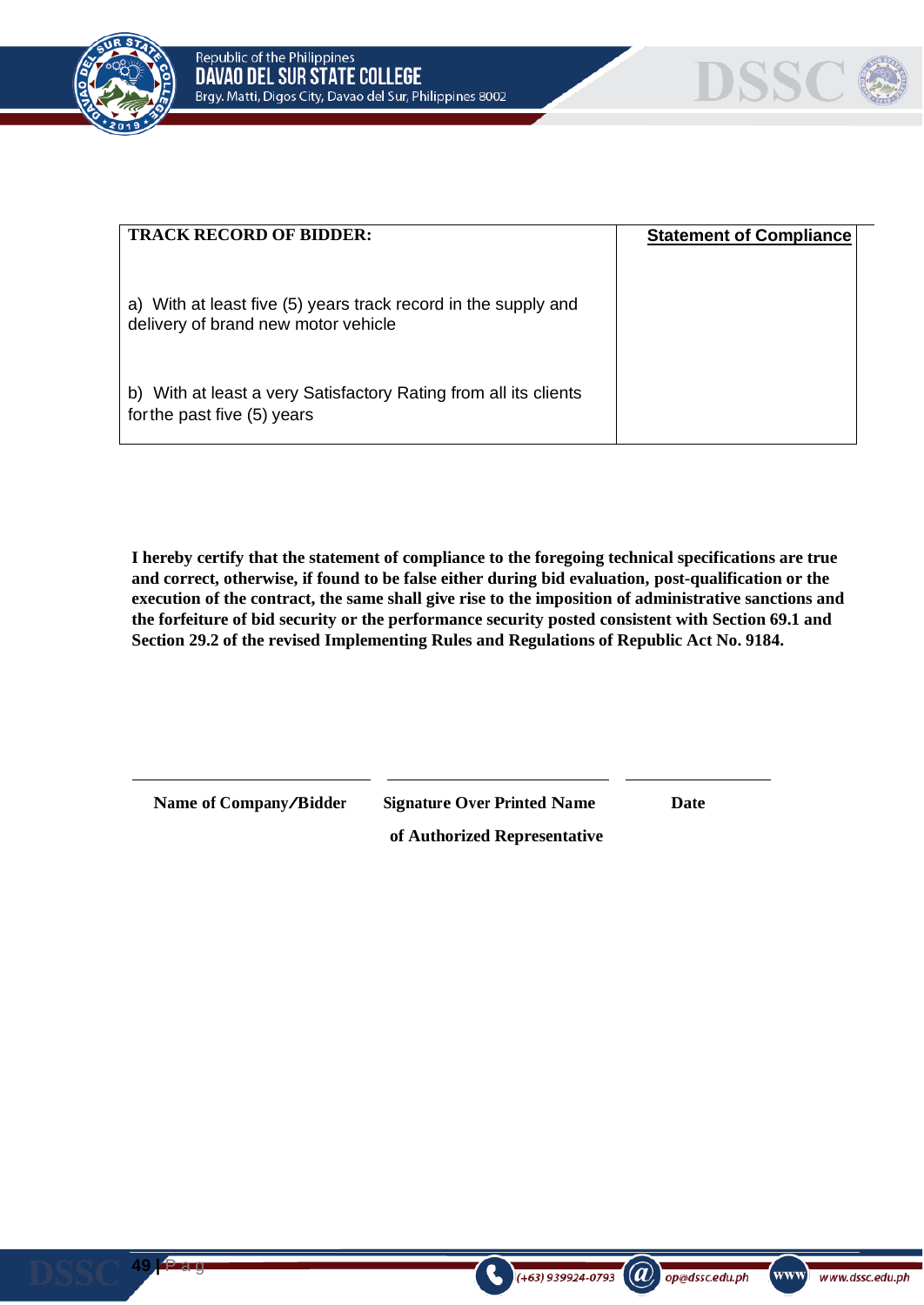| TRACK RECORD OF BIDDER: | Statement of Compliance |
|---|---|
| a) With at least five (5) years track record in the supply and delivery of brand new motor vehicle<br><br>b) With at least a very Satisfactory Rating from all its clients forthe past five (5) years | |

**I hereby certify that the statement of compliance to the foregoing technical specifications are true and correct, otherwise, if found to be false either during bid evaluation, post-qualification or the execution of the contract, the same shall give rise to the imposition of administrative sanctions and the forfeiture of bid security or the performance security posted consistent with Section 69.1 and Section 29.2 of the revised Implementing Rules and Regulations of Republic Act No. 9184.**

| _______________________ | _______________________ | _______________ |
|---|---|---|
| **Name of Company/Bidder** | **Signature Over Printed Name of Authorized Representative** | **Date** |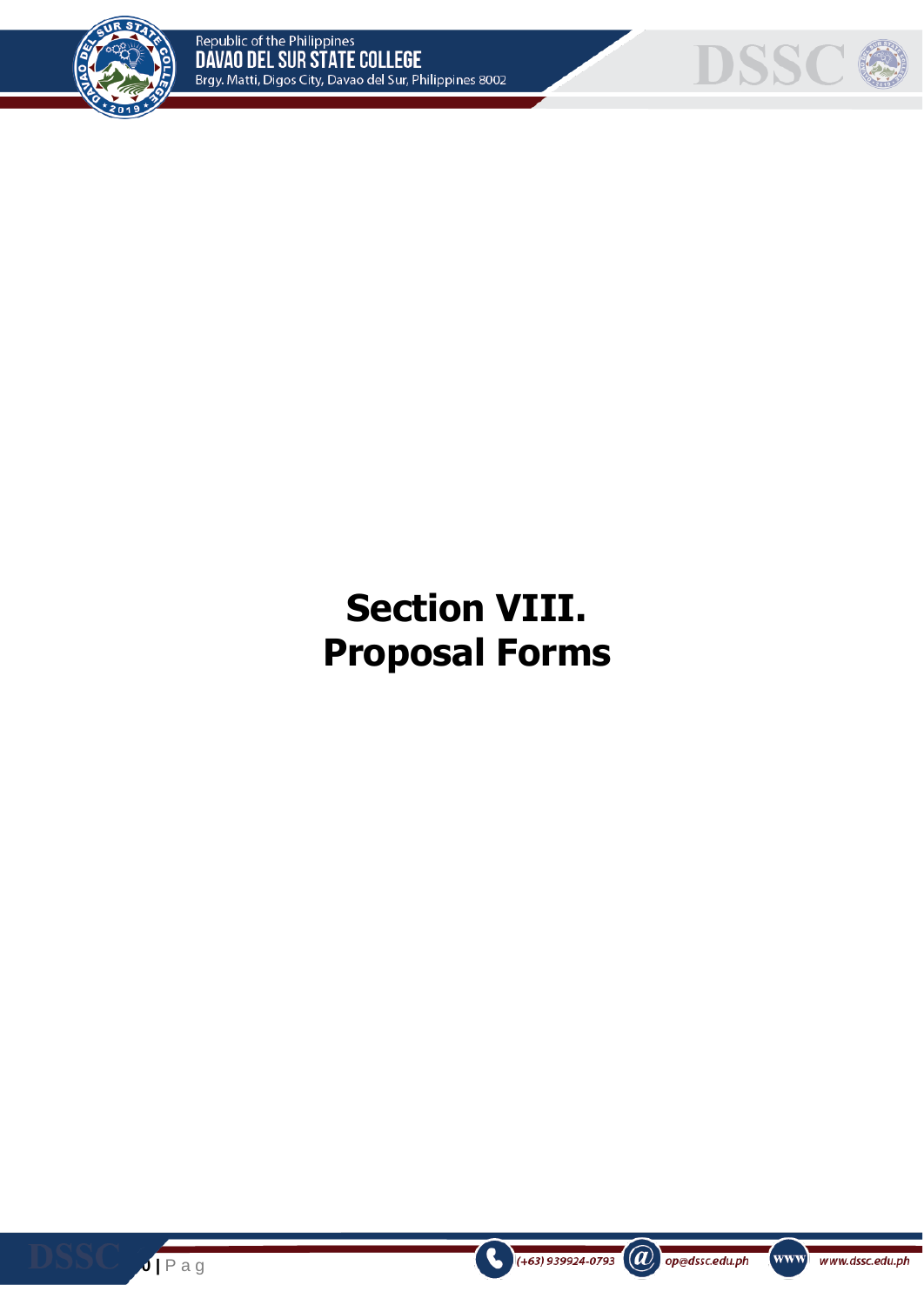# Section VIII.
# Proposal Forms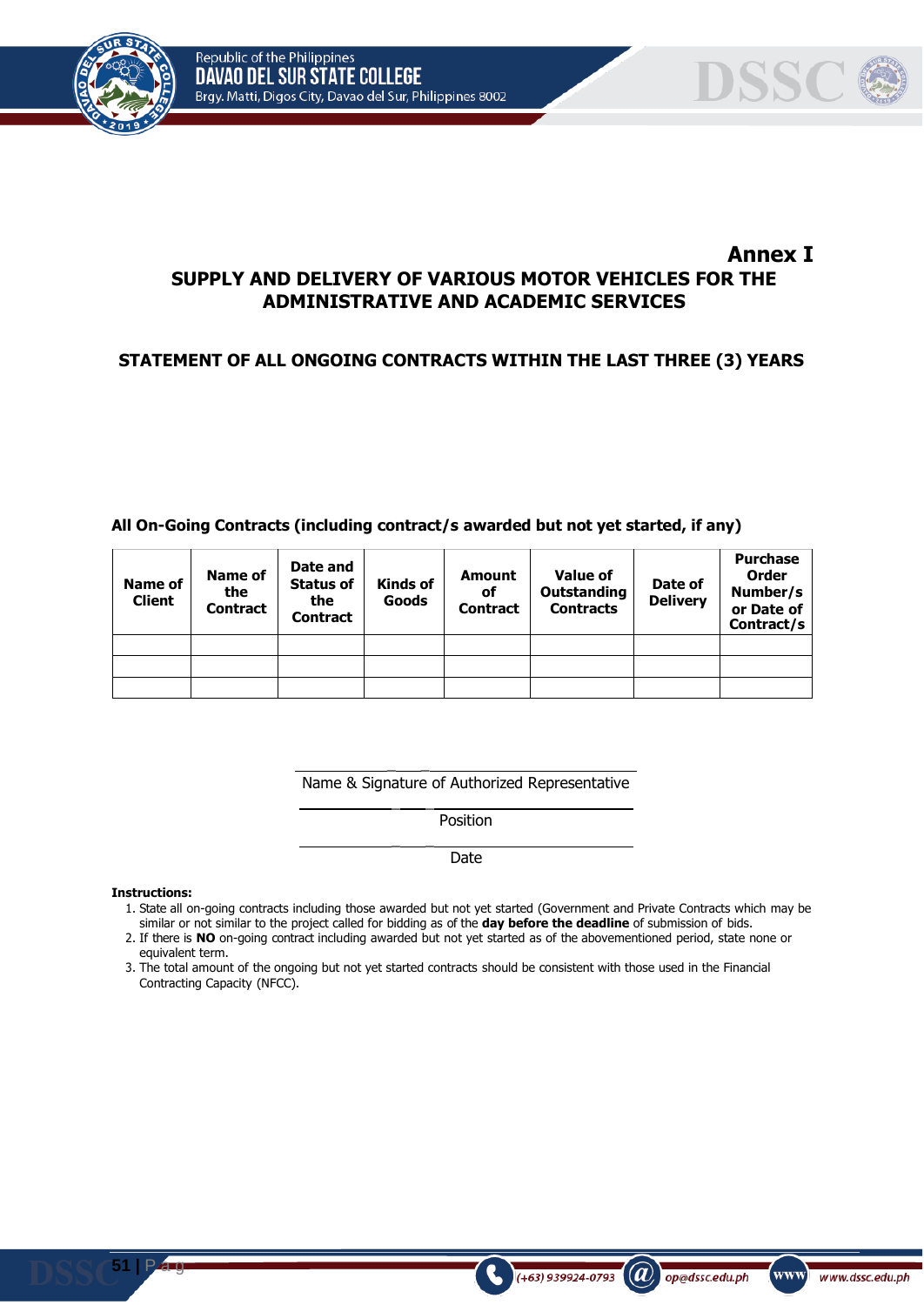**Annex I**

## SUPPLY AND DELIVERY OF VARIOUS MOTOR VEHICLES FOR THE ADMINISTRATIVE AND ACADEMIC SERVICES

## STATEMENT OF ALL ONGOING CONTRACTS WITHIN THE LAST THREE (3) YEARS

**All On-Going Contracts (including contract/s awarded but not yet started, if any)**

| Name of Client | Name of the Contract | Date and Status of the Contract | Kinds of Goods | Amount of Contract | Value of Outstanding Contracts | Date of Delivery | Purchase Order Number/s or Date of Contract/s |
|---|---|---|---|---|---|---|---|
| | | | | | | | |
| | | | | | | | |
| | | | | | | | |

______________________________
Name & Signature of Authorized Representative

______________________________
Position

______________________________
Date

**Instructions:**

1. State all on-going contracts including those awarded but not yet started (Government and Private Contracts which may be similar or not similar to the project called for bidding as of the **day before the deadline** of submission of bids.
2. If there is **NO** on-going contract including awarded but not yet started as of the abovementioned period, state none or equivalent term.
3. The total amount of the ongoing but not yet started contracts should be consistent with those used in the Financial Contracting Capacity (NFCC).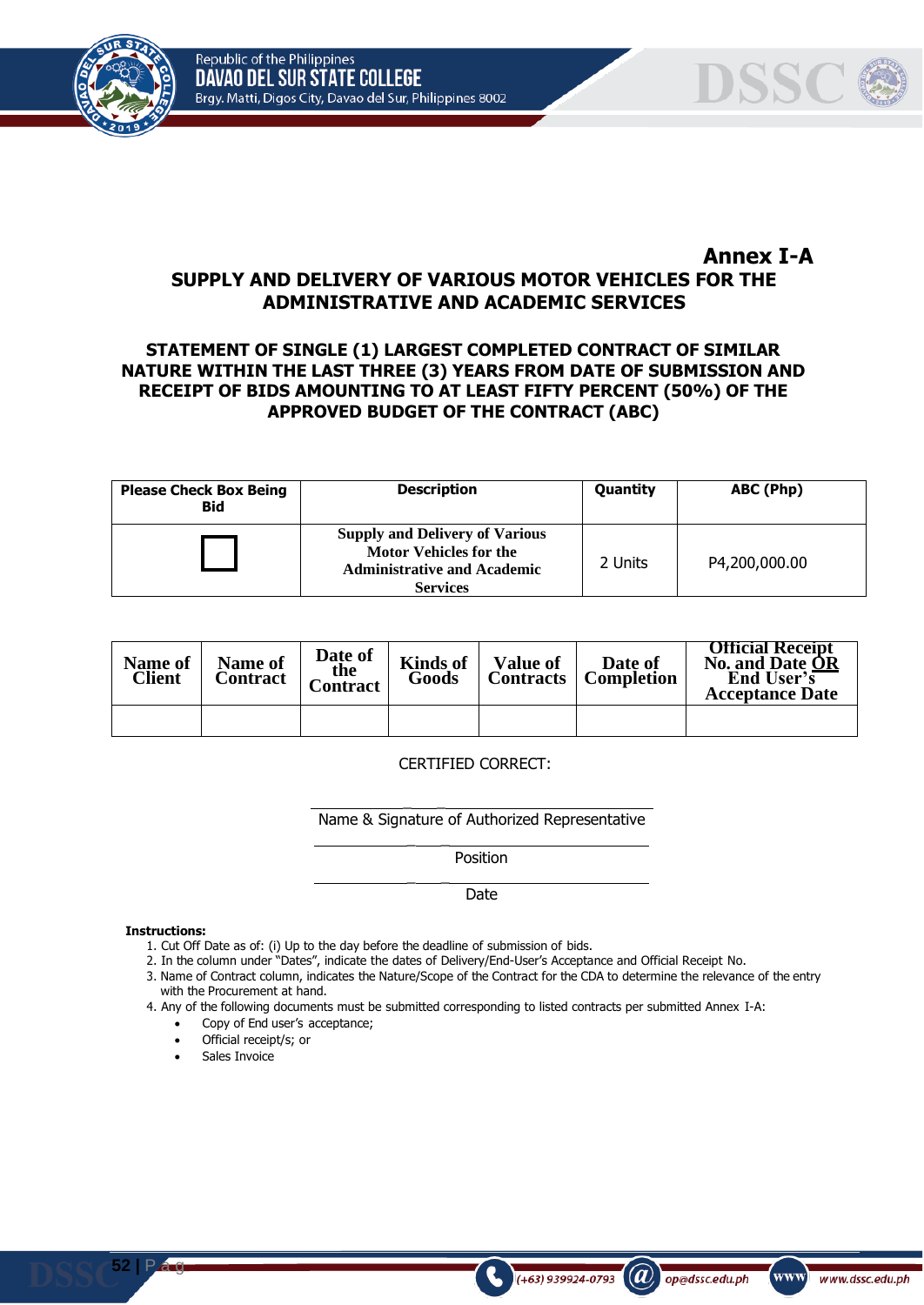**Annex I-A**

## SUPPLY AND DELIVERY OF VARIOUS MOTOR VEHICLES FOR THE ADMINISTRATIVE AND ACADEMIC SERVICES

### STATEMENT OF SINGLE (1) LARGEST COMPLETED CONTRACT OF SIMILAR NATURE WITHIN THE LAST THREE (3) YEARS FROM DATE OF SUBMISSION AND RECEIPT OF BIDS AMOUNTING TO AT LEAST FIFTY PERCENT (50%) OF THE APPROVED BUDGET OF THE CONTRACT (ABC)

| Please Check Box Being Bid | Description | Quantity | ABC (Php) |
|---|---|---|---|
| ☐ | **Supply and Delivery of Various Motor Vehicles for the Administrative and Academic Services** | 2 Units | P4,200,000.00 |

| Name of Client | Name of Contract | Date of the Contract | Kinds of Goods | Value of Contracts | Date of Completion | Official Receipt No. and Date OR End User's Acceptance Date |
|---|---|---|---|---|---|---|
| | | | | | | |

CERTIFIED CORRECT:

\_\_\_\_\_\_\_\_\_\_\_\_\_\_\_\_\_\_\_\_\_\_\_\_\_\_\_\_\_\_\_\_\_\_\_\_
Name & Signature of Authorized Representative

\_\_\_\_\_\_\_\_\_\_\_\_\_\_\_\_\_\_\_\_\_\_\_\_\_\_\_\_\_\_\_\_\_\_\_\_
Position

\_\_\_\_\_\_\_\_\_\_\_\_\_\_\_\_\_\_\_\_\_\_\_\_\_\_\_\_\_\_\_\_\_\_\_\_
Date

**Instructions:**

1. Cut Off Date as of: (i) Up to the day before the deadline of submission of bids.
2. In the column under "Dates", indicate the dates of Delivery/End-User's Acceptance and Official Receipt No.
3. Name of Contract column, indicates the Nature/Scope of the Contract for the CDA to determine the relevance of the entry with the Procurement at hand.
4. Any of the following documents must be submitted corresponding to listed contracts per submitted Annex I-A:
   - Copy of End user's acceptance;
   - Official receipt/s; or
   - Sales Invoice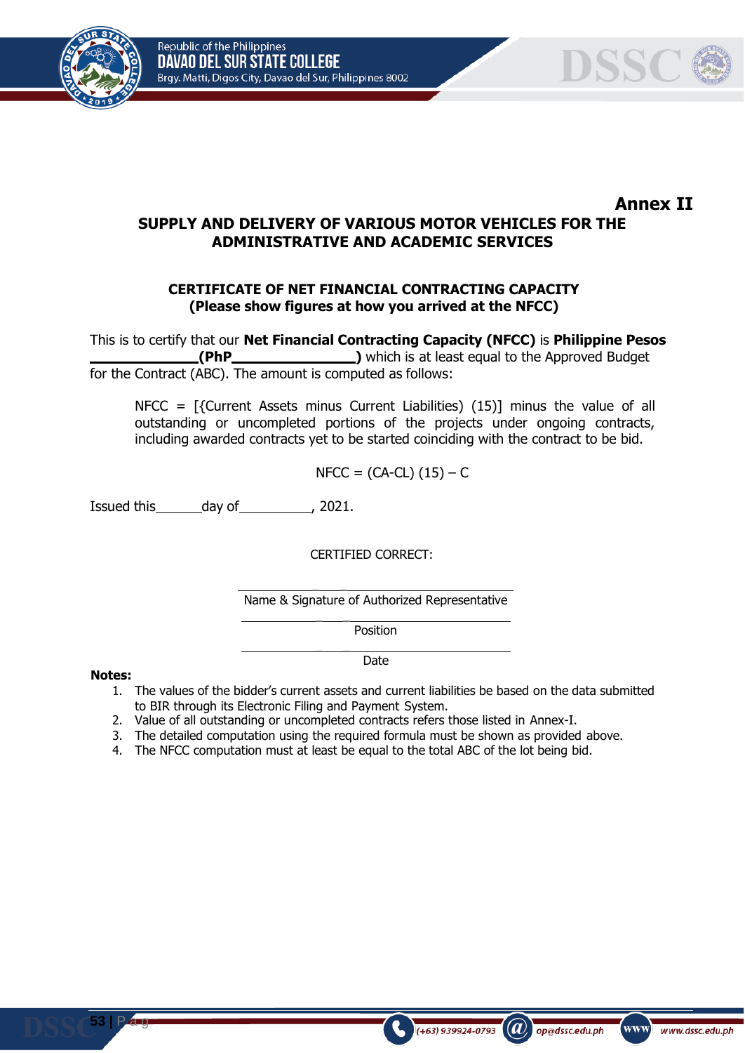**Annex II**

**SUPPLY AND DELIVERY OF VARIOUS MOTOR VEHICLES FOR THE ADMINISTRATIVE AND ACADEMIC SERVICES**

**CERTIFICATE OF NET FINANCIAL CONTRACTING CAPACITY**
**(Please show figures at how you arrived at the NFCC)**

This is to certify that our **Net Financial Contracting Capacity (NFCC)** is **Philippine Pesos \_\_\_\_\_\_\_\_\_\_\_\_\_\_(PhP\_\_\_\_\_\_\_\_\_\_\_\_\_\_\_\_)** which is at least equal to the Approved Budget for the Contract (ABC). The amount is computed as follows:

> NFCC = [{Current Assets minus Current Liabilities) (15)] minus the value of all outstanding or uncompleted portions of the projects under ongoing contracts, including awarded contracts yet to be started coinciding with the contract to be bid.

$$NFCC = (CA-CL)(15) - C$$

Issued this\_\_\_\_\_\_day of\_\_\_\_\_\_\_\_\_\_, 2021.

CERTIFIED CORRECT:

\_\_\_\_\_\_\_\_\_\_\_\_\_\_\_\_\_\_\_\_\_\_\_\_\_\_\_\_\_\_\_\_\_\_\_\_\_\_
Name & Signature of Authorized Representative

\_\_\_\_\_\_\_\_\_\_\_\_\_\_\_\_\_\_\_\_\_\_\_\_\_\_\_\_\_\_\_\_\_\_\_\_\_\_
Position

\_\_\_\_\_\_\_\_\_\_\_\_\_\_\_\_\_\_\_\_\_\_\_\_\_\_\_\_\_\_\_\_\_\_\_\_\_\_
Date

**Notes:**

1. The values of the bidder's current assets and current liabilities be based on the data submitted to BIR through its Electronic Filing and Payment System.
2. Value of all outstanding or uncompleted contracts refers those listed in Annex-I.
3. The detailed computation using the required formula must be shown as provided above.
4. The NFCC computation must at least be equal to the total ABC of the lot being bid.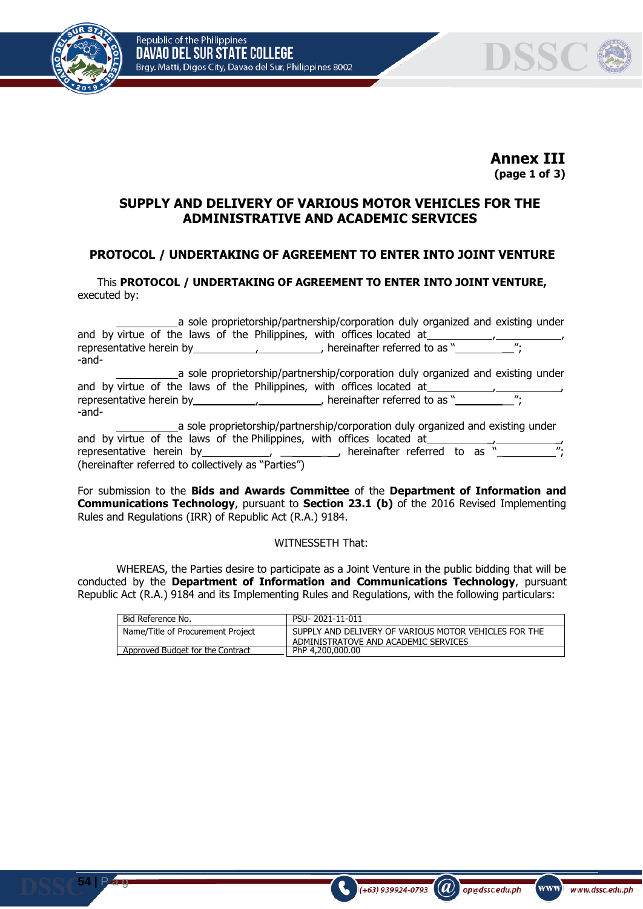**Annex III**
**(page 1 of 3)**

## SUPPLY AND DELIVERY OF VARIOUS MOTOR VEHICLES FOR THE ADMINISTRATIVE AND ACADEMIC SERVICES

## PROTOCOL / UNDERTAKING OF AGREEMENT TO ENTER INTO JOINT VENTURE

This **PROTOCOL / UNDERTAKING OF AGREEMENT TO ENTER INTO JOINT VENTURE,** executed by:

__________a sole proprietorship/partnership/corporation duly organized and existing under and by virtue of the laws of the Philippines, with offices located at__________,__________, representative herein by__________,__________, hereinafter referred to as "__________";

-and-

__________a sole proprietorship/partnership/corporation duly organized and existing under and by virtue of the laws of the Philippines, with offices located at__________,__________, representative herein by__________,__________, hereinafter referred to as "__________";

-and-

__________a sole proprietorship/partnership/corporation duly organized and existing under and by virtue of the laws of the Philippines, with offices located at__________,__________, representative herein by__________, __________, hereinafter referred to as "__________"; (hereinafter referred to collectively as "Parties")

For submission to the **Bids and Awards Committee** of the **Department of Information and Communications Technology**, pursuant to **Section 23.1 (b)** of the 2016 Revised Implementing Rules and Regulations (IRR) of Republic Act (R.A.) 9184.

WITNESSETH That:

WHEREAS, the Parties desire to participate as a Joint Venture in the public bidding that will be conducted by the **Department of Information and Communications Technology**, pursuant Republic Act (R.A.) 9184 and its Implementing Rules and Regulations, with the following particulars:

| Bid Reference No. | PSU- 2021-11-011 |
|---|---|
| Name/Title of Procurement Project | SUPPLY AND DELIVERY OF VARIOUS MOTOR VEHICLES FOR THE ADMINISTRATOVE AND ACADEMIC SERVICES |
| Approved Budget for the Contract | PhP 4,200,000.00 |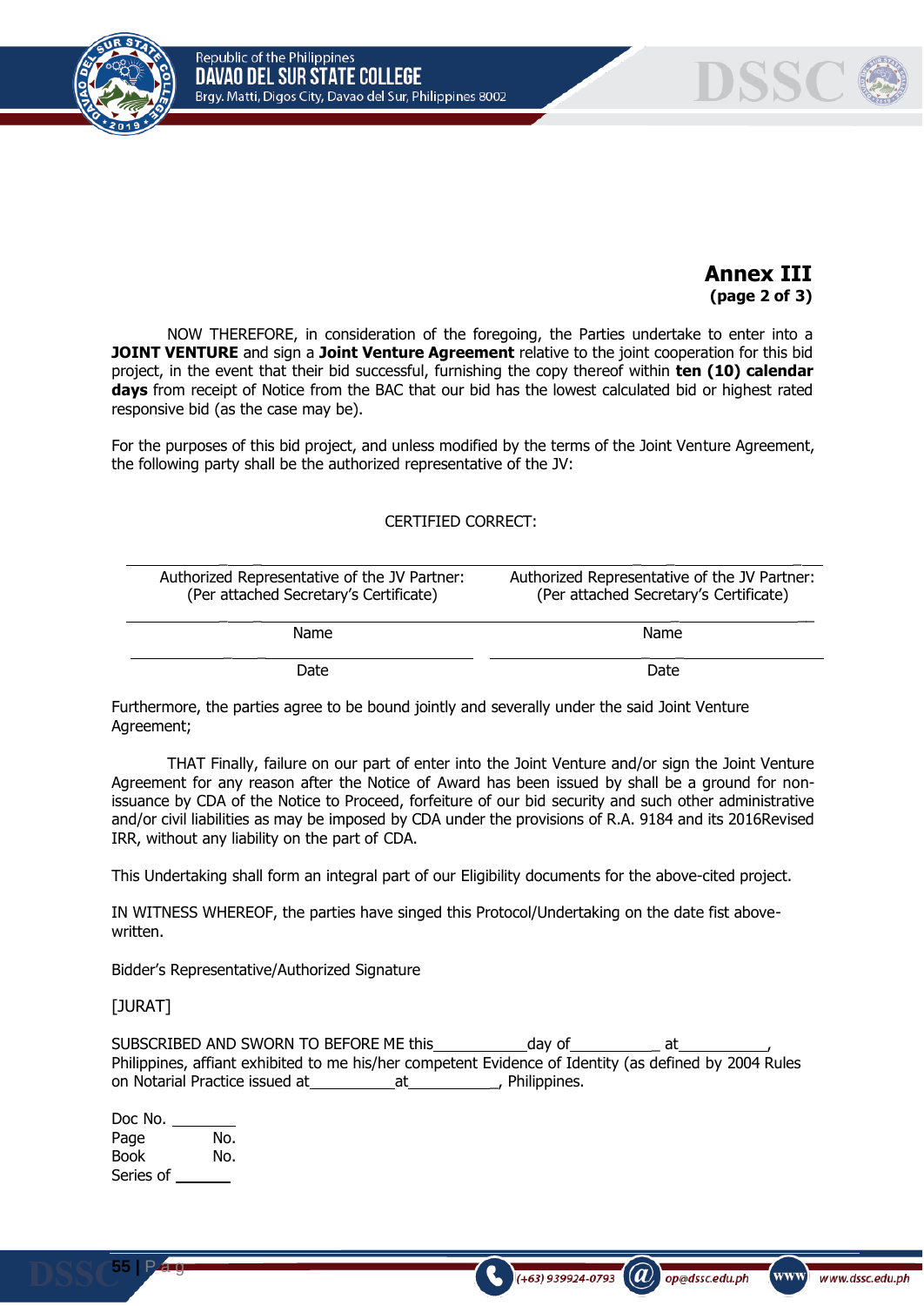**Annex III**
**(page 2 of 3)**

NOW THEREFORE, in consideration of the foregoing, the Parties undertake to enter into a **JOINT VENTURE** and sign a **Joint Venture Agreement** relative to the joint cooperation for this bid project, in the event that their bid successful, furnishing the copy thereof within **ten (10) calendar days** from receipt of Notice from the BAC that our bid has the lowest calculated bid or highest rated responsive bid (as the case may be).

For the purposes of this bid project, and unless modified by the terms of the Joint Venture Agreement, the following party shall be the authorized representative of the JV:

CERTIFIED CORRECT:

| ______________________________ | ______________________________ |
|---|---|
| Authorized Representative of the JV Partner: (Per attached Secretary's Certificate) | Authorized Representative of the JV Partner: (Per attached Secretary's Certificate) |
| ______________________________ | ______________________________ |
| Name | Name |
| ______________________________ | ______________________________ |
| Date | Date |

Furthermore, the parties agree to be bound jointly and severally under the said Joint Venture Agreement;

THAT Finally, failure on our part of enter into the Joint Venture and/or sign the Joint Venture Agreement for any reason after the Notice of Award has been issued by shall be a ground for non-issuance by CDA of the Notice to Proceed, forfeiture of our bid security and such other administrative and/or civil liabilities as may be imposed by CDA under the provisions of R.A. 9184 and its 2016Revised IRR, without any liability on the part of CDA.

This Undertaking shall form an integral part of our Eligibility documents for the above-cited project.

IN WITNESS WHEREOF, the parties have singed this Protocol/Undertaking on the date fist above-written.

Bidder's Representative/Authorized Signature

[JURAT]

SUBSCRIBED AND SWORN TO BEFORE ME this___________day of___________ at___________, Philippines, affiant exhibited to me his/her competent Evidence of Identity (as defined by 2004 Rules on Notarial Practice issued at__________at___________, Philippines.

Doc No. ________
Page No.
Book No.
Series of _______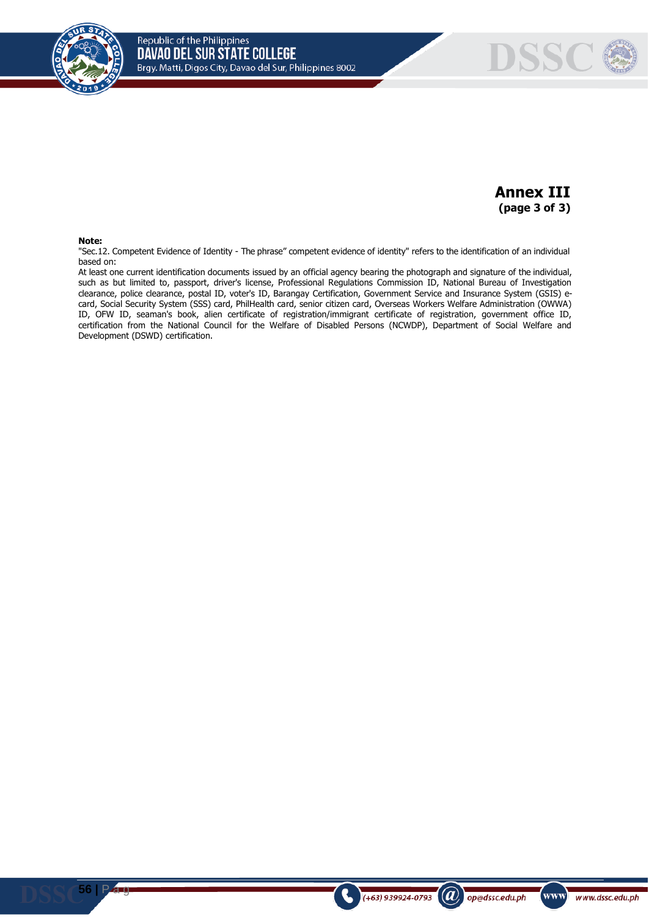**Annex III**
**(page 3 of 3)**

**Note:**
"Sec.12. Competent Evidence of Identity - The phrase" competent evidence of identity" refers to the identification of an individual based on:
At least one current identification documents issued by an official agency bearing the photograph and signature of the individual, such as but limited to, passport, driver's license, Professional Regulations Commission ID, National Bureau of Investigation clearance, police clearance, postal ID, voter's ID, Barangay Certification, Government Service and Insurance System (GSIS) e-card, Social Security System (SSS) card, PhilHealth card, senior citizen card, Overseas Workers Welfare Administration (OWWA) ID, OFW ID, seaman's book, alien certificate of registration/immigrant certificate of registration, government office ID, certification from the National Council for the Welfare of Disabled Persons (NCWDP), Department of Social Welfare and Development (DSWD) certification.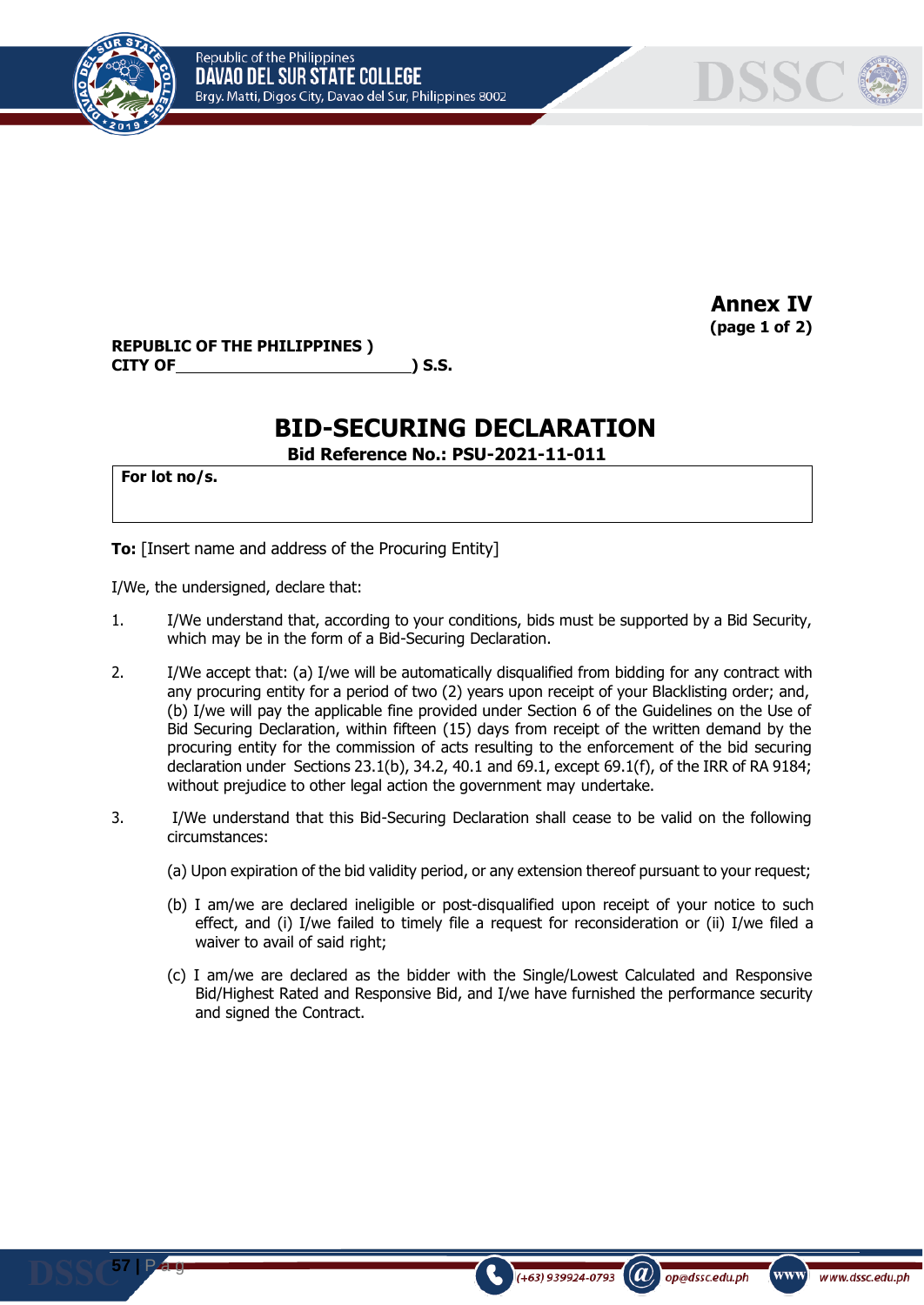**Annex IV**
**(page 1 of 2)**

**REPUBLIC OF THE PHILIPPINES )**
**CITY OF\_\_\_\_\_\_\_\_\_\_\_\_\_\_\_\_\_\_\_\_\_\_\_\_\_\_\_\_) S.S.**

# BID-SECURING DECLARATION

**Bid Reference No.: PSU-2021-11-011**

| **For lot no/s.** |
|---|
| |

**To:** [Insert name and address of the Procuring Entity]

I/We, the undersigned, declare that:

1. I/We understand that, according to your conditions, bids must be supported by a Bid Security, which may be in the form of a Bid-Securing Declaration.

2. I/We accept that: (a) I/we will be automatically disqualified from bidding for any contract with any procuring entity for a period of two (2) years upon receipt of your Blacklisting order; and, (b) I/we will pay the applicable fine provided under Section 6 of the Guidelines on the Use of Bid Securing Declaration, within fifteen (15) days from receipt of the written demand by the procuring entity for the commission of acts resulting to the enforcement of the bid securing declaration under Sections 23.1(b), 34.2, 40.1 and 69.1, except 69.1(f), of the IRR of RA 9184; without prejudice to other legal action the government may undertake.

3. I/We understand that this Bid-Securing Declaration shall cease to be valid on the following circumstances:

   (a) Upon expiration of the bid validity period, or any extension thereof pursuant to your request;

   (b) I am/we are declared ineligible or post-disqualified upon receipt of your notice to such effect, and (i) I/we failed to timely file a request for reconsideration or (ii) I/we filed a waiver to avail of said right;

   (c) I am/we are declared as the bidder with the Single/Lowest Calculated and Responsive Bid/Highest Rated and Responsive Bid, and I/we have furnished the performance security and signed the Contract.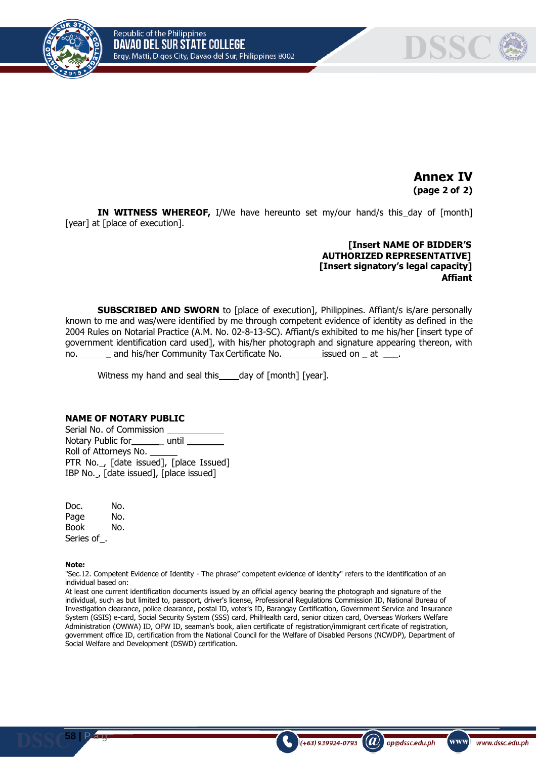**Annex IV**
**(page 2 of 2)**

**IN WITNESS WHEREOF,** I/We have hereunto set my/our hand/s this_day of [month] [year] at [place of execution].

**[Insert NAME OF BIDDER'S AUTHORIZED REPRESENTATIVE]**
**[Insert signatory's legal capacity]**
**Affiant**

**SUBSCRIBED AND SWORN** to [place of execution], Philippines. Affiant/s is/are personally known to me and was/were identified by me through competent evidence of identity as defined in the 2004 Rules on Notarial Practice (A.M. No. 02-8-13-SC). Affiant/s exhibited to me his/her [insert type of government identification card used], with his/her photograph and signature appearing thereon, with no. ______ and his/her Community Tax Certificate No.________issued on__ at____.

Witness my hand and seal this____day of [month] [year].

**NAME OF NOTARY PUBLIC**
Serial No. of Commission ___________
Notary Public for______ until ________
Roll of Attorneys No. ______
PTR No._, [date issued], [place Issued]
IBP No._, [date issued], [place issued]

Doc. No.
Page No.
Book No.
Series of_.

**Note:**
"Sec.12. Competent Evidence of Identity - The phrase" competent evidence of identity" refers to the identification of an individual based on:
At least one current identification documents issued by an official agency bearing the photograph and signature of the individual, such as but limited to, passport, driver's license, Professional Regulations Commission ID, National Bureau of Investigation clearance, police clearance, postal ID, voter's ID, Barangay Certification, Government Service and Insurance System (GSIS) e-card, Social Security System (SSS) card, PhilHealth card, senior citizen card, Overseas Workers Welfare Administration (OWWA) ID, OFW ID, seaman's book, alien certificate of registration/immigrant certificate of registration, government office ID, certification from the National Council for the Welfare of Disabled Persons (NCWDP), Department of Social Welfare and Development (DSWD) certification.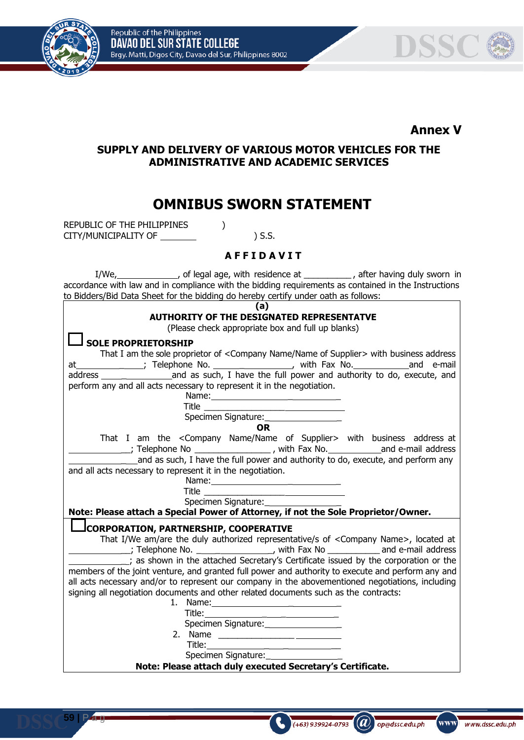**Annex V**

**SUPPLY AND DELIVERY OF VARIOUS MOTOR VEHICLES FOR THE ADMINISTRATIVE AND ACADEMIC SERVICES**

# OMNIBUS SWORN STATEMENT

REPUBLIC OF THE PHILIPPINES )
CITY/MUNICIPALITY OF ________ ) S.S.

**A F F I D A V I T**

I/We,_____________, of legal age, with residence at __________, after having duly sworn in accordance with law and in compliance with the bidding requirements as contained in the Instructions to Bidders/Bid Data Sheet for the bidding do hereby certify under oath as follows:

**(a)**

**AUTHORITY OF THE DESIGNATED REPRESENTATVE**

(Please check appropriate box and full up blanks)

☐ **SOLE PROPRIETORSHIP**

That I am the sole proprietor of <Company Name/Name of Supplier> with business address at_________________; Telephone No. ________________, with Fax No.___________and e-mail address _______________and as such, I have the full power and authority to do, execute, and perform any and all acts necessary to represent it in the negotiation.

Name:______________________________
Title ______________________________
Specimen Signature:________________

**OR**

That I am the <Company Name/Name of Supplier> with business address at _____________; Telephone No ________________, with Fax No.___________and e-mail address _______________and as such, I have the full power and authority to do, execute, and perform any and all acts necessary to represent it in the negotiation.

Name:______________________________
Title ______________________________
Specimen Signature:________________

**Note: Please attach a Special Power of Attorney, if not the Sole Proprietor/Owner.**

☐ **CORPORATION, PARTNERSHIP, COOPERATIVE**

That I/We am/are the duly authorized representative/s of <Company Name>, located at _____________; Telephone No. ________________, with Fax No ___________ and e-mail address _____________; as shown in the attached Secretary's Certificate issued by the corporation or the members of the joint venture, and granted full power and authority to execute and perform any and all acts necessary and/or to represent our company in the abovementioned negotiations, including signing all negotiation documents and other related documents such as the contracts:

1. Name:______________________________
   Title:______________________________
   Specimen Signature:________________
2. Name ______________________________
   Title:______________________________
   Specimen Signature:________________

**Note: Please attach duly executed Secretary's Certificate.**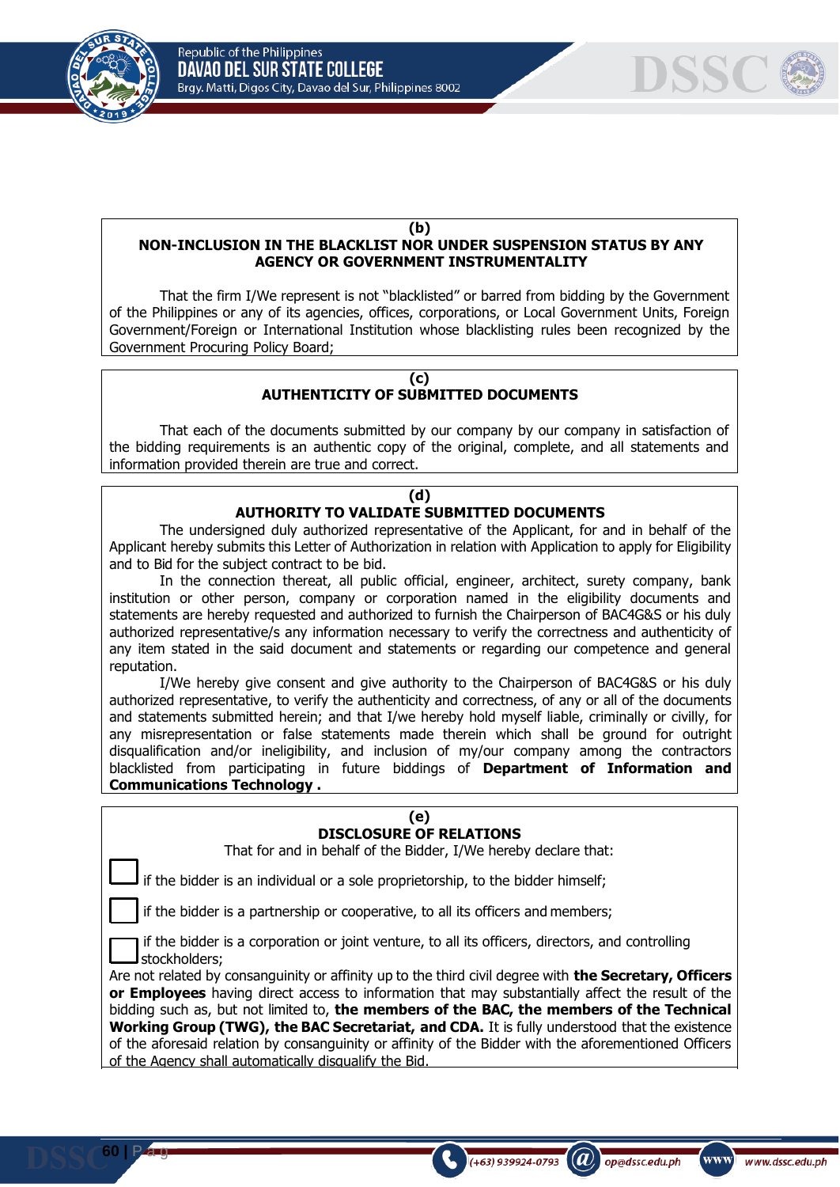**(b)**
**NON-INCLUSION IN THE BLACKLIST NOR UNDER SUSPENSION STATUS BY ANY AGENCY OR GOVERNMENT INSTRUMENTALITY**

That the firm I/We represent is not "blacklisted" or barred from bidding by the Government of the Philippines or any of its agencies, offices, corporations, or Local Government Units, Foreign Government/Foreign or International Institution whose blacklisting rules been recognized by the Government Procuring Policy Board;

**(c)**
**AUTHENTICITY OF SUBMITTED DOCUMENTS**

That each of the documents submitted by our company by our company in satisfaction of the bidding requirements is an authentic copy of the original, complete, and all statements and information provided therein are true and correct.

**(d)**
**AUTHORITY TO VALIDATE SUBMITTED DOCUMENTS**

The undersigned duly authorized representative of the Applicant, for and in behalf of the Applicant hereby submits this Letter of Authorization in relation with Application to apply for Eligibility and to Bid for the subject contract to be bid.

In the connection thereat, all public official, engineer, architect, surety company, bank institution or other person, company or corporation named in the eligibility documents and statements are hereby requested and authorized to furnish the Chairperson of BAC4G&S or his duly authorized representative/s any information necessary to verify the correctness and authenticity of any item stated in the said document and statements or regarding our competence and general reputation.

I/We hereby give consent and give authority to the Chairperson of BAC4G&S or his duly authorized representative, to verify the authenticity and correctness, of any or all of the documents and statements submitted herein; and that I/we hereby hold myself liable, criminally or civilly, for any misrepresentation or false statements made therein which shall be ground for outright disqualification and/or ineligibility, and inclusion of my/our company among the contractors blacklisted from participating in future biddings of **Department of Information and Communications Technology .**

**(e)**
**DISCLOSURE OF RELATIONS**

That for and in behalf of the Bidder, I/We hereby declare that:

☐ if the bidder is an individual or a sole proprietorship, to the bidder himself;

☐ if the bidder is a partnership or cooperative, to all its officers and members;

☐ if the bidder is a corporation or joint venture, to all its officers, directors, and controlling stockholders;

Are not related by consanguinity or affinity up to the third civil degree with **the Secretary, Officers or Employees** having direct access to information that may substantially affect the result of the bidding such as, but not limited to, **the members of the BAC, the members of the Technical Working Group (TWG), the BAC Secretariat, and CDA.** It is fully understood that the existence of the aforesaid relation by consanguinity or affinity of the Bidder with the aforementioned Officers of the Agency shall automatically disqualify the Bid.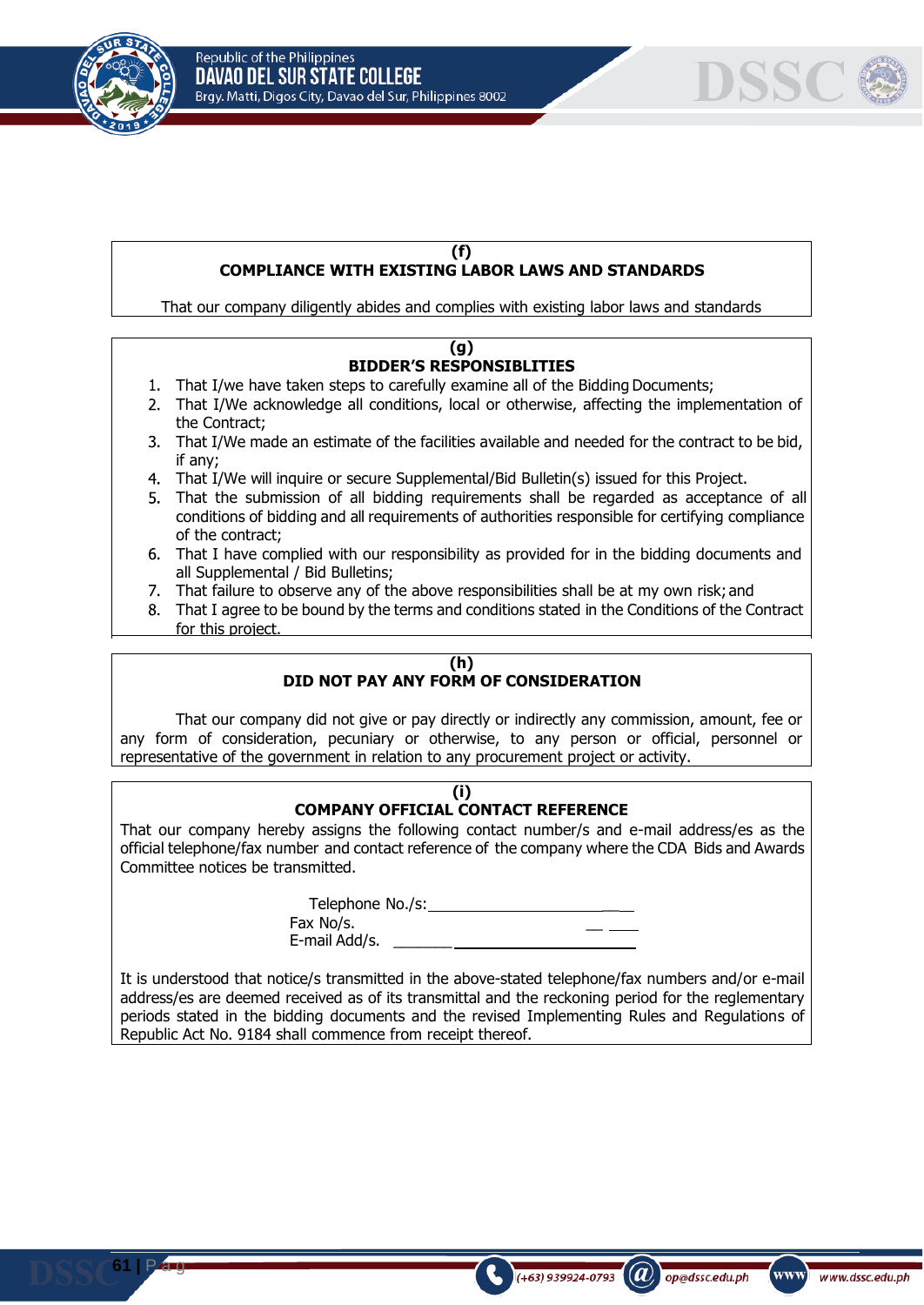**(f)**
**COMPLIANCE WITH EXISTING LABOR LAWS AND STANDARDS**

That our company diligently abides and complies with existing labor laws and standards

**(g)**
**BIDDER'S RESPONSIBLITIES**

1. That I/we have taken steps to carefully examine all of the Bidding Documents;
2. That I/We acknowledge all conditions, local or otherwise, affecting the implementation of the Contract;
3. That I/We made an estimate of the facilities available and needed for the contract to be bid, if any;
4. That I/We will inquire or secure Supplemental/Bid Bulletin(s) issued for this Project.
5. That the submission of all bidding requirements shall be regarded as acceptance of all conditions of bidding and all requirements of authorities responsible for certifying compliance of the contract;
6. That I have complied with our responsibility as provided for in the bidding documents and all Supplemental / Bid Bulletins;
7. That failure to observe any of the above responsibilities shall be at my own risk; and
8. That I agree to be bound by the terms and conditions stated in the Conditions of the Contract for this project.

**(h)**
**DID NOT PAY ANY FORM OF CONSIDERATION**

That our company did not give or pay directly or indirectly any commission, amount, fee or any form of consideration, pecuniary or otherwise, to any person or official, personnel or representative of the government in relation to any procurement project or activity.

**(i)**
**COMPANY OFFICIAL CONTACT REFERENCE**

That our company hereby assigns the following contact number/s and e-mail address/es as the official telephone/fax number and contact reference of the company where the CDA Bids and Awards Committee notices be transmitted.

Telephone No./s: ______________________

Fax No/s. ______________________

E-mail Add/s. ______________________

It is understood that notice/s transmitted in the above-stated telephone/fax numbers and/or e-mail address/es are deemed received as of its transmittal and the reckoning period for the reglementary periods stated in the bidding documents and the revised Implementing Rules and Regulations of Republic Act No. 9184 shall commence from receipt thereof.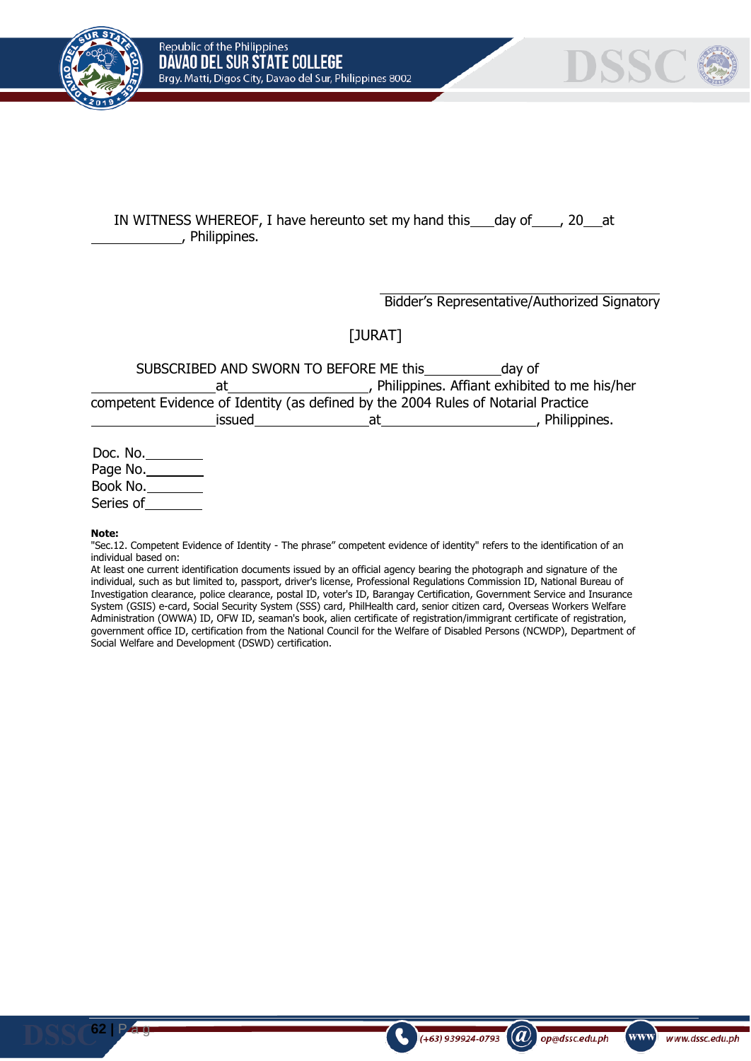IN WITNESS WHEREOF, I have hereunto set my hand this___day of____, 20__at ____________, Philippines.

_______________________________________
Bidder's Representative/Authorized Signatory

[JURAT]

SUBSCRIBED AND SWORN TO BEFORE ME this__________day of ________________at__________________, Philippines. Affiant exhibited to me his/her competent Evidence of Identity (as defined by the 2004 Rules of Notarial Practice ________________issued_______________at____________________, Philippines.

Doc. No.________
Page No.________
Book No.________
Series of________

**Note:**
"Sec.12. Competent Evidence of Identity - The phrase" competent evidence of identity" refers to the identification of an individual based on:
At least one current identification documents issued by an official agency bearing the photograph and signature of the individual, such as but limited to, passport, driver's license, Professional Regulations Commission ID, National Bureau of Investigation clearance, police clearance, postal ID, voter's ID, Barangay Certification, Government Service and Insurance System (GSIS) e-card, Social Security System (SSS) card, PhilHealth card, senior citizen card, Overseas Workers Welfare Administration (OWWA) ID, OFW ID, seaman's book, alien certificate of registration/immigrant certificate of registration, government office ID, certification from the National Council for the Welfare of Disabled Persons (NCWDP), Department of Social Welfare and Development (DSWD) certification.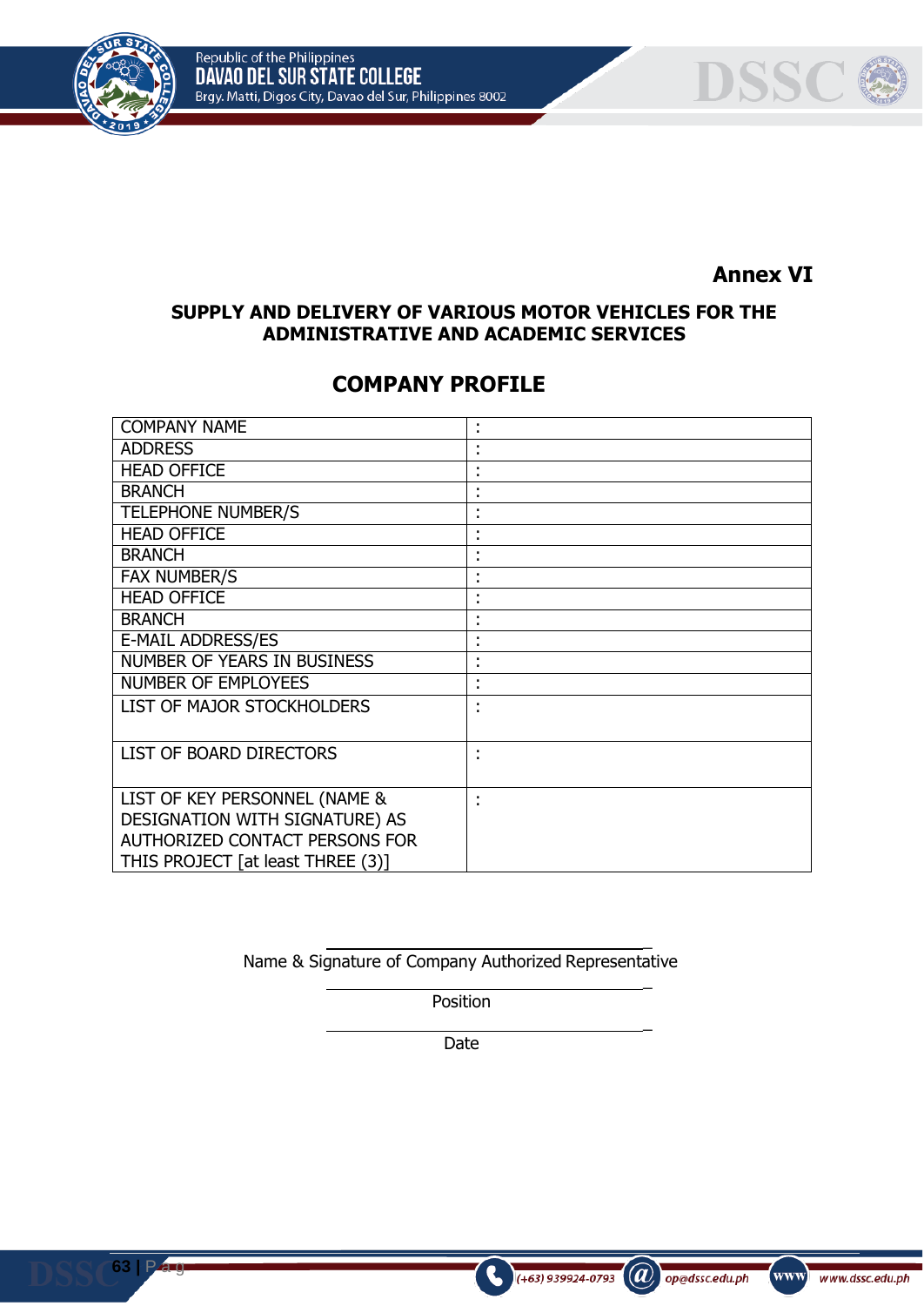**Annex VI**

**SUPPLY AND DELIVERY OF VARIOUS MOTOR VEHICLES FOR THE ADMINISTRATIVE AND ACADEMIC SERVICES**

## COMPANY PROFILE

| | |
|---|---|
| COMPANY NAME | : |
| ADDRESS | : |
| HEAD OFFICE | : |
| BRANCH | : |
| TELEPHONE NUMBER/S | : |
| HEAD OFFICE | : |
| BRANCH | : |
| FAX NUMBER/S | : |
| HEAD OFFICE | : |
| BRANCH | : |
| E-MAIL ADDRESS/ES | : |
| NUMBER OF YEARS IN BUSINESS | : |
| NUMBER OF EMPLOYEES | : |
| LIST OF MAJOR STOCKHOLDERS | : |
| LIST OF BOARD DIRECTORS | : |
| LIST OF KEY PERSONNEL (NAME & DESIGNATION WITH SIGNATURE) AS AUTHORIZED CONTACT PERSONS FOR THIS PROJECT [at least THREE (3)] | : |

_______________________________________
Name & Signature of Company Authorized Representative

_______________________________________
Position

_______________________________________
Date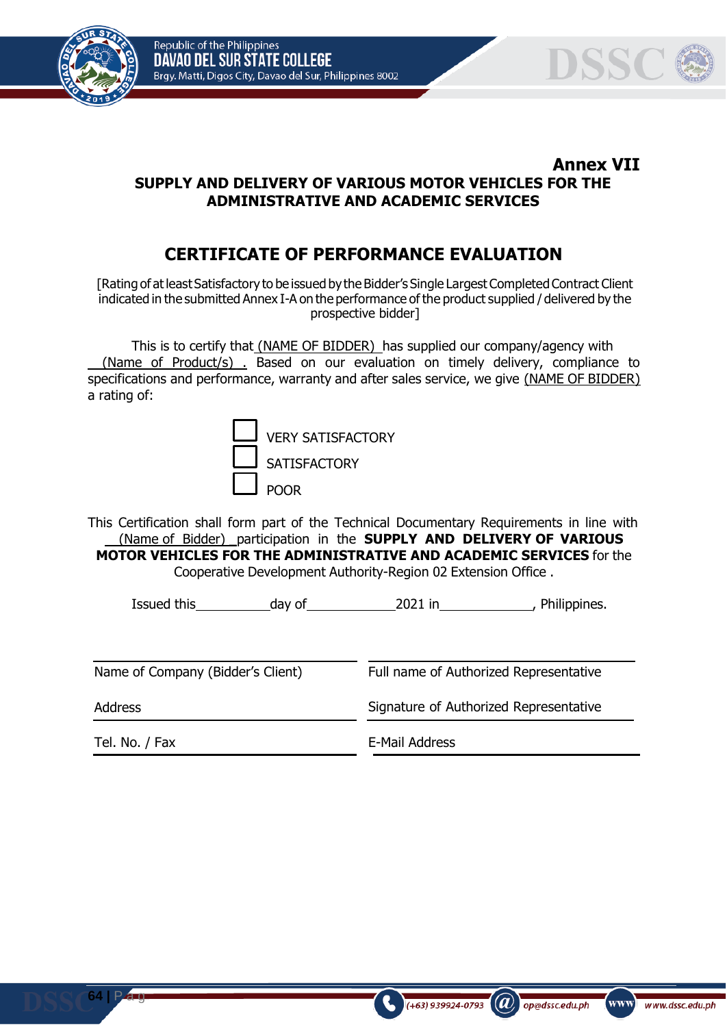**Annex VII**

**SUPPLY AND DELIVERY OF VARIOUS MOTOR VEHICLES FOR THE ADMINISTRATIVE AND ACADEMIC SERVICES**

## CERTIFICATE OF PERFORMANCE EVALUATION

[Rating of at least Satisfactory to be issued by the Bidder's Single Largest Completed Contract Client indicated in the submitted Annex I-A on the performance of the product supplied / delivered by the prospective bidder]

This is to certify that (NAME OF BIDDER) has supplied our company/agency with (Name of Product/s) . Based on our evaluation on timely delivery, compliance to specifications and performance, warranty and after sales service, we give (NAME OF BIDDER) a rating of:

- ☐ VERY SATISFACTORY
- ☐ SATISFACTORY
- ☐ POOR

This Certification shall form part of the Technical Documentary Requirements in line with (Name of Bidder) participation in the **SUPPLY AND DELIVERY OF VARIOUS MOTOR VEHICLES FOR THE ADMINISTRATIVE AND ACADEMIC SERVICES** for the Cooperative Development Authority-Region 02 Extension Office .

Issued this\_\_\_\_\_\_\_\_\_\_day of\_\_\_\_\_\_\_\_\_\_\_\_2021 in\_\_\_\_\_\_\_\_\_\_\_\_\_, Philippines.

| | |
|---|---|
| Name of Company (Bidder's Client) | Full name of Authorized Representative |
| Address | Signature of Authorized Representative |
| Tel. No. / Fax | E-Mail Address |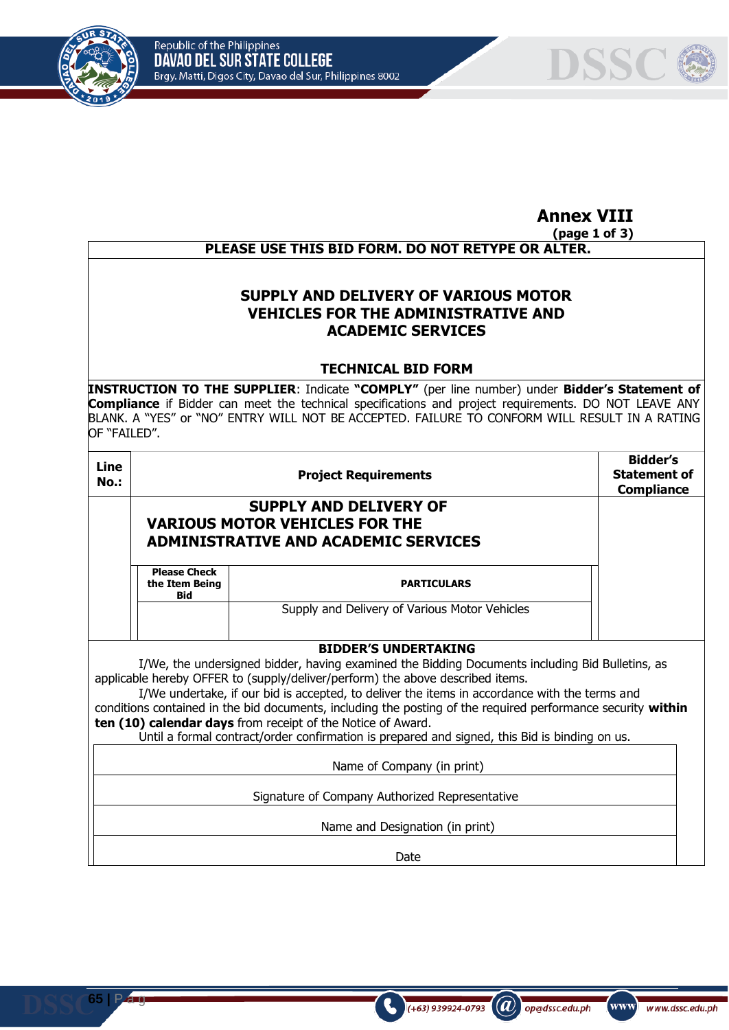**Annex VIII**
**(page 1 of 3)**

**PLEASE USE THIS BID FORM. DO NOT RETYPE OR ALTER.**

## SUPPLY AND DELIVERY OF VARIOUS MOTOR VEHICLES FOR THE ADMINISTRATIVE AND ACADEMIC SERVICES

### TECHNICAL BID FORM

**INSTRUCTION TO THE SUPPLIER**: Indicate **"COMPLY"** (per line number) under **Bidder's Statement of Compliance** if Bidder can meet the technical specifications and project requirements. DO NOT LEAVE ANY BLANK. A "YES" or "NO" ENTRY WILL NOT BE ACCEPTED. FAILURE TO CONFORM WILL RESULT IN A RATING OF "FAILED".

| Line No.: | Project Requirements | | Bidder's Statement of Compliance |
|---|---|---|---|
| | **SUPPLY AND DELIVERY OF VARIOUS MOTOR VEHICLES FOR THE ADMINISTRATIVE AND ACADEMIC SERVICES** | | |
| | **Please Check the Item Being Bid** | **PARTICULARS** | |
| | | Supply and Delivery of Various Motor Vehicles | |

**BIDDER'S UNDERTAKING**

I/We, the undersigned bidder, having examined the Bidding Documents including Bid Bulletins, as applicable hereby OFFER to (supply/deliver/perform) the above described items.

I/We undertake, if our bid is accepted, to deliver the items in accordance with the terms and conditions contained in the bid documents, including the posting of the required performance security **within ten (10) calendar days** from receipt of the Notice of Award.

Until a formal contract/order confirmation is prepared and signed, this Bid is binding on us.

| |
|---|
| Name of Company (in print) |
| Signature of Company Authorized Representative |
| Name and Designation (in print) |
| Date |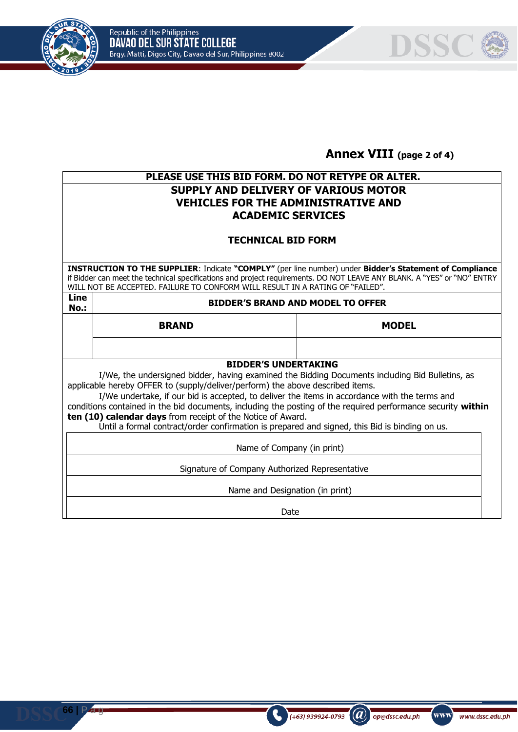## Annex VIII (page 2 of 4)

**PLEASE USE THIS BID FORM. DO NOT RETYPE OR ALTER.**

**SUPPLY AND DELIVERY OF VARIOUS MOTOR VEHICLES FOR THE ADMINISTRATIVE AND ACADEMIC SERVICES**

**TECHNICAL BID FORM**

**INSTRUCTION TO THE SUPPLIER**: Indicate **"COMPLY"** (per line number) under **Bidder's Statement of Compliance** if Bidder can meet the technical specifications and project requirements. DO NOT LEAVE ANY BLANK. A "YES" or "NO" ENTRY WILL NOT BE ACCEPTED. FAILURE TO CONFORM WILL RESULT IN A RATING OF "FAILED".

| Line No.: | BIDDER'S BRAND AND MODEL TO OFFER | |
|---|---|---|
| | **BRAND** | **MODEL** |
| | | |

**BIDDER'S UNDERTAKING**

I/We, the undersigned bidder, having examined the Bidding Documents including Bid Bulletins, as applicable hereby OFFER to (supply/deliver/perform) the above described items.

I/We undertake, if our bid is accepted, to deliver the items in accordance with the terms and conditions contained in the bid documents, including the posting of the required performance security **within ten (10) calendar days** from receipt of the Notice of Award.

Until a formal contract/order confirmation is prepared and signed, this Bid is binding on us.

Name of Company (in print)

Signature of Company Authorized Representative

Name and Designation (in print)

Date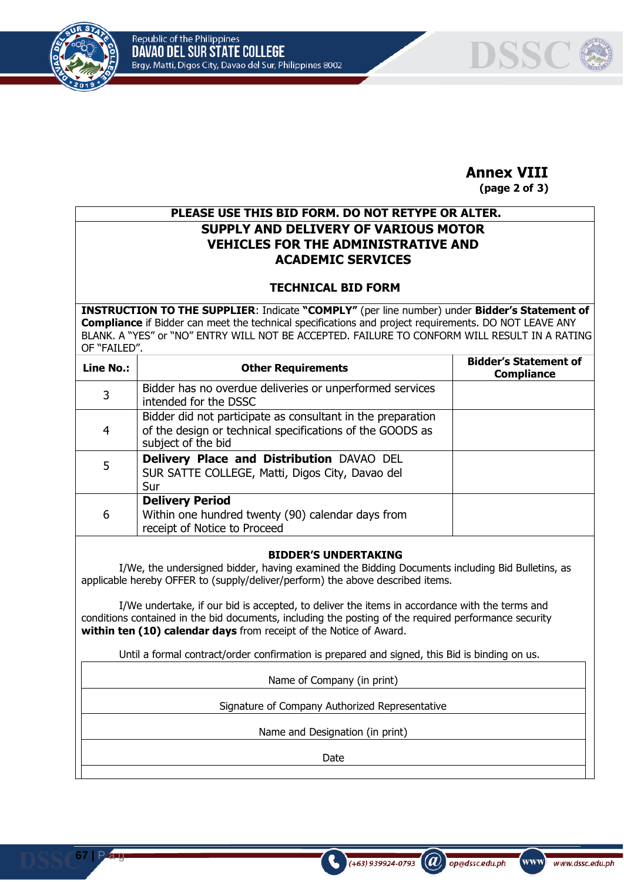**Annex VIII**
**(page 2 of 3)**

**PLEASE USE THIS BID FORM. DO NOT RETYPE OR ALTER.**

## SUPPLY AND DELIVERY OF VARIOUS MOTOR VEHICLES FOR THE ADMINISTRATIVE AND ACADEMIC SERVICES

### TECHNICAL BID FORM

**INSTRUCTION TO THE SUPPLIER**: Indicate **"COMPLY"** (per line number) under **Bidder's Statement of Compliance** if Bidder can meet the technical specifications and project requirements. DO NOT LEAVE ANY BLANK. A "YES" or "NO" ENTRY WILL NOT BE ACCEPTED. FAILURE TO CONFORM WILL RESULT IN A RATING OF "FAILED".

| Line No.: | Other Requirements | Bidder's Statement of Compliance |
|---|---|---|
| 3 | Bidder has no overdue deliveries or unperformed services intended for the DSSC | |
| 4 | Bidder did not participate as consultant in the preparation of the design or technical specifications of the GOODS as subject of the bid | |
| 5 | **Delivery Place and Distribution** DAVAO DEL SUR SATTE COLLEGE, Matti, Digos City, Davao del Sur | |
| 6 | **Delivery Period** Within one hundred twenty (90) calendar days from receipt of Notice to Proceed | |

**BIDDER'S UNDERTAKING**

I/We, the undersigned bidder, having examined the Bidding Documents including Bid Bulletins, as applicable hereby OFFER to (supply/deliver/perform) the above described items.

I/We undertake, if our bid is accepted, to deliver the items in accordance with the terms and conditions contained in the bid documents, including the posting of the required performance security **within ten (10) calendar days** from receipt of the Notice of Award.

Until a formal contract/order confirmation is prepared and signed, this Bid is binding on us.

Name of Company (in print)

Signature of Company Authorized Representative

Name and Designation (in print)

Date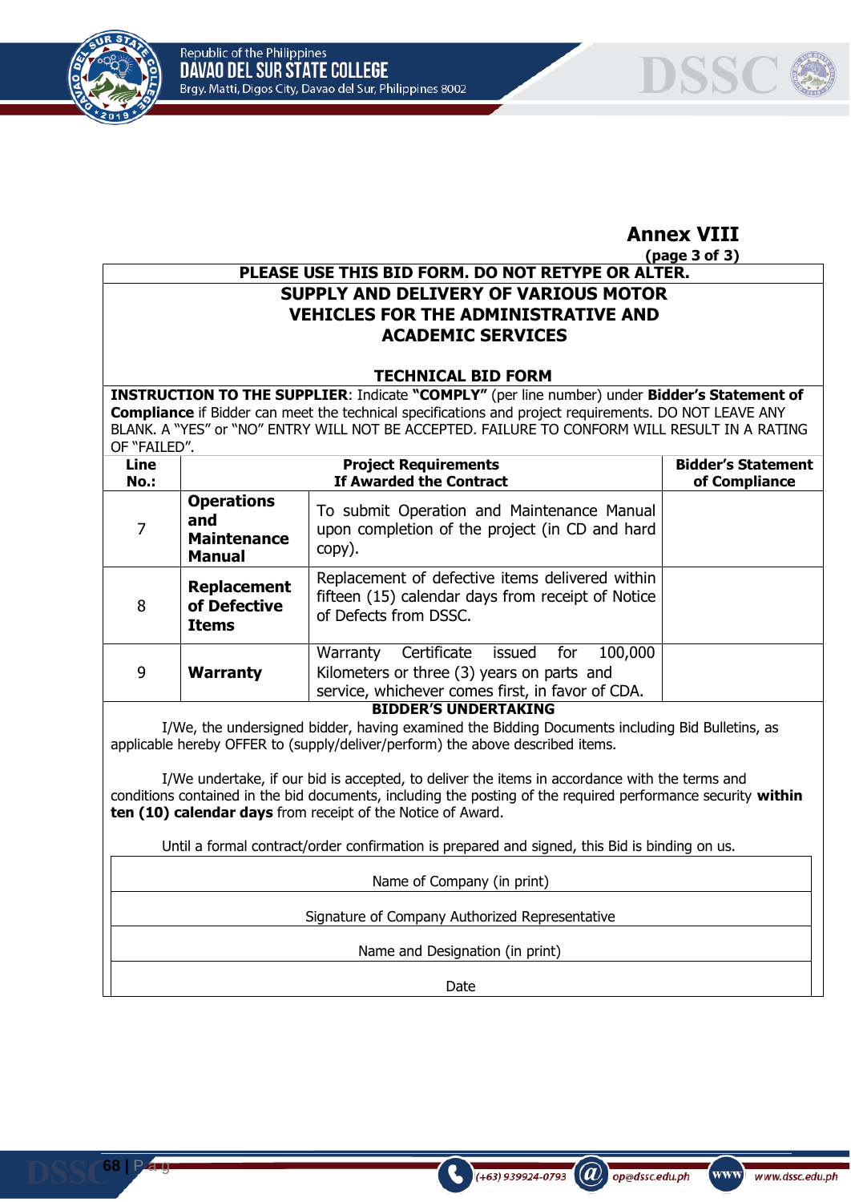# Annex VIII
**(page 3 of 3)**

**PLEASE USE THIS BID FORM. DO NOT RETYPE OR ALTER.**

## SUPPLY AND DELIVERY OF VARIOUS MOTOR VEHICLES FOR THE ADMINISTRATIVE AND ACADEMIC SERVICES

### TECHNICAL BID FORM

**INSTRUCTION TO THE SUPPLIER**: Indicate **"COMPLY"** (per line number) under **Bidder's Statement of Compliance** if Bidder can meet the technical specifications and project requirements. DO NOT LEAVE ANY BLANK. A "YES" or "NO" ENTRY WILL NOT BE ACCEPTED. FAILURE TO CONFORM WILL RESULT IN A RATING OF "FAILED".

| Line No.: | Project Requirements If Awarded the Contract | | Bidder's Statement of Compliance |
|---|---|---|---|
| 7 | **Operations and Maintenance Manual** | To submit Operation and Maintenance Manual upon completion of the project (in CD and hard copy). | |
| 8 | **Replacement of Defective Items** | Replacement of defective items delivered within fifteen (15) calendar days from receipt of Notice of Defects from DSSC. | |
| 9 | **Warranty** | Warranty Certificate issued for 100,000 Kilometers or three (3) years on parts and service, whichever comes first, in favor of CDA. | |

**BIDDER'S UNDERTAKING**

I/We, the undersigned bidder, having examined the Bidding Documents including Bid Bulletins, as applicable hereby OFFER to (supply/deliver/perform) the above described items.

I/We undertake, if our bid is accepted, to deliver the items in accordance with the terms and conditions contained in the bid documents, including the posting of the required performance security **within ten (10) calendar days** from receipt of the Notice of Award.

Until a formal contract/order confirmation is prepared and signed, this Bid is binding on us.

Name of Company (in print)

Signature of Company Authorized Representative

Name and Designation (in print)

Date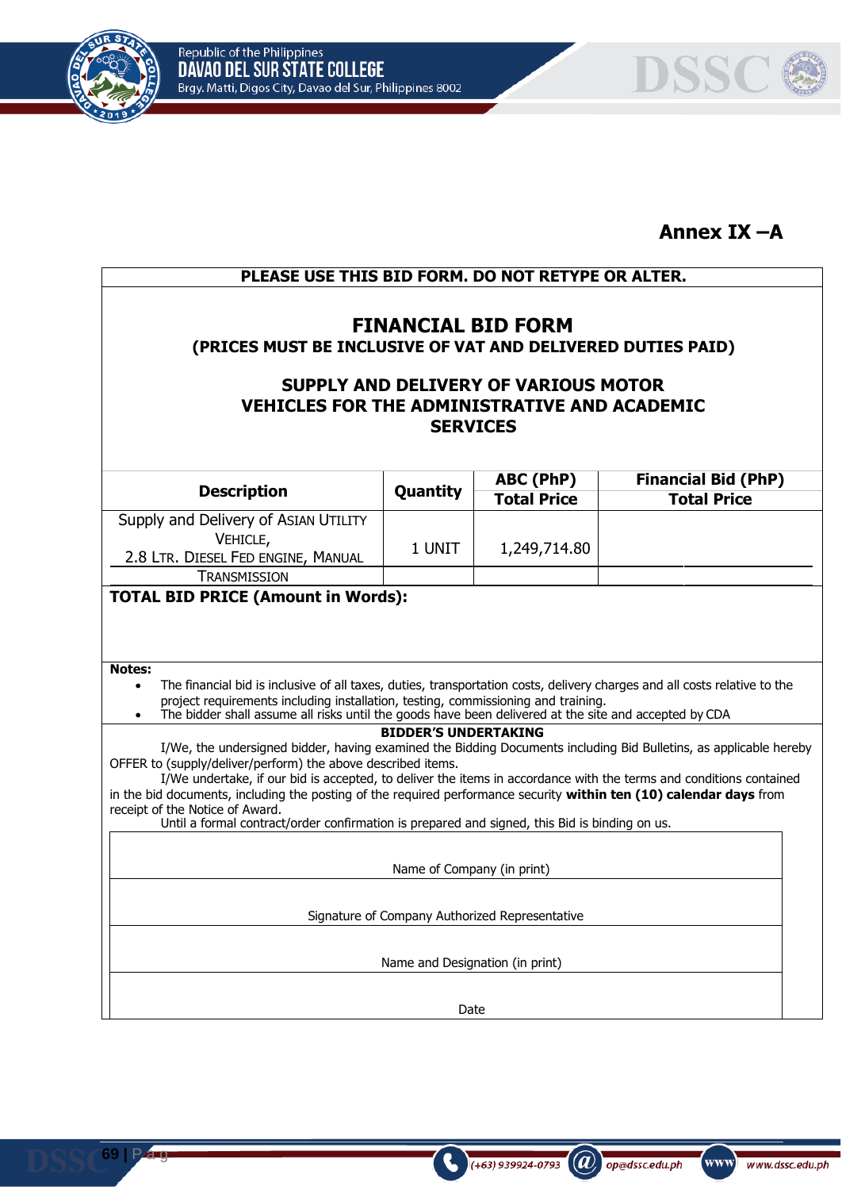Annex IX –A

**PLEASE USE THIS BID FORM. DO NOT RETYPE OR ALTER.**

# FINANCIAL BID FORM

**(PRICES MUST BE INCLUSIVE OF VAT AND DELIVERED DUTIES PAID)**

## SUPPLY AND DELIVERY OF VARIOUS MOTOR VEHICLES FOR THE ADMINISTRATIVE AND ACADEMIC SERVICES

| Description | Quantity | ABC (PhP) Total Price | Financial Bid (PhP) Total Price |
|---|---|---|---|
| Supply and Delivery of ASIAN UTILITY VEHICLE, 2.8 LTR. DIESEL FED ENGINE, MANUAL TRANSMISSION | 1 UNIT | 1,249,714.80 | |

**TOTAL BID PRICE (Amount in Words):**

**Notes:**

- The financial bid is inclusive of all taxes, duties, transportation costs, delivery charges and all costs relative to the project requirements including installation, testing, commissioning and training.
- The bidder shall assume all risks until the goods have been delivered at the site and accepted by CDA

**BIDDER'S UNDERTAKING**

I/We, the undersigned bidder, having examined the Bidding Documents including Bid Bulletins, as applicable hereby OFFER to (supply/deliver/perform) the above described items.

I/We undertake, if our bid is accepted, to deliver the items in accordance with the terms and conditions contained in the bid documents, including the posting of the required performance security **within ten (10) calendar days** from receipt of the Notice of Award.

Until a formal contract/order confirmation is prepared and signed, this Bid is binding on us.

Name of Company (in print)

Signature of Company Authorized Representative

Name and Designation (in print)

Date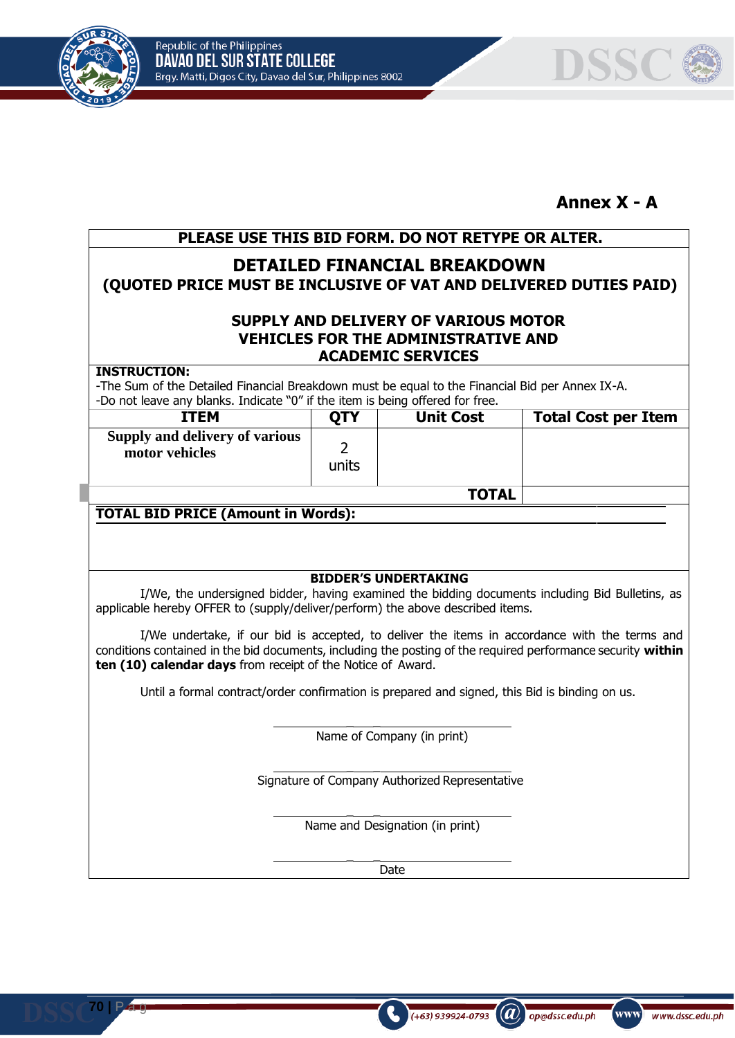**Annex X - A**

**PLEASE USE THIS BID FORM. DO NOT RETYPE OR ALTER.**

## DETAILED FINANCIAL BREAKDOWN

**(QUOTED PRICE MUST BE INCLUSIVE OF VAT AND DELIVERED DUTIES PAID)**

**SUPPLY AND DELIVERY OF VARIOUS MOTOR VEHICLES FOR THE ADMINISTRATIVE AND ACADEMIC SERVICES**

**INSTRUCTION:**

-The Sum of the Detailed Financial Breakdown must be equal to the Financial Bid per Annex IX-A.

-Do not leave any blanks. Indicate "0" if the item is being offered for free.

| ITEM | QTY | Unit Cost | Total Cost per Item |
|---|---|---|---|
| **Supply and delivery of various motor vehicles** | 2 units | | |
| | | **TOTAL** | |

**TOTAL BID PRICE (Amount in Words):**

**BIDDER'S UNDERTAKING**

I/We, the undersigned bidder, having examined the bidding documents including Bid Bulletins, as applicable hereby OFFER to (supply/deliver/perform) the above described items.

I/We undertake, if our bid is accepted, to deliver the items in accordance with the terms and conditions contained in the bid documents, including the posting of the required performance security **within ten (10) calendar days** from receipt of the Notice of Award.

Until a formal contract/order confirmation is prepared and signed, this Bid is binding on us.

\_\_\_\_\_\_\_\_\_\_\_\_\_\_\_\_\_\_\_\_\_\_\_\_\_\_\_\_
Name of Company (in print)

\_\_\_\_\_\_\_\_\_\_\_\_\_\_\_\_\_\_\_\_\_\_\_\_\_\_\_\_
Signature of Company Authorized Representative

\_\_\_\_\_\_\_\_\_\_\_\_\_\_\_\_\_\_\_\_\_\_\_\_\_\_\_\_
Name and Designation (in print)

\_\_\_\_\_\_\_\_\_\_\_\_\_\_\_\_\_\_\_\_\_\_\_\_\_\_\_\_
Date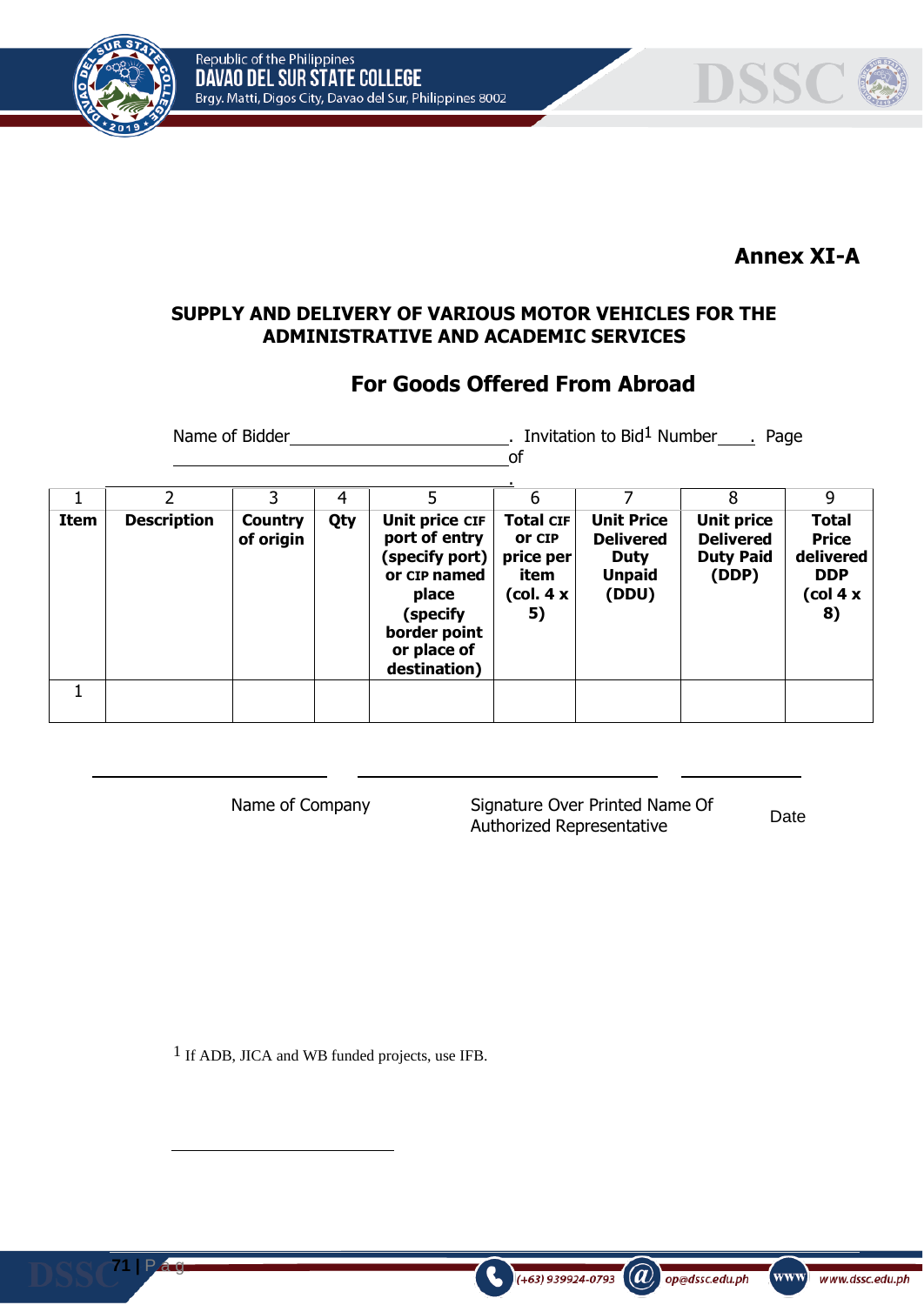**Annex XI-A**

**SUPPLY AND DELIVERY OF VARIOUS MOTOR VEHICLES FOR THE ADMINISTRATIVE AND ACADEMIC SERVICES**

## For Goods Offered From Abroad

Name of Bidder\_\_\_\_\_\_\_\_\_\_\_\_\_\_\_\_\_\_\_\_\_\_\_\_\_\_. Invitation to Bid[1] Number\_\_\_\_. Page \_\_\_\_\_\_\_\_\_\_\_\_\_\_\_\_\_\_\_\_\_\_\_\_\_\_\_\_\_\_\_\_\_\_\_of \_\_\_\_\_\_\_\_\_\_\_\_\_\_\_\_\_\_\_\_\_\_\_\_\_\_\_\_\_\_\_\_\_\_\_\_\_\_\_\_\_\_\_\_\_\_.

| 1 | 2 | 3 | 4 | 5 | 6 | 7 | 8 | 9 |
|---|---|---|---|---|---|---|---|---|
| **Item** | **Description** | **Country of origin** | **Qty** | **Unit price CIF port of entry (specify port) or CIP named place (specify border point or place of destination)** | **Total CIF or CIP price per item (col. 4 x 5)** | **Unit Price Delivered Duty Unpaid (DDU)** | **Unit price Delivered Duty Paid (DDP)** | **Total Price delivered DDP (col 4 x 8)** |
| 1 | | | | | | | | |

\_\_\_\_\_\_\_\_\_\_\_\_\_\_\_\_\_\_\_\_\_\_\_\_\_\_ \_\_\_\_\_\_\_\_\_\_\_\_\_\_\_\_\_\_\_\_\_\_\_\_\_\_\_\_\_\_\_\_\_ \_\_\_\_\_\_\_\_\_\_\_\_\_

Name of Company | Signature Over Printed Name Of Authorized Representative | Date

[1] If ADB, JICA and WB funded projects, use IFB.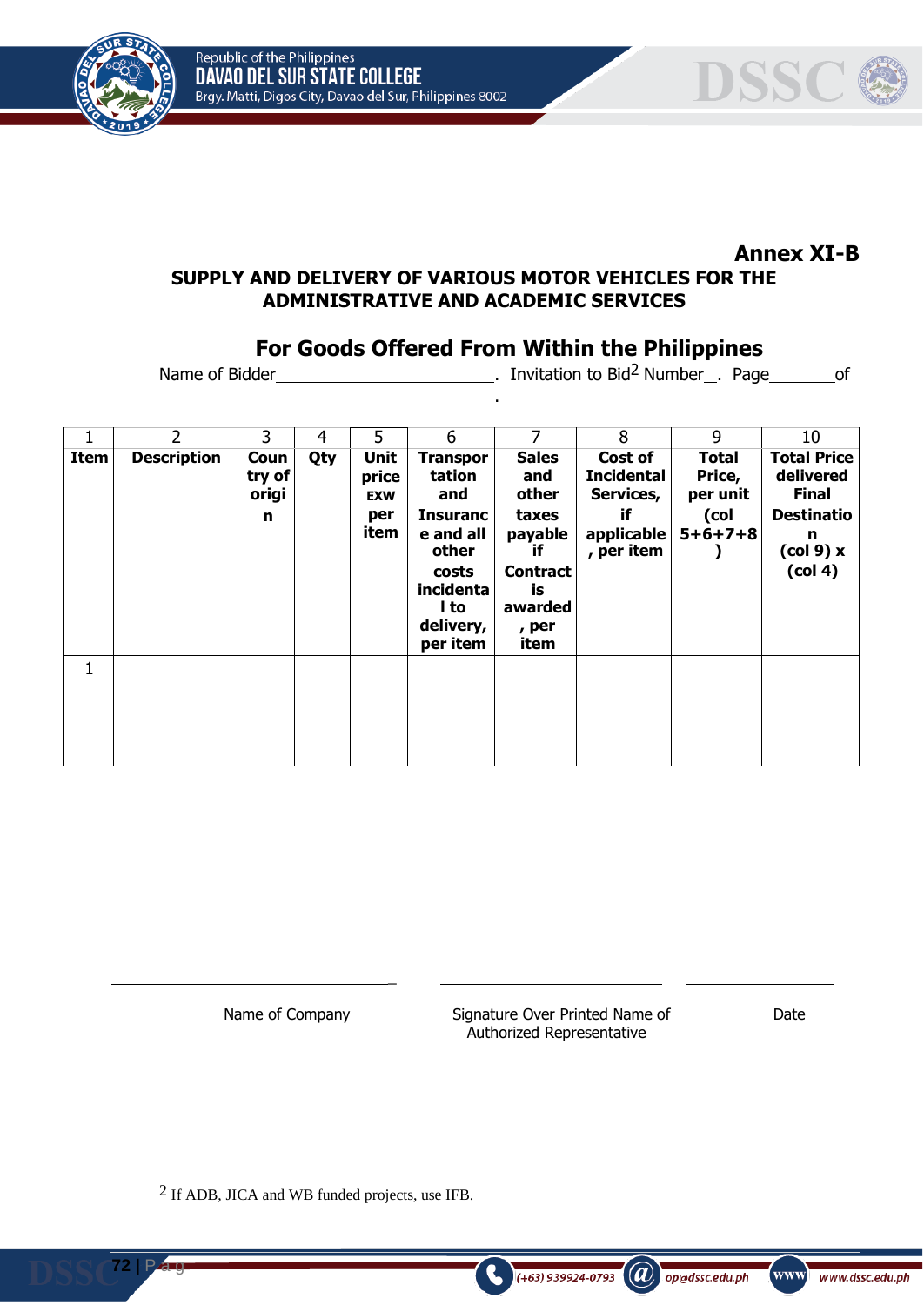**Annex XI-B**

**SUPPLY AND DELIVERY OF VARIOUS MOTOR VEHICLES FOR THE ADMINISTRATIVE AND ACADEMIC SERVICES**

## For Goods Offered From Within the Philippines

Name of Bidder________________________. Invitation to Bid[2] Number__. Page_______of ___________________________________.

| 1 | 2 | 3 | 4 | 5 | 6 | 7 | 8 | 9 | 10 |
|---|---|---|---|---|---|---|---|---|---|
| **Item** | **Description** | **Country of origin** | **Qty** | **Unit price EXW per item** | **Transportation and Insurance and all other costs incidental to delivery, per item** | **Sales and other taxes payable if Contract is awarded, per item** | **Cost of Incidental Services, if applicable, per item** | **Total Price, per unit (col 5+6+7+8)** | **Total Price delivered Final Destination (col 9) x (col 4)** |
| 1 | | | | | | | | | |

_________________________ Name of Company

_________________________ Signature Over Printed Name of Authorized Representative

_________________________ Date

[2] If ADB, JICA and WB funded projects, use IFB.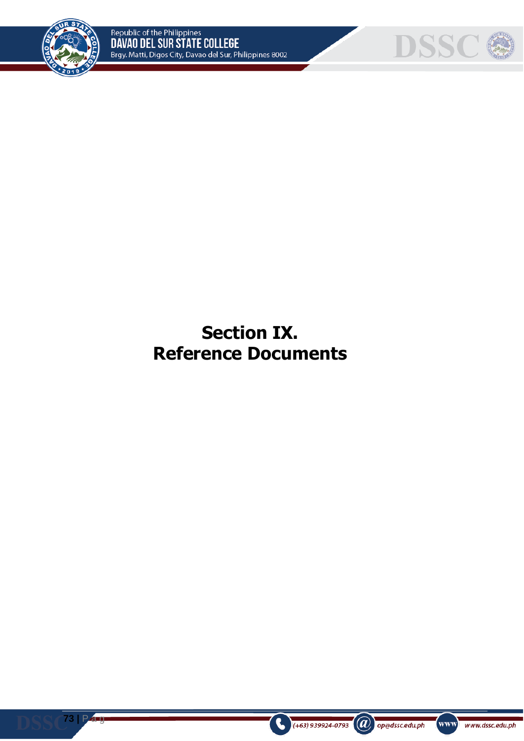# Section IX. Reference Documents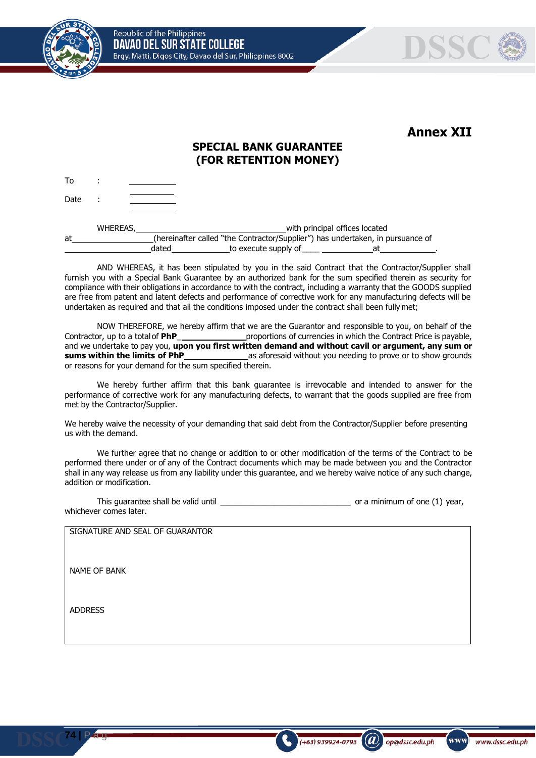**Annex XII**

## SPECIAL BANK GUARANTEE
## (FOR RETENTION MONEY)

To : ___________

Date : ___________

WHEREAS, ________________________________ with principal offices located at __________________ (hereinafter called "the Contractor/Supplier") has undertaken, in pursuance of __________________ dated ____________ to execute supply of ____ ___________ at ____________.

AND WHEREAS, it has been stipulated by you in the said Contract that the Contractor/Supplier shall furnish you with a Special Bank Guarantee by an authorized bank for the sum specified therein as security for compliance with their obligations in accordance to with the contract, including a warranty that the GOODS supplied are free from patent and latent defects and performance of corrective work for any manufacturing defects will be undertaken as required and that all the conditions imposed under the contract shall been fully met;

NOW THEREFORE, we hereby affirm that we are the Guarantor and responsible to you, on behalf of the Contractor, up to a total of **PhP** ______________ proportions of currencies in which the Contract Price is payable, and we undertake to pay you, **upon you first written demand and without cavil or argument, any sum or sums within the limits of PhP** ______________ as aforesaid without you needing to prove or to show grounds or reasons for your demand for the sum specified therein.

We hereby further affirm that this bank guarantee is irrevocable and intended to answer for the performance of corrective work for any manufacturing defects, to warrant that the goods supplied are free from met by the Contractor/Supplier.

We hereby waive the necessity of your demanding that said debt from the Contractor/Supplier before presenting us with the demand.

We further agree that no change or addition to or other modification of the terms of the Contract to be performed there under or of any of the Contract documents which may be made between you and the Contractor shall in any way release us from any liability under this guarantee, and we hereby waive notice of any such change, addition or modification.

This guarantee shall be valid until ______________________________ or a minimum of one (1) year, whichever comes later.

| SIGNATURE AND SEAL OF GUARANTOR |
|---|
| NAME OF BANK |
| ADDRESS |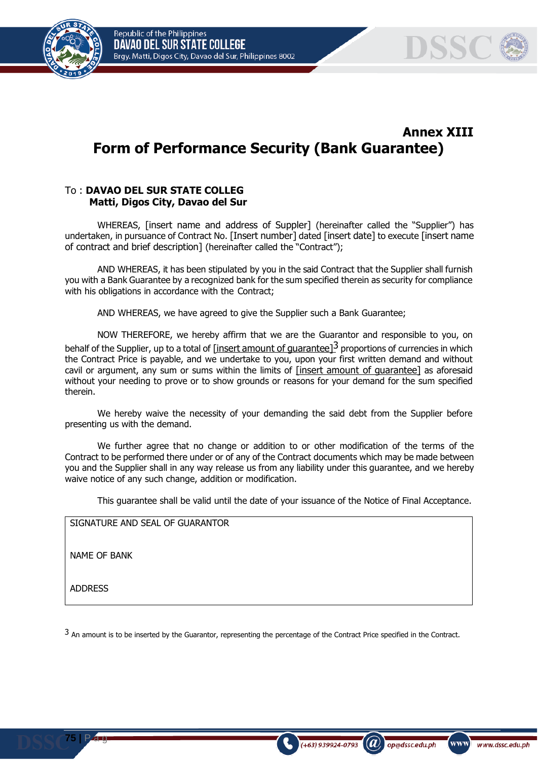# Annex XIII

## Form of Performance Security (Bank Guarantee)

To : **DAVAO DEL SUR STATE COLLEG**
**Matti, Digos City, Davao del Sur**

WHEREAS, [insert name and address of Suppler] (hereinafter called the "Supplier") has undertaken, in pursuance of Contract No. [Insert number] dated [insert date] to execute [insert name of contract and brief description] (hereinafter called the "Contract");

AND WHEREAS, it has been stipulated by you in the said Contract that the Supplier shall furnish you with a Bank Guarantee by a recognized bank for the sum specified therein as security for compliance with his obligations in accordance with the Contract;

AND WHEREAS, we have agreed to give the Supplier such a Bank Guarantee;

NOW THEREFORE, we hereby affirm that we are the Guarantor and responsible to you, on behalf of the Supplier, up to a total of [insert amount of guarantee][3] proportions of currencies in which the Contract Price is payable, and we undertake to you, upon your first written demand and without cavil or argument, any sum or sums within the limits of [insert amount of guarantee] as aforesaid without your needing to prove or to show grounds or reasons for your demand for the sum specified therein.

We hereby waive the necessity of your demanding the said debt from the Supplier before presenting us with the demand.

We further agree that no change or addition to or other modification of the terms of the Contract to be performed there under or of any of the Contract documents which may be made between you and the Supplier shall in any way release us from any liability under this guarantee, and we hereby waive notice of any such change, addition or modification.

This guarantee shall be valid until the date of your issuance of the Notice of Final Acceptance.

| SIGNATURE AND SEAL OF GUARANTOR |
|---|
| NAME OF BANK |
| ADDRESS |

[3] An amount is to be inserted by the Guarantor, representing the percentage of the Contract Price specified in the Contract.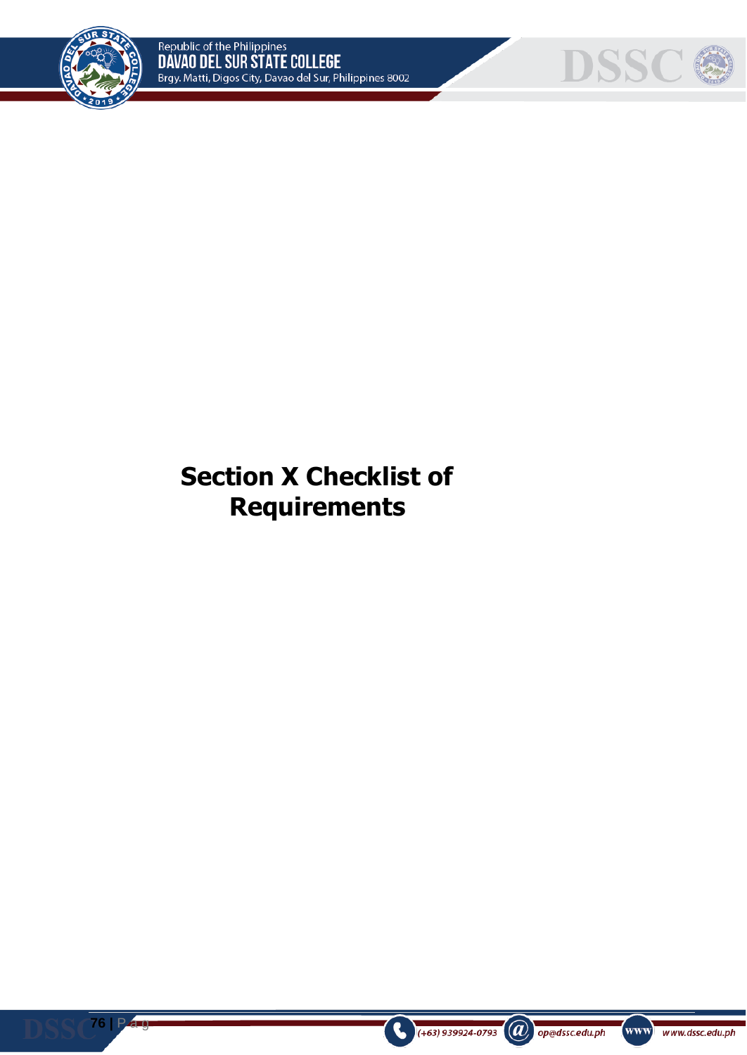# Section X Checklist of Requirements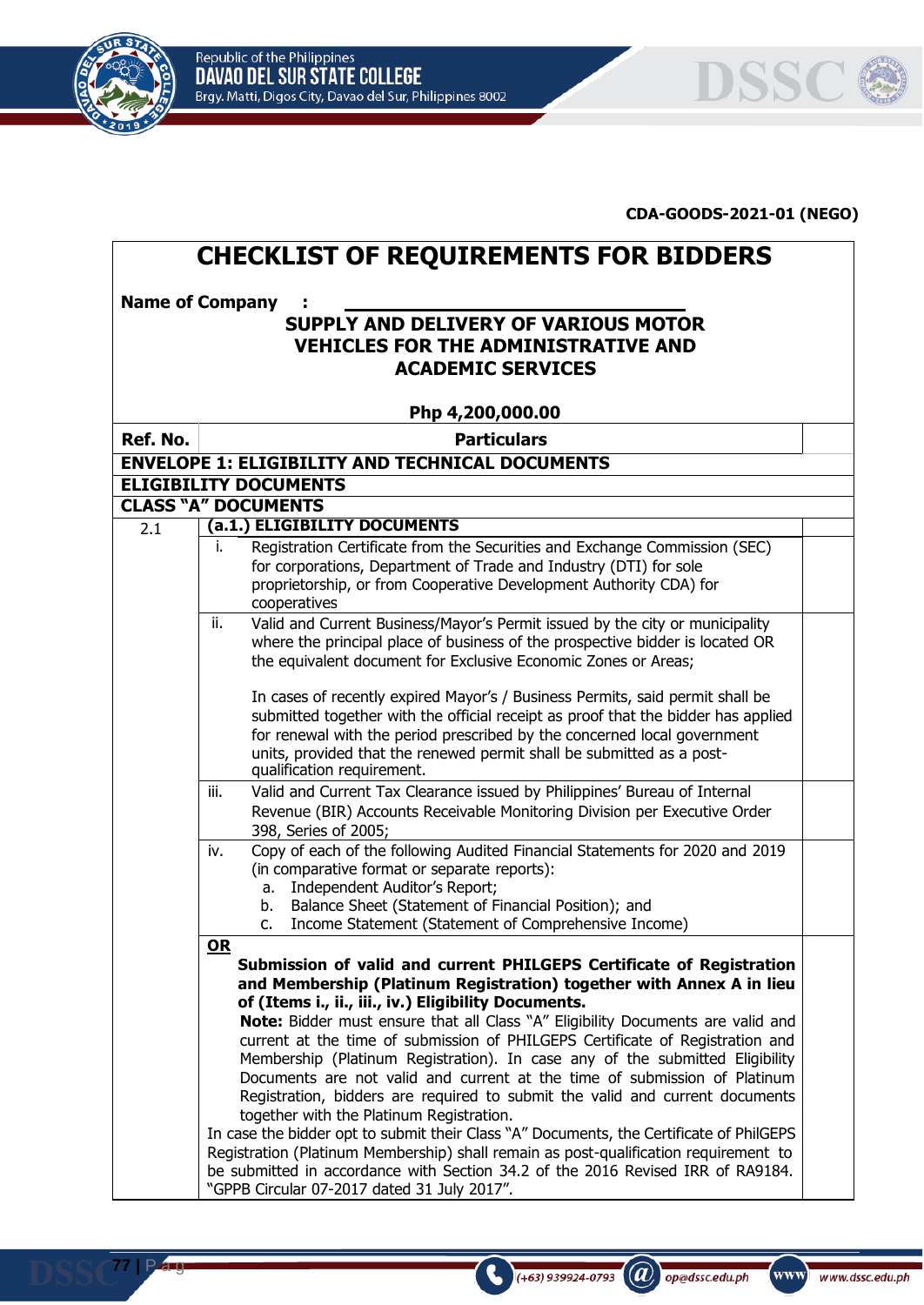CDA-GOODS-2021-01 (NEGO)

# CHECKLIST OF REQUIREMENTS FOR BIDDERS

**Name of Company :** ______________________________

**SUPPLY AND DELIVERY OF VARIOUS MOTOR VEHICLES FOR THE ADMINISTRATIVE AND ACADEMIC SERVICES**

**Php 4,200,000.00**

| Ref. No. | Particulars | |
|---|---|---|
| **ENVELOPE 1: ELIGIBILITY AND TECHNICAL DOCUMENTS** | | |
| **ELIGIBILITY DOCUMENTS** | | |
| **CLASS "A" DOCUMENTS** | | |
| 2.1 | **(a.1.) ELIGIBILITY DOCUMENTS** | |
| | i. Registration Certificate from the Securities and Exchange Commission (SEC) for corporations, Department of Trade and Industry (DTI) for sole proprietorship, or from Cooperative Development Authority CDA) for cooperatives | |
| | ii. Valid and Current Business/Mayor's Permit issued by the city or municipality where the principal place of business of the prospective bidder is located OR the equivalent document for Exclusive Economic Zones or Areas;<br><br>In cases of recently expired Mayor's / Business Permits, said permit shall be submitted together with the official receipt as proof that the bidder has applied for renewal with the period prescribed by the concerned local government units, provided that the renewed permit shall be submitted as a post-qualification requirement. | |
| | iii. Valid and Current Tax Clearance issued by Philippines' Bureau of Internal Revenue (BIR) Accounts Receivable Monitoring Division per Executive Order 398, Series of 2005; | |
| | iv. Copy of each of the following Audited Financial Statements for 2020 and 2019 (in comparative format or separate reports):<br>a. Independent Auditor's Report;<br>b. Balance Sheet (Statement of Financial Position); and<br>c. Income Statement (Statement of Comprehensive Income) | |
| | **OR**<br>**Submission of valid and current PHILGEPS Certificate of Registration and Membership (Platinum Registration) together with Annex A in lieu of (Items i., ii., iii., iv.) Eligibility Documents.**<br>**Note:** Bidder must ensure that all Class "A" Eligibility Documents are valid and current at the time of submission of PHILGEPS Certificate of Registration and Membership (Platinum Registration). In case any of the submitted Eligibility Documents are not valid and current at the time of submission of Platinum Registration, bidders are required to submit the valid and current documents together with the Platinum Registration.<br>In case the bidder opt to submit their Class "A" Documents, the Certificate of PhilGEPS Registration (Platinum Membership) shall remain as post-qualification requirement to be submitted in accordance with Section 34.2 of the 2016 Revised IRR of RA9184. "GPPB Circular 07-2017 dated 31 July 2017". | |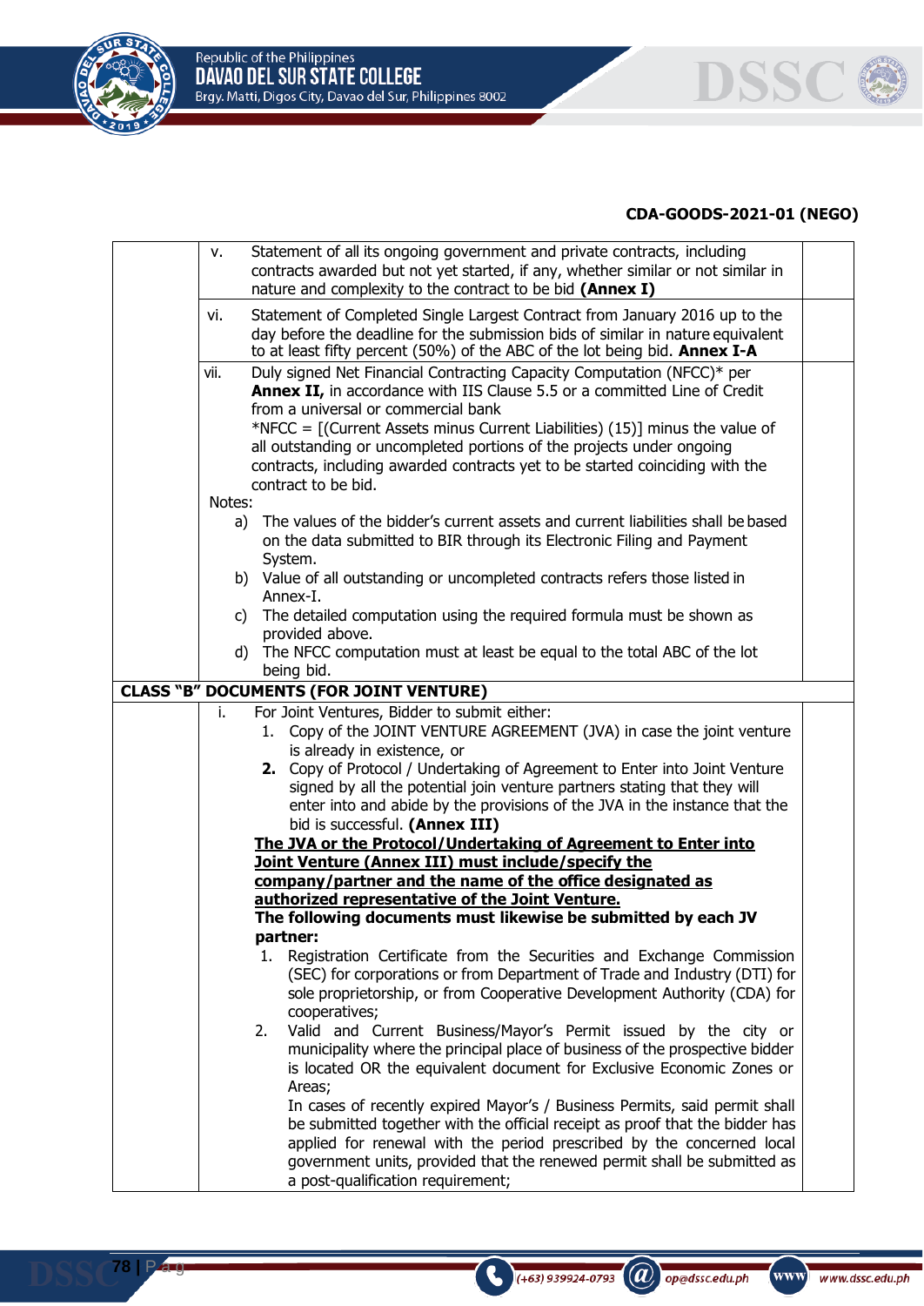**CDA-GOODS-2021-01 (NEGO)**

| | | |
|---|---|---|
| | v. Statement of all its ongoing government and private contracts, including contracts awarded but not yet started, if any, whether similar or not similar in nature and complexity to the contract to be bid **(Annex I)** | |
| | vi. Statement of Completed Single Largest Contract from January 2016 up to the day before the deadline for the submission bids of similar in nature equivalent to at least fifty percent (50%) of the ABC of the lot being bid. **Annex I-A** | |
| | vii. Duly signed Net Financial Contracting Capacity Computation (NFCC)* per **Annex II,** in accordance with IIS Clause 5.5 or a committed Line of Credit from a universal or commercial bank<br>*NFCC = [(Current Assets minus Current Liabilities) (15)] minus the value of all outstanding or uncompleted portions of the projects under ongoing contracts, including awarded contracts yet to be started coinciding with the contract to be bid.<br>Notes:<br>a) The values of the bidder's current assets and current liabilities shall be based on the data submitted to BIR through its Electronic Filing and Payment System.<br>b) Value of all outstanding or uncompleted contracts refers those listed in Annex-I.<br>c) The detailed computation using the required formula must be shown as provided above.<br>d) The NFCC computation must at least be equal to the total ABC of the lot being bid. | |
| **CLASS "B" DOCUMENTS (FOR JOINT VENTURE)** | | |
| | i. For Joint Ventures, Bidder to submit either:<br>1. Copy of the JOINT VENTURE AGREEMENT (JVA) in case the joint venture is already in existence, or<br>**2.** Copy of Protocol / Undertaking of Agreement to Enter into Joint Venture signed by all the potential join venture partners stating that they will enter into and abide by the provisions of the JVA in the instance that the bid is successful. **(Annex III)**<br>**The JVA or the Protocol/Undertaking of Agreement to Enter into Joint Venture (Annex III) must include/specify the company/partner and the name of the office designated as authorized representative of the Joint Venture.**<br>**The following documents must likewise be submitted by each JV partner:**<br>1. Registration Certificate from the Securities and Exchange Commission (SEC) for corporations or from Department of Trade and Industry (DTI) for sole proprietorship, or from Cooperative Development Authority (CDA) for cooperatives;<br>2. Valid and Current Business/Mayor's Permit issued by the city or municipality where the principal place of business of the prospective bidder is located OR the equivalent document for Exclusive Economic Zones or Areas;<br>In cases of recently expired Mayor's / Business Permits, said permit shall be submitted together with the official receipt as proof that the bidder has applied for renewal with the period prescribed by the concerned local government units, provided that the renewed permit shall be submitted as a post-qualification requirement; | |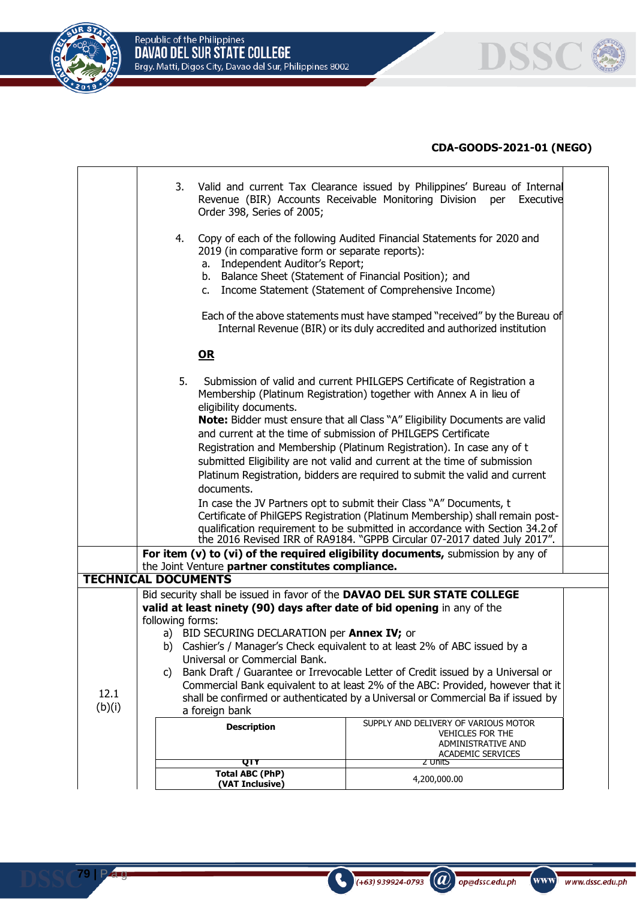CDA-GOODS-2021-01 (NEGO)

| | | |
|---|---|---|
| | 3. Valid and current Tax Clearance issued by Philippines' Bureau of Internal Revenue (BIR) Accounts Receivable Monitoring Division per Executive Order 398, Series of 2005;<br><br>4. Copy of each of the following Audited Financial Statements for 2020 and 2019 (in comparative form or separate reports):<br>a. Independent Auditor's Report;<br>b. Balance Sheet (Statement of Financial Position); and<br>c. Income Statement (Statement of Comprehensive Income)<br><br>Each of the above statements must have stamped "received" by the Bureau of Internal Revenue (BIR) or its duly accredited and authorized institution<br><br>**OR**<br><br>5. Submission of valid and current PHILGEPS Certificate of Registration a Membership (Platinum Registration) together with Annex A in lieu of eligibility documents.<br>**Note:** Bidder must ensure that all Class "A" Eligibility Documents are valid and current at the time of submission of PHILGEPS Certificate Registration and Membership (Platinum Registration). In case any of t submitted Eligibility are not valid and current at the time of submission Platinum Registration, bidders are required to submit the valid and current documents.<br>In case the JV Partners opt to submit their Class "A" Documents, t Certificate of PhilGEPS Registration (Platinum Membership) shall remain post-qualification requirement to be submitted in accordance with Section 34.2 of the 2016 Revised IRR of RA9184. "GPPB Circular 07-2017 dated July 2017". | |
| | **For item (v) to (vi) of the required eligibility documents,** submission by any of the Joint Venture **partner constitutes compliance.** | |
| **TECHNICAL DOCUMENTS** | | |
| 12.1 (b)(i) | Bid security shall be issued in favor of the **DAVAO DEL SUR STATE COLLEGE valid at least ninety (90) days after date of bid opening** in any of the following forms:<br>a) BID SECURING DECLARATION per **Annex IV;** or<br>b) Cashier's / Manager's Check equivalent to at least 2% of ABC issued by a Universal or Commercial Bank.<br>c) Bank Draft / Guarantee or Irrevocable Letter of Credit issued by a Universal or Commercial Bank equivalent to at least 2% of the ABC: Provided, however that it shall be confirmed or authenticated by a Universal or Commercial Ba if issued by a foreign bank | |

| **Description** | SUPPLY AND DELIVERY OF VARIOUS MOTOR VEHICLES FOR THE ADMINISTRATIVE AND ACADEMIC SERVICES |
|---|---|
| **QTY** | 2 units |
| **Total ABC (PhP) (VAT Inclusive)** | 4,200,000.00 |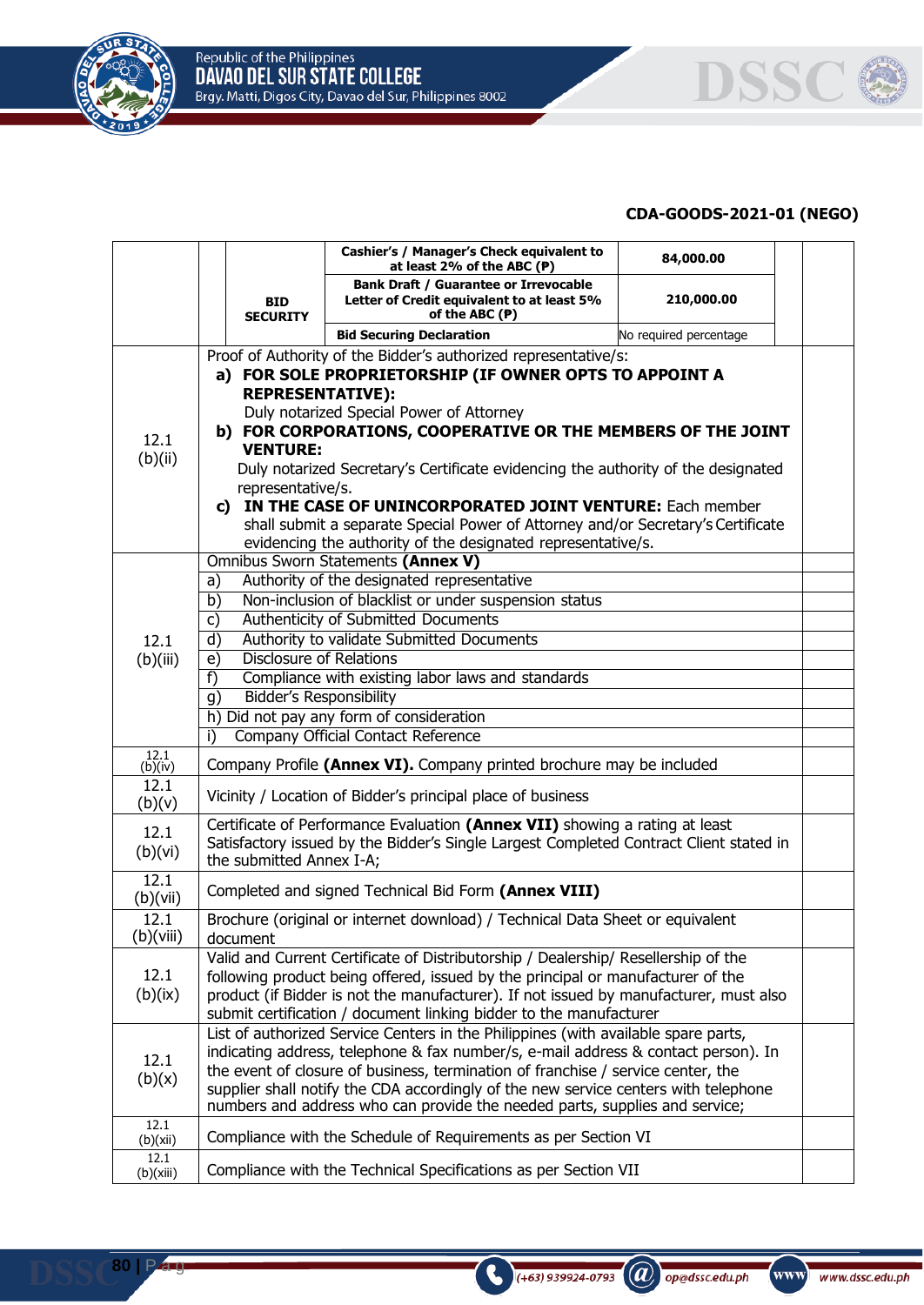**CDA-GOODS-2021-01 (NEGO)**

| | | | | |
|---|---|---|---|---|
| | **BID SECURITY** | **Cashier's / Manager's Check equivalent to at least 2% of the ABC (₱)** | **84,000.00** | |
| | | **Bank Draft / Guarantee or Irrevocable Letter of Credit equivalent to at least 5% of the ABC (₱)** | **210,000.00** | |
| | | **Bid Securing Declaration** | No required percentage | |
| 12.1 (b)(ii) | Proof of Authority of the Bidder's authorized representative/s:<br>**a) FOR SOLE PROPRIETORSHIP (IF OWNER OPTS TO APPOINT A REPRESENTATIVE):**<br>Duly notarized Special Power of Attorney<br>**b) FOR CORPORATIONS, COOPERATIVE OR THE MEMBERS OF THE JOINT VENTURE:**<br>Duly notarized Secretary's Certificate evidencing the authority of the designated representative/s.<br>**c) IN THE CASE OF UNINCORPORATED JOINT VENTURE:** Each member shall submit a separate Special Power of Attorney and/or Secretary's Certificate evidencing the authority of the designated representative/s. | | | |
| 12.1 (b)(iii) | Omnibus Sworn Statements **(Annex V)** | | | |
| | a) Authority of the designated representative | | | |
| | b) Non-inclusion of blacklist or under suspension status | | | |
| | c) Authenticity of Submitted Documents | | | |
| | d) Authority to validate Submitted Documents | | | |
| | e) Disclosure of Relations | | | |
| | f) Compliance with existing labor laws and standards | | | |
| | g) Bidder's Responsibility | | | |
| | h) Did not pay any form of consideration | | | |
| | i) Company Official Contact Reference | | | |
| 12.1 (b)(iv) | Company Profile **(Annex VI).** Company printed brochure may be included | | | |
| 12.1 (b)(v) | Vicinity / Location of Bidder's principal place of business | | | |
| 12.1 (b)(vi) | Certificate of Performance Evaluation **(Annex VII)** showing a rating at least Satisfactory issued by the Bidder's Single Largest Completed Contract Client stated in the submitted Annex I-A; | | | |
| 12.1 (b)(vii) | Completed and signed Technical Bid Form **(Annex VIII)** | | | |
| 12.1 (b)(viii) | Brochure (original or internet download) / Technical Data Sheet or equivalent document | | | |
| 12.1 (b)(ix) | Valid and Current Certificate of Distributorship / Dealership/ Resellership of the following product being offered, issued by the principal or manufacturer of the product (if Bidder is not the manufacturer). If not issued by manufacturer, must also submit certification / document linking bidder to the manufacturer | | | |
| 12.1 (b)(x) | List of authorized Service Centers in the Philippines (with available spare parts, indicating address, telephone & fax number/s, e-mail address & contact person). In the event of closure of business, termination of franchise / service center, the supplier shall notify the CDA accordingly of the new service centers with telephone numbers and address who can provide the needed parts, supplies and service; | | | |
| 12.1 (b)(xii) | Compliance with the Schedule of Requirements as per Section VI | | | |
| 12.1 (b)(xiii) | Compliance with the Technical Specifications as per Section VII | | | |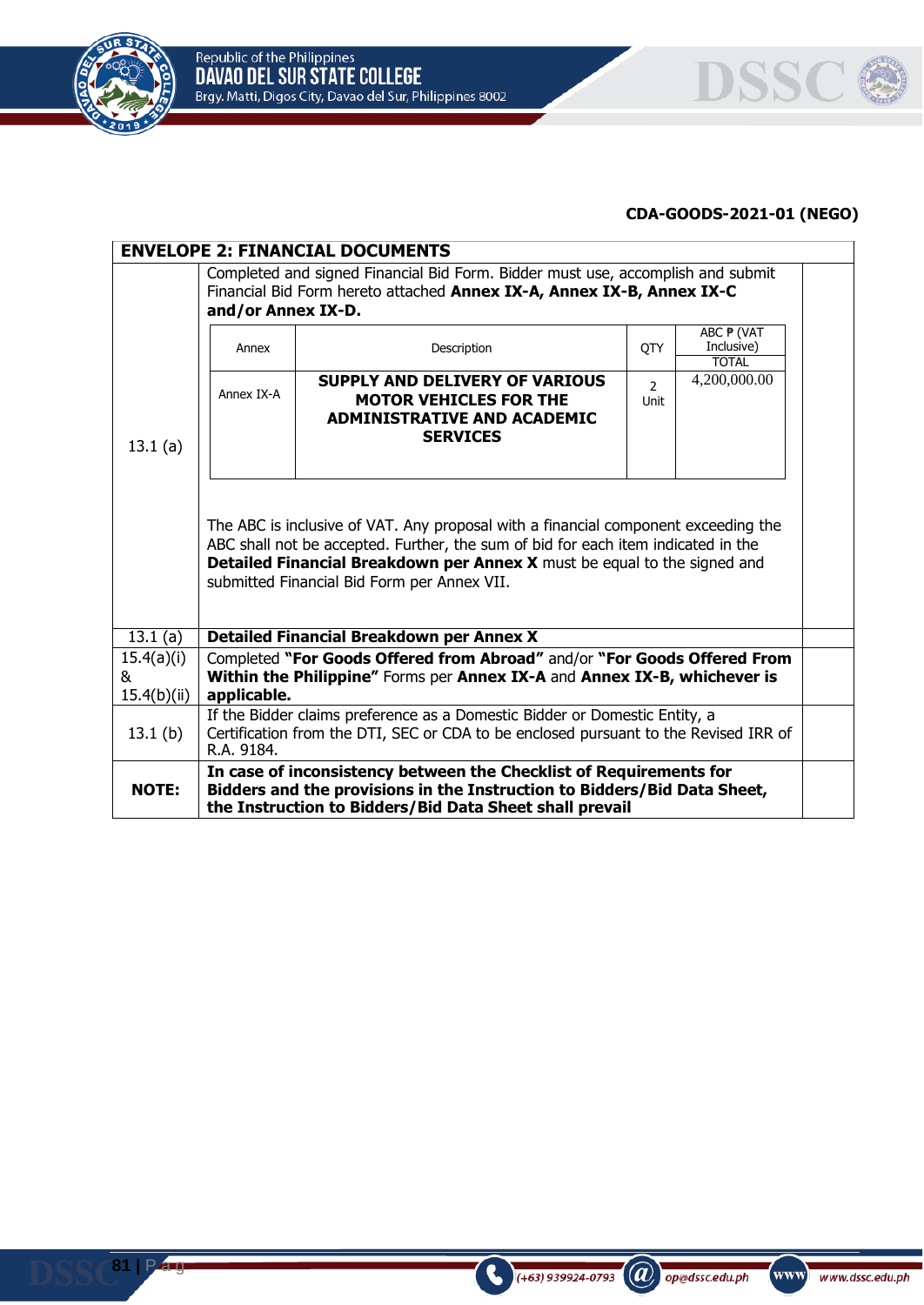**CDA-GOODS-2021-01 (NEGO)**

| **ENVELOPE 2: FINANCIAL DOCUMENTS** | | |
|---|---|---|
| 13.1 (a) | Completed and signed Financial Bid Form. Bidder must use, accomplish and submit Financial Bid Form hereto attached **Annex IX-A, Annex IX-B, Annex IX-C and/or Annex IX-D.**<br><br>Annex: Annex IX-A; Description: **SUPPLY AND DELIVERY OF VARIOUS MOTOR VEHICLES FOR THE ADMINISTRATIVE AND ACADEMIC SERVICES**; QTY: 2 Unit; ABC ₱ (VAT Inclusive) TOTAL: 4,200,000.00<br><br>The ABC is inclusive of VAT. Any proposal with a financial component exceeding the ABC shall not be accepted. Further, the sum of bid for each item indicated in the **Detailed Financial Breakdown per Annex X** must be equal to the signed and submitted Financial Bid Form per Annex VII. | |
| 13.1 (a) | **Detailed Financial Breakdown per Annex X** | |
| 15.4(a)(i) & 15.4(b)(ii) | Completed **"For Goods Offered from Abroad"** and/or **"For Goods Offered From Within the Philippine"** Forms per **Annex IX-A** and **Annex IX-B, whichever is applicable.** | |
| 13.1 (b) | If the Bidder claims preference as a Domestic Bidder or Domestic Entity, a Certification from the DTI, SEC or CDA to be enclosed pursuant to the Revised IRR of R.A. 9184. | |
| **NOTE:** | **In case of inconsistency between the Checklist of Requirements for Bidders and the provisions in the Instruction to Bidders/Bid Data Sheet, the Instruction to Bidders/Bid Data Sheet shall prevail** | |